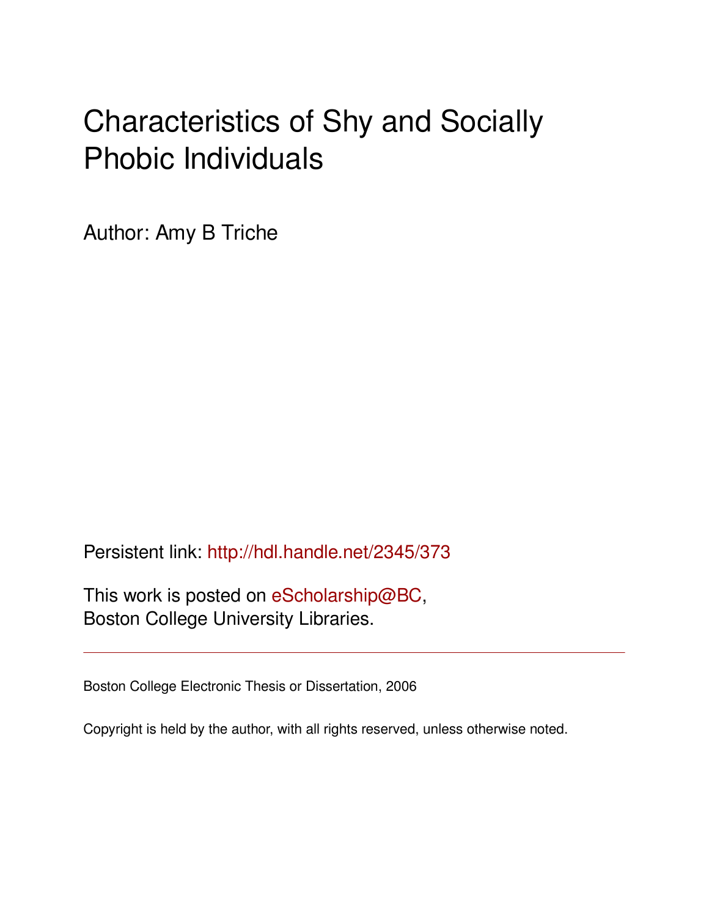# Characteristics of Shy and Socially Phobic Individuals

Author: Amy B Triche

Persistent link: http://hdl.handle.net/2345/373

This work is posted on eScholarship@BC,
Boston College University Libraries.

---

Boston College Electronic Thesis or Dissertation, 2006

Copyright is held by the author, with all rights reserved, unless otherwise noted.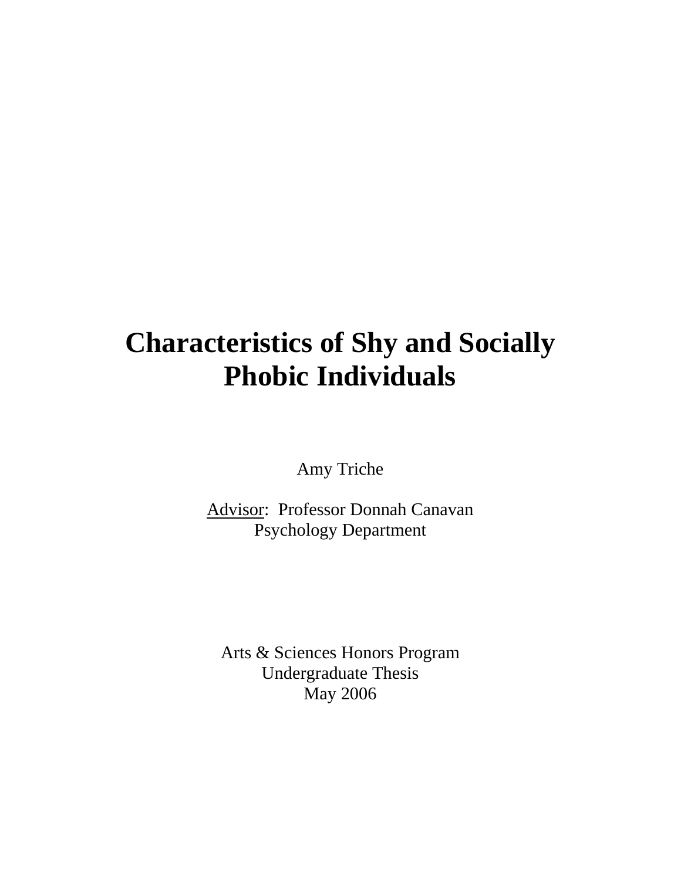# Characteristics of Shy and Socially Phobic Individuals

Amy Triche

Advisor: Professor Donnah Canavan
Psychology Department

Arts & Sciences Honors Program
Undergraduate Thesis
May 2006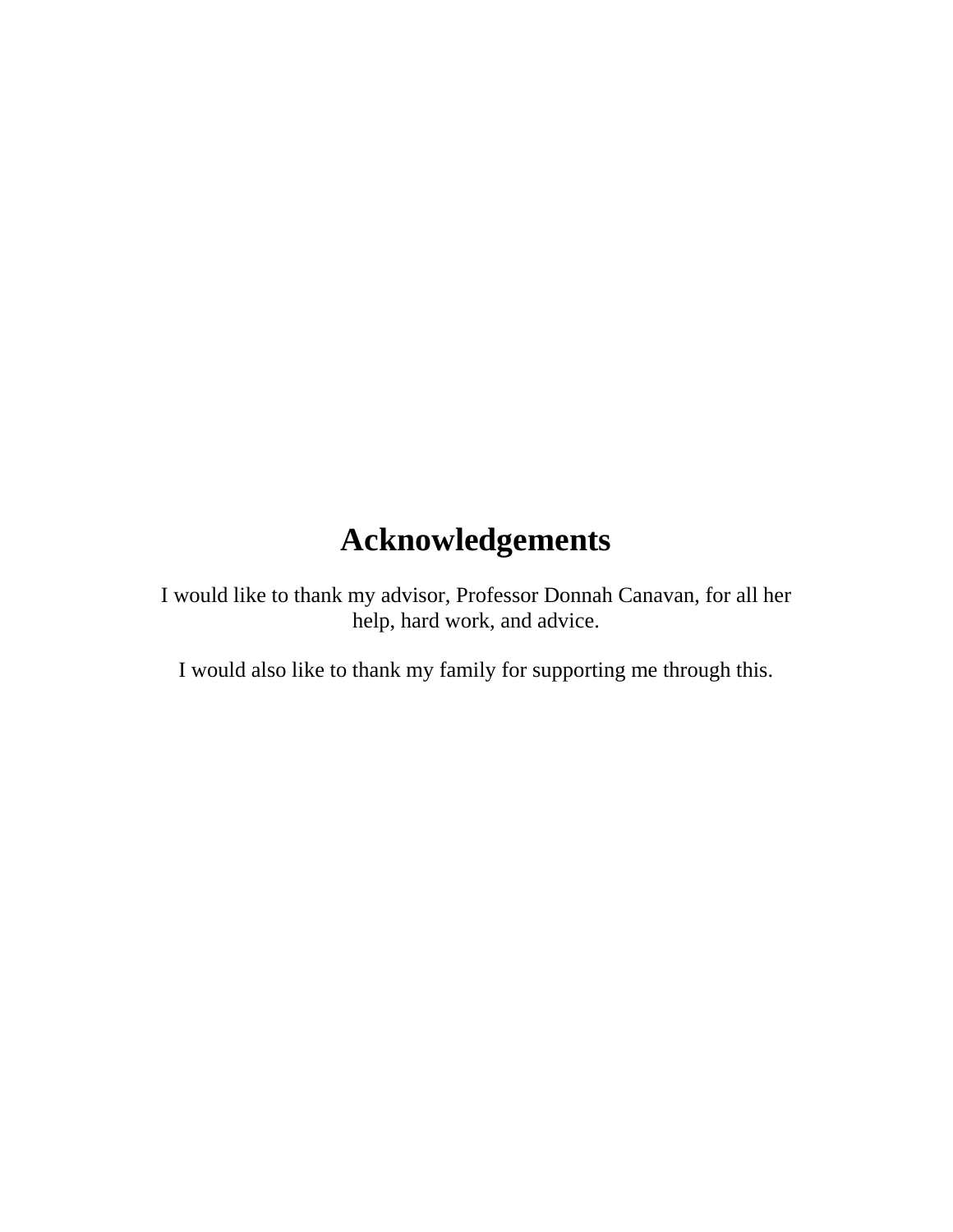# Acknowledgements

I would like to thank my advisor, Professor Donnah Canavan, for all her help, hard work, and advice.

I would also like to thank my family for supporting me through this.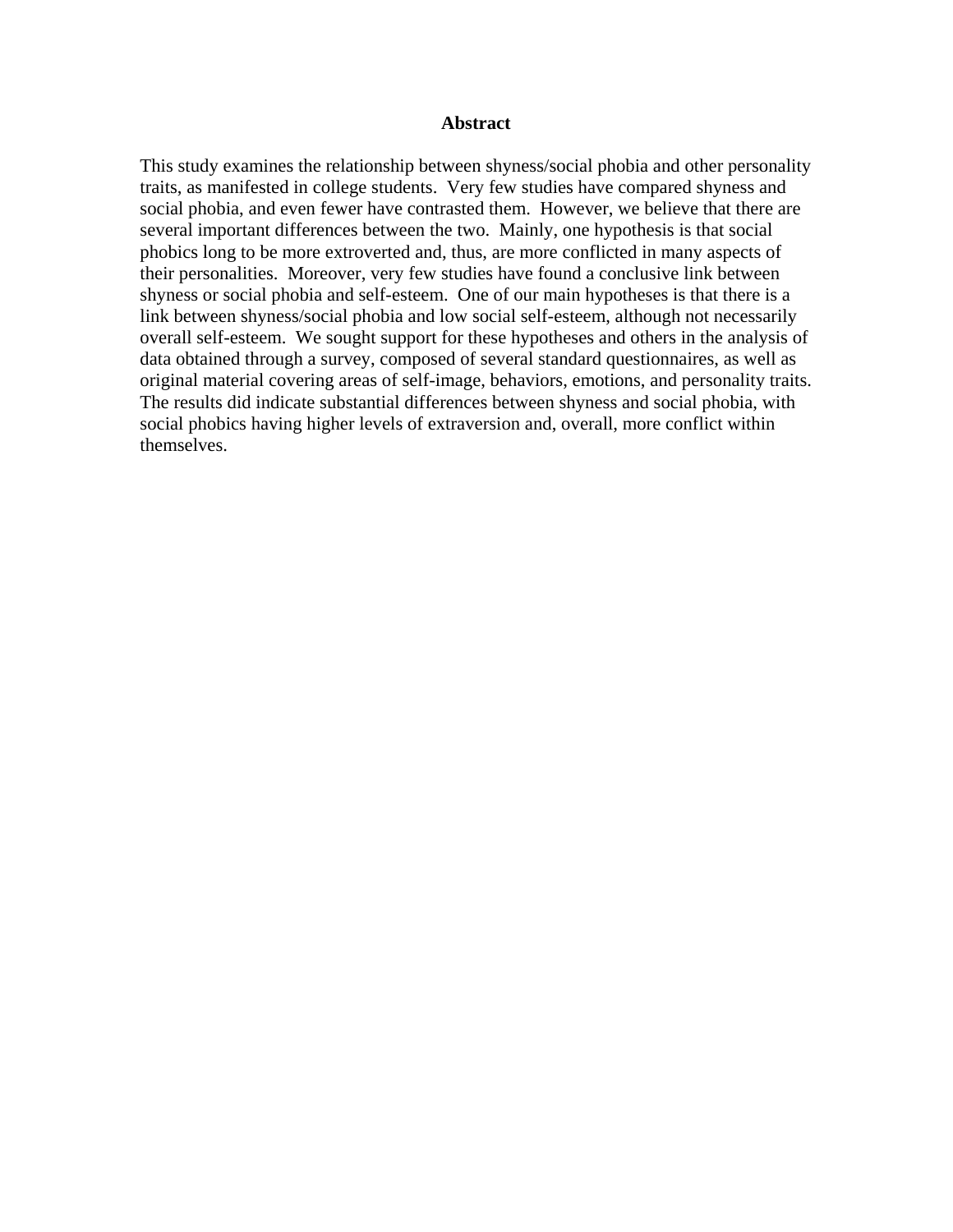# Abstract

This study examines the relationship between shyness/social phobia and other personality traits, as manifested in college students. Very few studies have compared shyness and social phobia, and even fewer have contrasted them. However, we believe that there are several important differences between the two. Mainly, one hypothesis is that social phobics long to be more extroverted and, thus, are more conflicted in many aspects of their personalities. Moreover, very few studies have found a conclusive link between shyness or social phobia and self-esteem. One of our main hypotheses is that there is a link between shyness/social phobia and low social self-esteem, although not necessarily overall self-esteem. We sought support for these hypotheses and others in the analysis of data obtained through a survey, composed of several standard questionnaires, as well as original material covering areas of self-image, behaviors, emotions, and personality traits. The results did indicate substantial differences between shyness and social phobia, with social phobics having higher levels of extraversion and, overall, more conflict within themselves.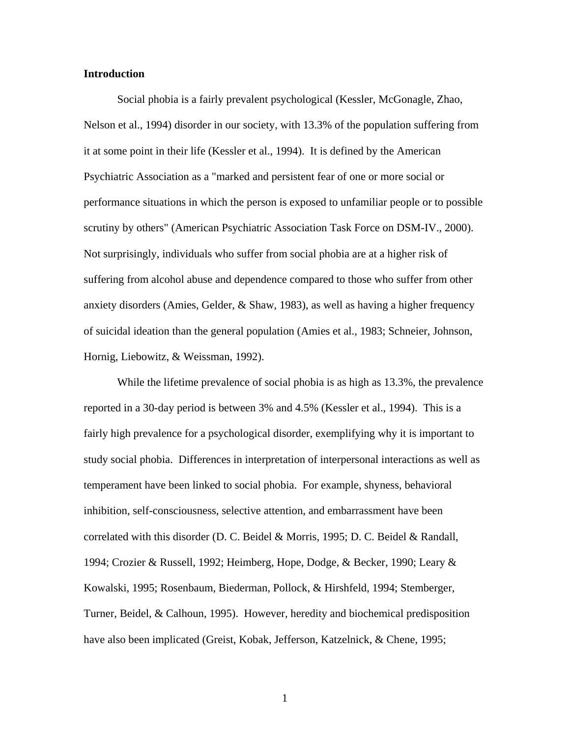## Introduction

Social phobia is a fairly prevalent psychological (Kessler, McGonagle, Zhao, Nelson et al., 1994) disorder in our society, with 13.3% of the population suffering from it at some point in their life (Kessler et al., 1994). It is defined by the American Psychiatric Association as a "marked and persistent fear of one or more social or performance situations in which the person is exposed to unfamiliar people or to possible scrutiny by others" (American Psychiatric Association Task Force on DSM-IV., 2000). Not surprisingly, individuals who suffer from social phobia are at a higher risk of suffering from alcohol abuse and dependence compared to those who suffer from other anxiety disorders (Amies, Gelder, & Shaw, 1983), as well as having a higher frequency of suicidal ideation than the general population (Amies et al., 1983; Schneier, Johnson, Hornig, Liebowitz, & Weissman, 1992).

While the lifetime prevalence of social phobia is as high as 13.3%, the prevalence reported in a 30-day period is between 3% and 4.5% (Kessler et al., 1994). This is a fairly high prevalence for a psychological disorder, exemplifying why it is important to study social phobia. Differences in interpretation of interpersonal interactions as well as temperament have been linked to social phobia. For example, shyness, behavioral inhibition, self-consciousness, selective attention, and embarrassment have been correlated with this disorder (D. C. Beidel & Morris, 1995; D. C. Beidel & Randall, 1994; Crozier & Russell, 1992; Heimberg, Hope, Dodge, & Becker, 1990; Leary & Kowalski, 1995; Rosenbaum, Biederman, Pollock, & Hirshfeld, 1994; Stemberger, Turner, Beidel, & Calhoun, 1995). However, heredity and biochemical predisposition have also been implicated (Greist, Kobak, Jefferson, Katzelnick, & Chene, 1995;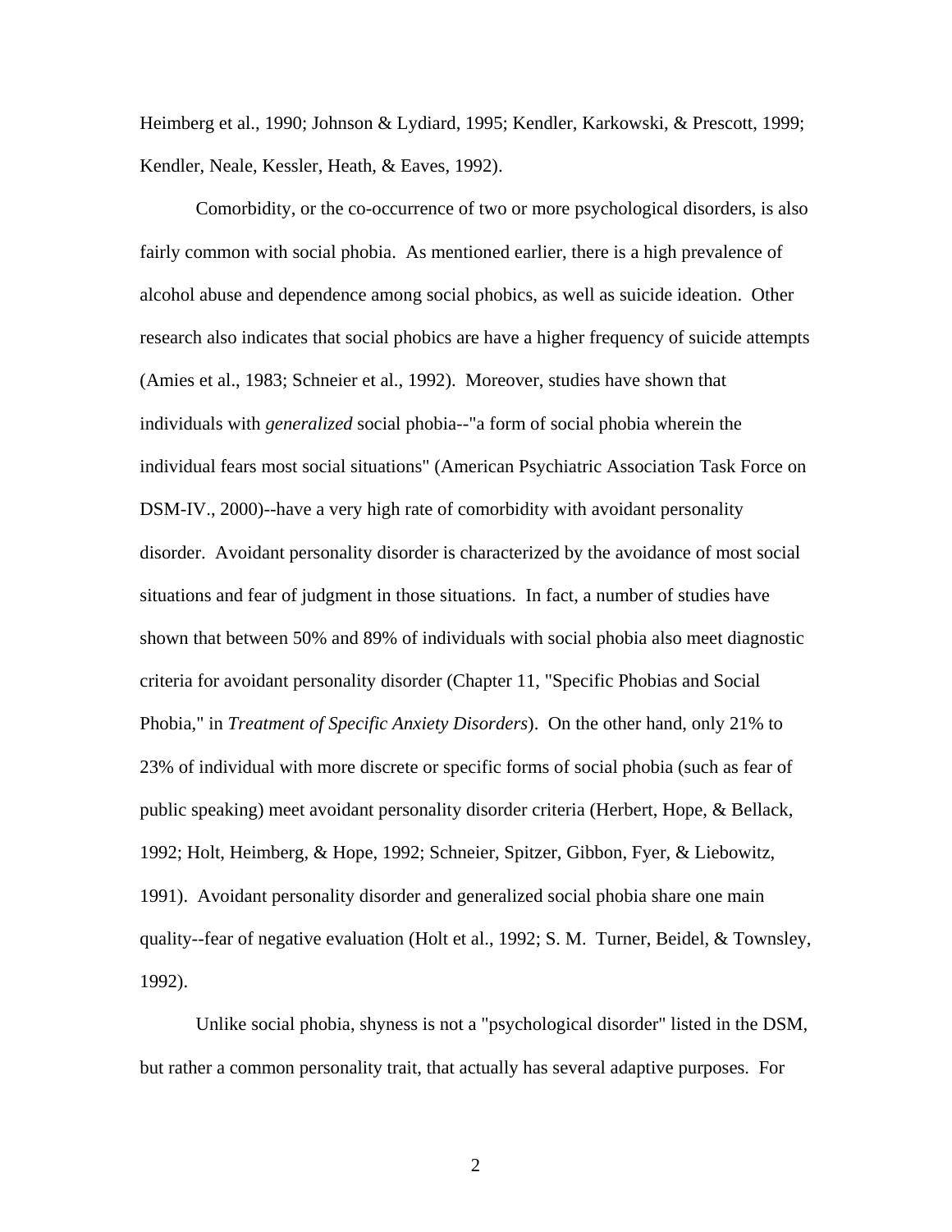Heimberg et al., 1990; Johnson & Lydiard, 1995; Kendler, Karkowski, & Prescott, 1999; Kendler, Neale, Kessler, Heath, & Eaves, 1992).

Comorbidity, or the co-occurrence of two or more psychological disorders, is also fairly common with social phobia. As mentioned earlier, there is a high prevalence of alcohol abuse and dependence among social phobics, as well as suicide ideation. Other research also indicates that social phobics are have a higher frequency of suicide attempts (Amies et al., 1983; Schneier et al., 1992). Moreover, studies have shown that individuals with *generalized* social phobia--"a form of social phobia wherein the individual fears most social situations" (American Psychiatric Association Task Force on DSM-IV., 2000)--have a very high rate of comorbidity with avoidant personality disorder. Avoidant personality disorder is characterized by the avoidance of most social situations and fear of judgment in those situations. In fact, a number of studies have shown that between 50% and 89% of individuals with social phobia also meet diagnostic criteria for avoidant personality disorder (Chapter 11, "Specific Phobias and Social Phobia," in *Treatment of Specific Anxiety Disorders*). On the other hand, only 21% to 23% of individual with more discrete or specific forms of social phobia (such as fear of public speaking) meet avoidant personality disorder criteria (Herbert, Hope, & Bellack, 1992; Holt, Heimberg, & Hope, 1992; Schneier, Spitzer, Gibbon, Fyer, & Liebowitz, 1991). Avoidant personality disorder and generalized social phobia share one main quality--fear of negative evaluation (Holt et al., 1992; S. M. Turner, Beidel, & Townsley, 1992).

Unlike social phobia, shyness is not a "psychological disorder" listed in the DSM, but rather a common personality trait, that actually has several adaptive purposes. For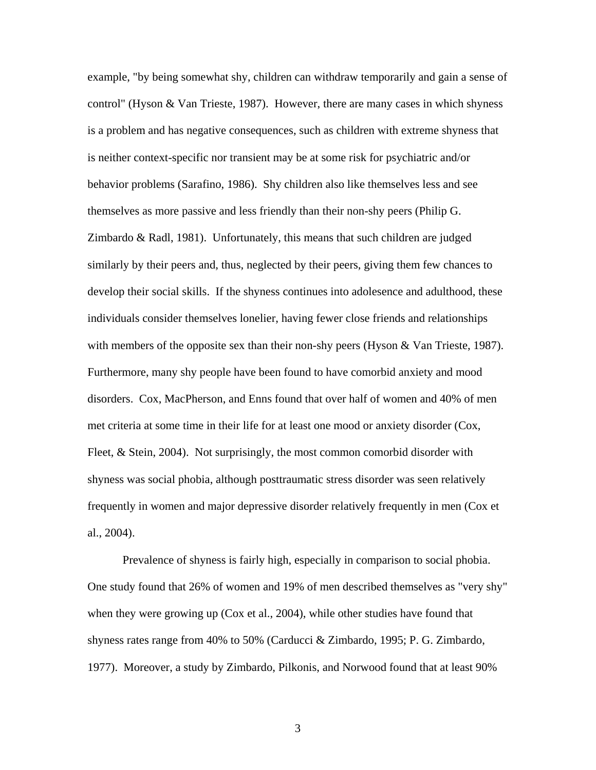example, "by being somewhat shy, children can withdraw temporarily and gain a sense of control" (Hyson & Van Trieste, 1987). However, there are many cases in which shyness is a problem and has negative consequences, such as children with extreme shyness that is neither context-specific nor transient may be at some risk for psychiatric and/or behavior problems (Sarafino, 1986). Shy children also like themselves less and see themselves as more passive and less friendly than their non-shy peers (Philip G. Zimbardo & Radl, 1981). Unfortunately, this means that such children are judged similarly by their peers and, thus, neglected by their peers, giving them few chances to develop their social skills. If the shyness continues into adolesence and adulthood, these individuals consider themselves lonelier, having fewer close friends and relationships with members of the opposite sex than their non-shy peers (Hyson & Van Trieste, 1987). Furthermore, many shy people have been found to have comorbid anxiety and mood disorders. Cox, MacPherson, and Enns found that over half of women and 40% of men met criteria at some time in their life for at least one mood or anxiety disorder (Cox, Fleet, & Stein, 2004). Not surprisingly, the most common comorbid disorder with shyness was social phobia, although posttraumatic stress disorder was seen relatively frequently in women and major depressive disorder relatively frequently in men (Cox et al., 2004).

Prevalence of shyness is fairly high, especially in comparison to social phobia. One study found that 26% of women and 19% of men described themselves as "very shy" when they were growing up (Cox et al., 2004), while other studies have found that shyness rates range from 40% to 50% (Carducci & Zimbardo, 1995; P. G. Zimbardo, 1977). Moreover, a study by Zimbardo, Pilkonis, and Norwood found that at least 90%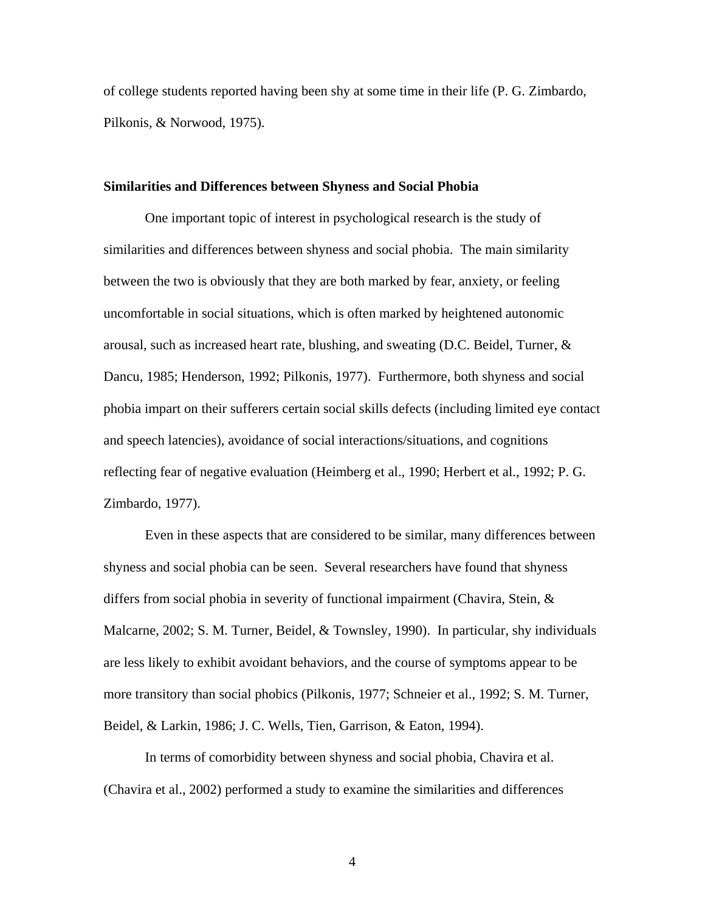of college students reported having been shy at some time in their life (P. G. Zimbardo, Pilkonis, & Norwood, 1975).

### Similarities and Differences between Shyness and Social Phobia

One important topic of interest in psychological research is the study of similarities and differences between shyness and social phobia. The main similarity between the two is obviously that they are both marked by fear, anxiety, or feeling uncomfortable in social situations, which is often marked by heightened autonomic arousal, such as increased heart rate, blushing, and sweating (D.C. Beidel, Turner, & Dancu, 1985; Henderson, 1992; Pilkonis, 1977). Furthermore, both shyness and social phobia impart on their sufferers certain social skills defects (including limited eye contact and speech latencies), avoidance of social interactions/situations, and cognitions reflecting fear of negative evaluation (Heimberg et al., 1990; Herbert et al., 1992; P. G. Zimbardo, 1977).

Even in these aspects that are considered to be similar, many differences between shyness and social phobia can be seen. Several researchers have found that shyness differs from social phobia in severity of functional impairment (Chavira, Stein, & Malcarne, 2002; S. M. Turner, Beidel, & Townsley, 1990). In particular, shy individuals are less likely to exhibit avoidant behaviors, and the course of symptoms appear to be more transitory than social phobics (Pilkonis, 1977; Schneier et al., 1992; S. M. Turner, Beidel, & Larkin, 1986; J. C. Wells, Tien, Garrison, & Eaton, 1994).

In terms of comorbidity between shyness and social phobia, Chavira et al. (Chavira et al., 2002) performed a study to examine the similarities and differences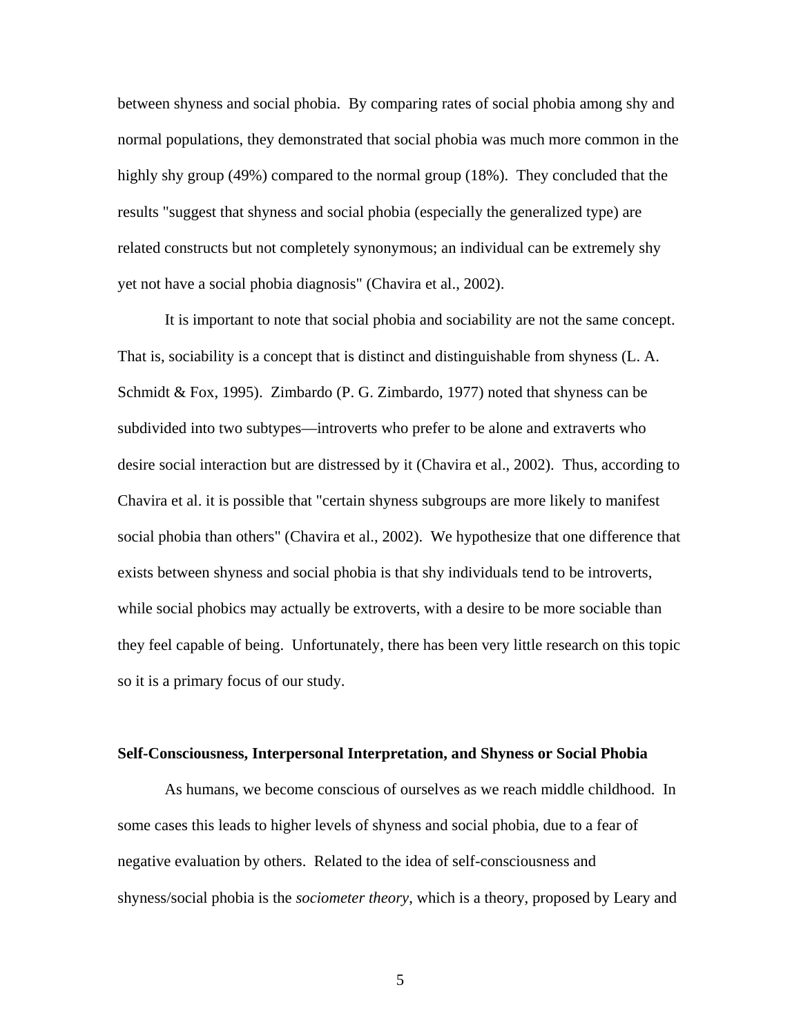between shyness and social phobia. By comparing rates of social phobia among shy and normal populations, they demonstrated that social phobia was much more common in the highly shy group (49%) compared to the normal group (18%). They concluded that the results "suggest that shyness and social phobia (especially the generalized type) are related constructs but not completely synonymous; an individual can be extremely shy yet not have a social phobia diagnosis" (Chavira et al., 2002).

It is important to note that social phobia and sociability are not the same concept. That is, sociability is a concept that is distinct and distinguishable from shyness (L. A. Schmidt & Fox, 1995). Zimbardo (P. G. Zimbardo, 1977) noted that shyness can be subdivided into two subtypes—introverts who prefer to be alone and extraverts who desire social interaction but are distressed by it (Chavira et al., 2002). Thus, according to Chavira et al. it is possible that "certain shyness subgroups are more likely to manifest social phobia than others" (Chavira et al., 2002). We hypothesize that one difference that exists between shyness and social phobia is that shy individuals tend to be introverts, while social phobics may actually be extroverts, with a desire to be more sociable than they feel capable of being. Unfortunately, there has been very little research on this topic so it is a primary focus of our study.

**Self-Consciousness, Interpersonal Interpretation, and Shyness or Social Phobia**

As humans, we become conscious of ourselves as we reach middle childhood. In some cases this leads to higher levels of shyness and social phobia, due to a fear of negative evaluation by others. Related to the idea of self-consciousness and shyness/social phobia is the *sociometer theory*, which is a theory, proposed by Leary and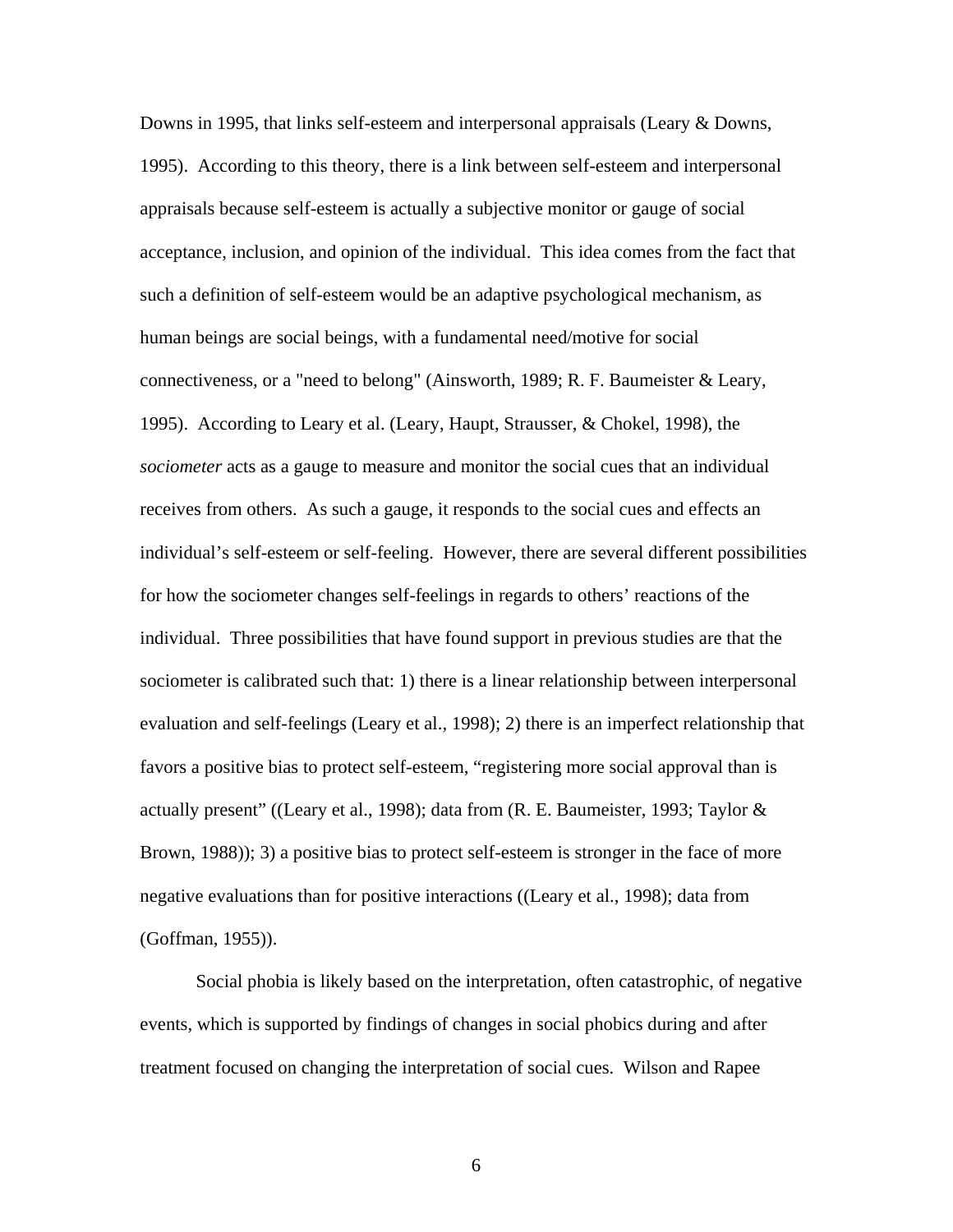Downs in 1995, that links self-esteem and interpersonal appraisals (Leary & Downs, 1995). According to this theory, there is a link between self-esteem and interpersonal appraisals because self-esteem is actually a subjective monitor or gauge of social acceptance, inclusion, and opinion of the individual. This idea comes from the fact that such a definition of self-esteem would be an adaptive psychological mechanism, as human beings are social beings, with a fundamental need/motive for social connectiveness, or a "need to belong" (Ainsworth, 1989; R. F. Baumeister & Leary, 1995). According to Leary et al. (Leary, Haupt, Strausser, & Chokel, 1998), the *sociometer* acts as a gauge to measure and monitor the social cues that an individual receives from others. As such a gauge, it responds to the social cues and effects an individual's self-esteem or self-feeling. However, there are several different possibilities for how the sociometer changes self-feelings in regards to others' reactions of the individual. Three possibilities that have found support in previous studies are that the sociometer is calibrated such that: 1) there is a linear relationship between interpersonal evaluation and self-feelings (Leary et al., 1998); 2) there is an imperfect relationship that favors a positive bias to protect self-esteem, "registering more social approval than is actually present" ((Leary et al., 1998); data from (R. E. Baumeister, 1993; Taylor & Brown, 1988)); 3) a positive bias to protect self-esteem is stronger in the face of more negative evaluations than for positive interactions ((Leary et al., 1998); data from (Goffman, 1955)).

Social phobia is likely based on the interpretation, often catastrophic, of negative events, which is supported by findings of changes in social phobics during and after treatment focused on changing the interpretation of social cues. Wilson and Rapee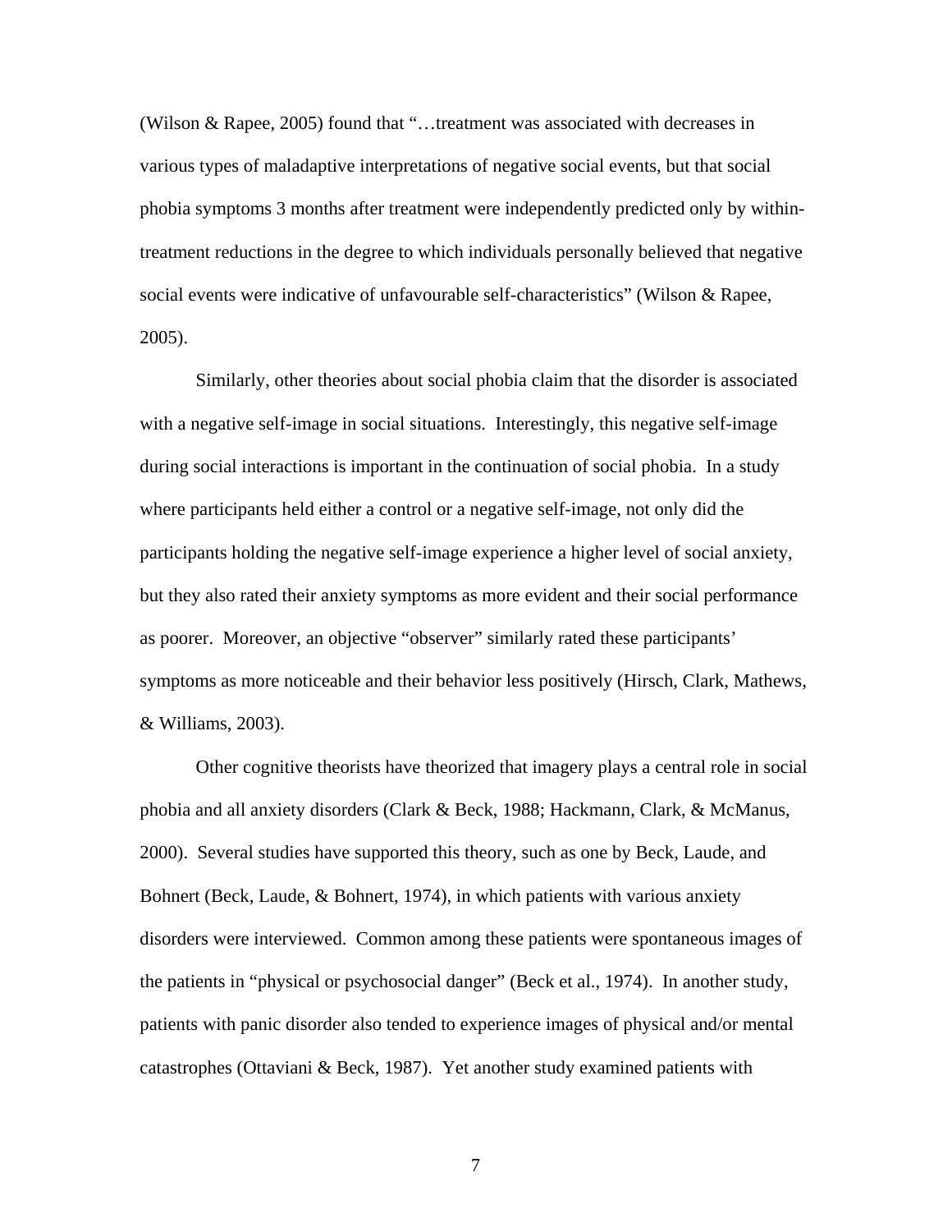(Wilson & Rapee, 2005) found that "…treatment was associated with decreases in various types of maladaptive interpretations of negative social events, but that social phobia symptoms 3 months after treatment were independently predicted only by within-treatment reductions in the degree to which individuals personally believed that negative social events were indicative of unfavourable self-characteristics" (Wilson & Rapee, 2005).

Similarly, other theories about social phobia claim that the disorder is associated with a negative self-image in social situations. Interestingly, this negative self-image during social interactions is important in the continuation of social phobia. In a study where participants held either a control or a negative self-image, not only did the participants holding the negative self-image experience a higher level of social anxiety, but they also rated their anxiety symptoms as more evident and their social performance as poorer. Moreover, an objective "observer" similarly rated these participants' symptoms as more noticeable and their behavior less positively (Hirsch, Clark, Mathews, & Williams, 2003).

Other cognitive theorists have theorized that imagery plays a central role in social phobia and all anxiety disorders (Clark & Beck, 1988; Hackmann, Clark, & McManus, 2000). Several studies have supported this theory, such as one by Beck, Laude, and Bohnert (Beck, Laude, & Bohnert, 1974), in which patients with various anxiety disorders were interviewed. Common among these patients were spontaneous images of the patients in "physical or psychosocial danger" (Beck et al., 1974). In another study, patients with panic disorder also tended to experience images of physical and/or mental catastrophes (Ottaviani & Beck, 1987). Yet another study examined patients with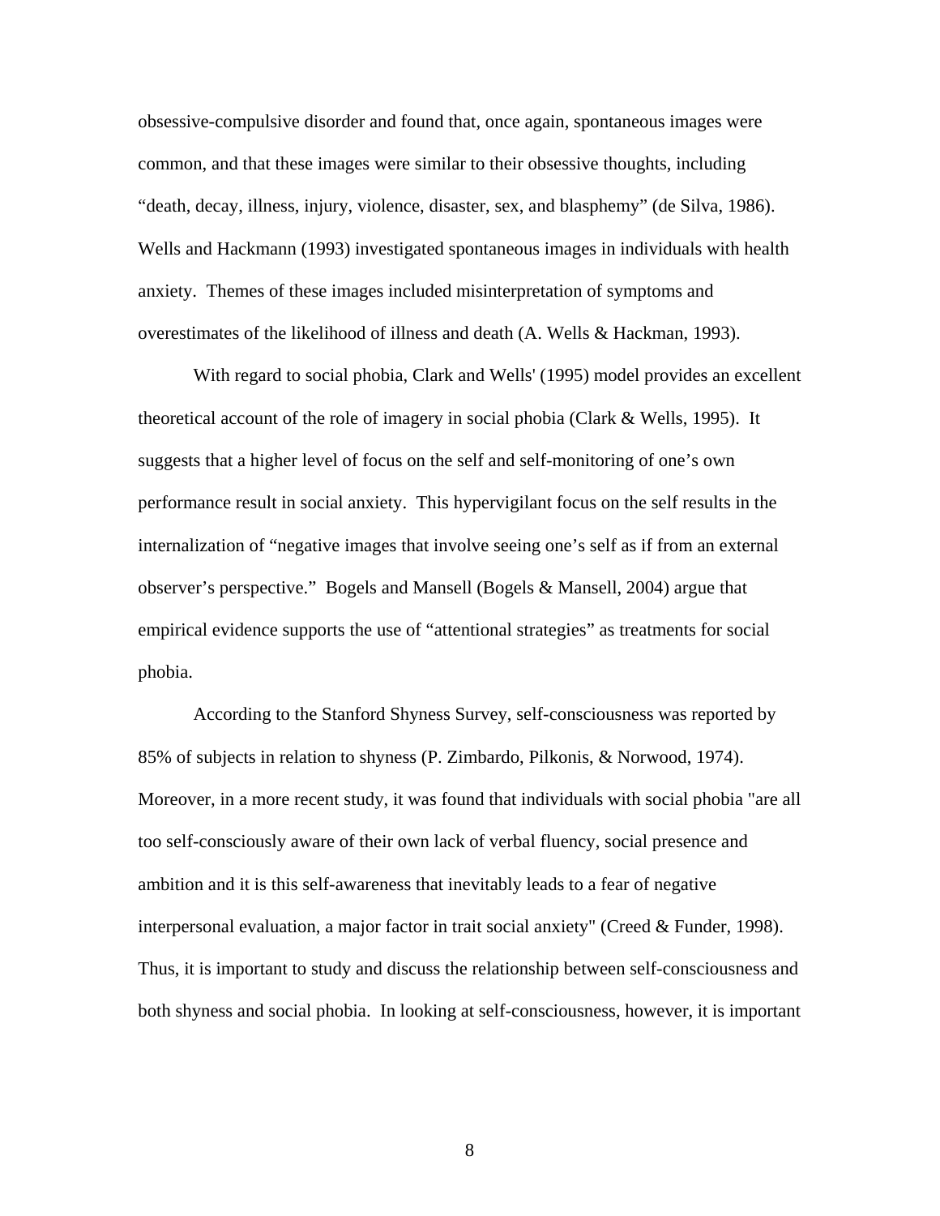obsessive-compulsive disorder and found that, once again, spontaneous images were common, and that these images were similar to their obsessive thoughts, including "death, decay, illness, injury, violence, disaster, sex, and blasphemy" (de Silva, 1986). Wells and Hackmann (1993) investigated spontaneous images in individuals with health anxiety. Themes of these images included misinterpretation of symptoms and overestimates of the likelihood of illness and death (A. Wells & Hackman, 1993).

With regard to social phobia, Clark and Wells' (1995) model provides an excellent theoretical account of the role of imagery in social phobia (Clark & Wells, 1995). It suggests that a higher level of focus on the self and self-monitoring of one's own performance result in social anxiety. This hypervigilant focus on the self results in the internalization of "negative images that involve seeing one's self as if from an external observer's perspective." Bogels and Mansell (Bogels & Mansell, 2004) argue that empirical evidence supports the use of "attentional strategies" as treatments for social phobia.

According to the Stanford Shyness Survey, self-consciousness was reported by 85% of subjects in relation to shyness (P. Zimbardo, Pilkonis, & Norwood, 1974). Moreover, in a more recent study, it was found that individuals with social phobia "are all too self-consciously aware of their own lack of verbal fluency, social presence and ambition and it is this self-awareness that inevitably leads to a fear of negative interpersonal evaluation, a major factor in trait social anxiety" (Creed & Funder, 1998). Thus, it is important to study and discuss the relationship between self-consciousness and both shyness and social phobia. In looking at self-consciousness, however, it is important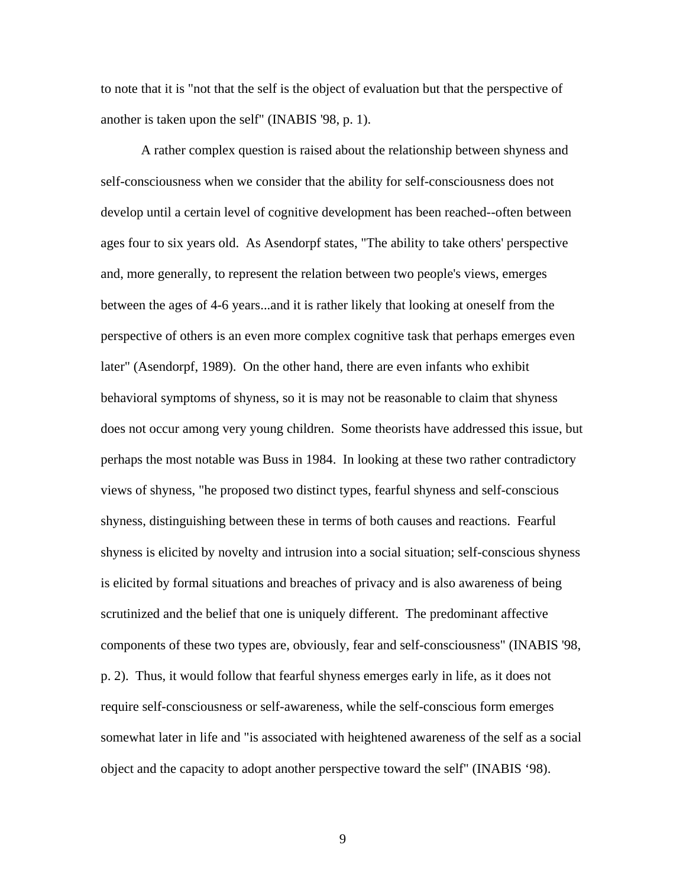to note that it is "not that the self is the object of evaluation but that the perspective of another is taken upon the self" (INABIS '98, p. 1).

A rather complex question is raised about the relationship between shyness and self-consciousness when we consider that the ability for self-consciousness does not develop until a certain level of cognitive development has been reached--often between ages four to six years old. As Asendorpf states, "The ability to take others' perspective and, more generally, to represent the relation between two people's views, emerges between the ages of 4-6 years...and it is rather likely that looking at oneself from the perspective of others is an even more complex cognitive task that perhaps emerges even later" (Asendorpf, 1989). On the other hand, there are even infants who exhibit behavioral symptoms of shyness, so it is may not be reasonable to claim that shyness does not occur among very young children. Some theorists have addressed this issue, but perhaps the most notable was Buss in 1984. In looking at these two rather contradictory views of shyness, "he proposed two distinct types, fearful shyness and self-conscious shyness, distinguishing between these in terms of both causes and reactions. Fearful shyness is elicited by novelty and intrusion into a social situation; self-conscious shyness is elicited by formal situations and breaches of privacy and is also awareness of being scrutinized and the belief that one is uniquely different. The predominant affective components of these two types are, obviously, fear and self-consciousness" (INABIS '98, p. 2). Thus, it would follow that fearful shyness emerges early in life, as it does not require self-consciousness or self-awareness, while the self-conscious form emerges somewhat later in life and "is associated with heightened awareness of the self as a social object and the capacity to adopt another perspective toward the self" (INABIS '98).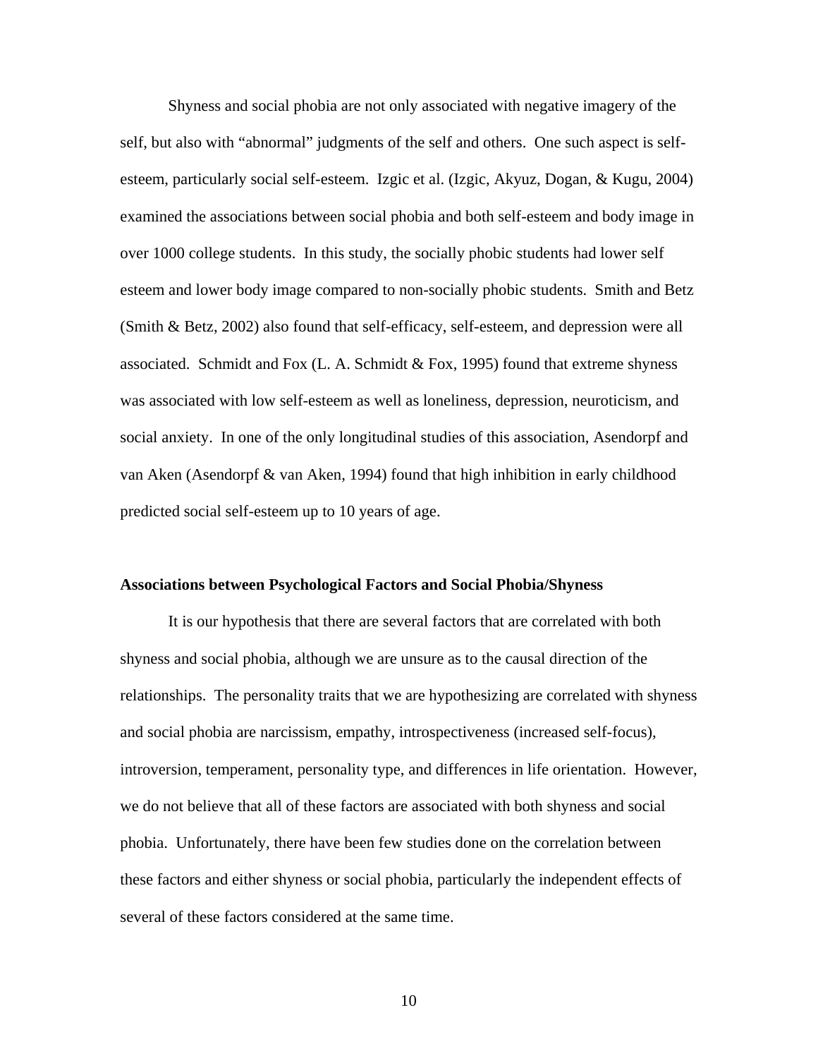Shyness and social phobia are not only associated with negative imagery of the self, but also with "abnormal" judgments of the self and others. One such aspect is self-esteem, particularly social self-esteem. Izgic et al. (Izgic, Akyuz, Dogan, & Kugu, 2004) examined the associations between social phobia and both self-esteem and body image in over 1000 college students. In this study, the socially phobic students had lower self esteem and lower body image compared to non-socially phobic students. Smith and Betz (Smith & Betz, 2002) also found that self-efficacy, self-esteem, and depression were all associated. Schmidt and Fox (L. A. Schmidt & Fox, 1995) found that extreme shyness was associated with low self-esteem as well as loneliness, depression, neuroticism, and social anxiety. In one of the only longitudinal studies of this association, Asendorpf and van Aken (Asendorpf & van Aken, 1994) found that high inhibition in early childhood predicted social self-esteem up to 10 years of age.

**Associations between Psychological Factors and Social Phobia/Shyness**

It is our hypothesis that there are several factors that are correlated with both shyness and social phobia, although we are unsure as to the causal direction of the relationships. The personality traits that we are hypothesizing are correlated with shyness and social phobia are narcissism, empathy, introspectiveness (increased self-focus), introversion, temperament, personality type, and differences in life orientation. However, we do not believe that all of these factors are associated with both shyness and social phobia. Unfortunately, there have been few studies done on the correlation between these factors and either shyness or social phobia, particularly the independent effects of several of these factors considered at the same time.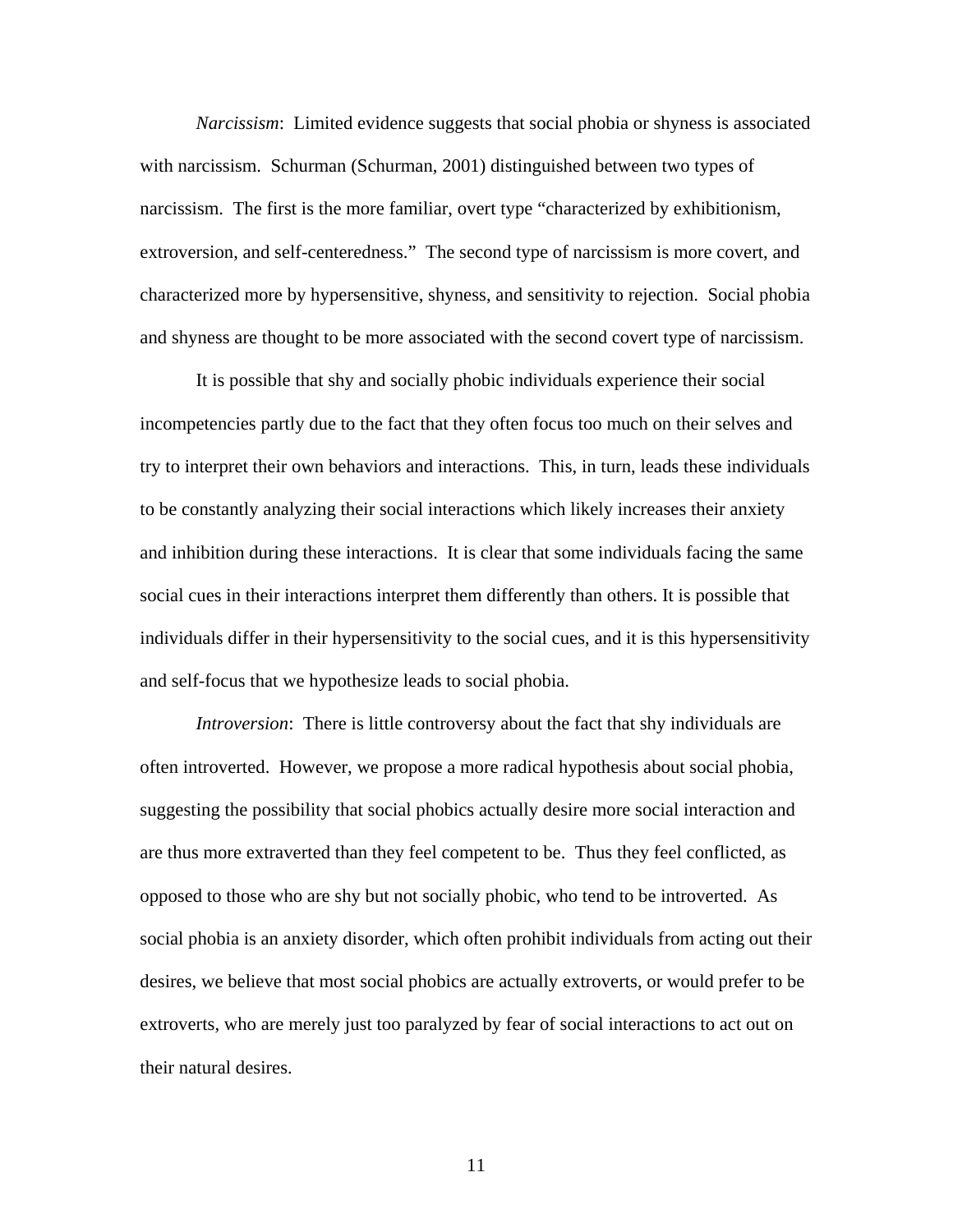*Narcissism*: Limited evidence suggests that social phobia or shyness is associated with narcissism. Schurman (Schurman, 2001) distinguished between two types of narcissism. The first is the more familiar, overt type "characterized by exhibitionism, extroversion, and self-centeredness." The second type of narcissism is more covert, and characterized more by hypersensitive, shyness, and sensitivity to rejection. Social phobia and shyness are thought to be more associated with the second covert type of narcissism.

It is possible that shy and socially phobic individuals experience their social incompetencies partly due to the fact that they often focus too much on their selves and try to interpret their own behaviors and interactions. This, in turn, leads these individuals to be constantly analyzing their social interactions which likely increases their anxiety and inhibition during these interactions. It is clear that some individuals facing the same social cues in their interactions interpret them differently than others. It is possible that individuals differ in their hypersensitivity to the social cues, and it is this hypersensitivity and self-focus that we hypothesize leads to social phobia.

*Introversion*: There is little controversy about the fact that shy individuals are often introverted. However, we propose a more radical hypothesis about social phobia, suggesting the possibility that social phobics actually desire more social interaction and are thus more extraverted than they feel competent to be. Thus they feel conflicted, as opposed to those who are shy but not socially phobic, who tend to be introverted. As social phobia is an anxiety disorder, which often prohibit individuals from acting out their desires, we believe that most social phobics are actually extroverts, or would prefer to be extroverts, who are merely just too paralyzed by fear of social interactions to act out on their natural desires.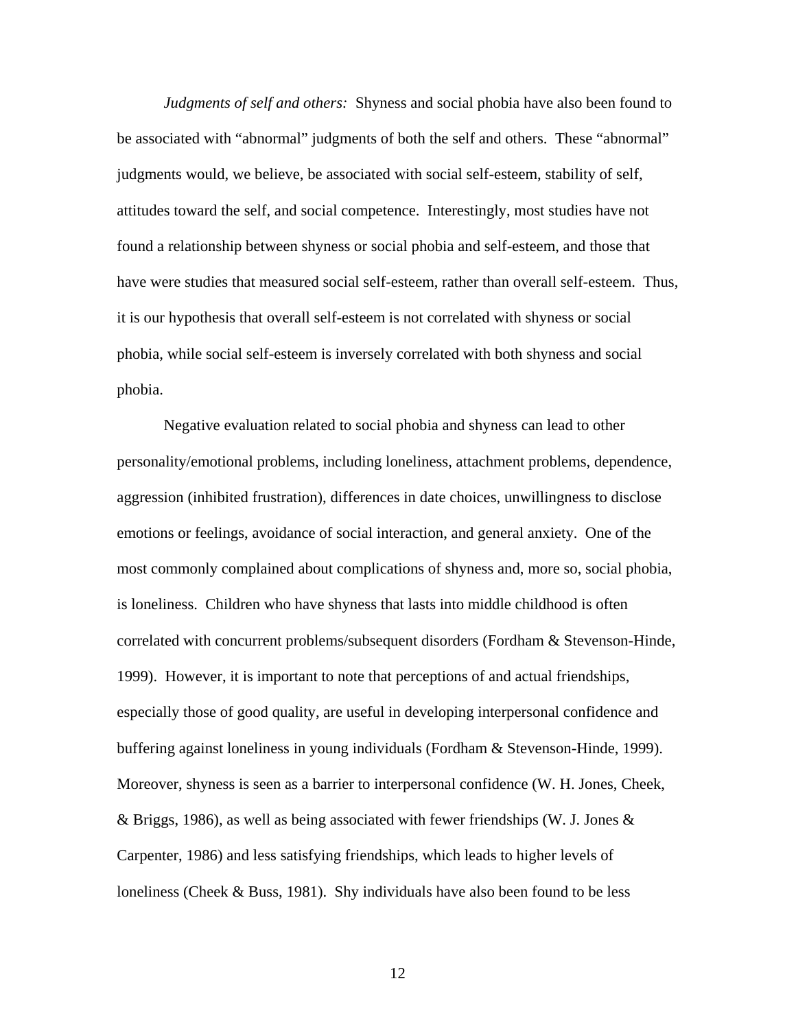*Judgments of self and others:* Shyness and social phobia have also been found to be associated with "abnormal" judgments of both the self and others. These "abnormal" judgments would, we believe, be associated with social self-esteem, stability of self, attitudes toward the self, and social competence. Interestingly, most studies have not found a relationship between shyness or social phobia and self-esteem, and those that have were studies that measured social self-esteem, rather than overall self-esteem. Thus, it is our hypothesis that overall self-esteem is not correlated with shyness or social phobia, while social self-esteem is inversely correlated with both shyness and social phobia.

Negative evaluation related to social phobia and shyness can lead to other personality/emotional problems, including loneliness, attachment problems, dependence, aggression (inhibited frustration), differences in date choices, unwillingness to disclose emotions or feelings, avoidance of social interaction, and general anxiety. One of the most commonly complained about complications of shyness and, more so, social phobia, is loneliness. Children who have shyness that lasts into middle childhood is often correlated with concurrent problems/subsequent disorders (Fordham & Stevenson-Hinde, 1999). However, it is important to note that perceptions of and actual friendships, especially those of good quality, are useful in developing interpersonal confidence and buffering against loneliness in young individuals (Fordham & Stevenson-Hinde, 1999). Moreover, shyness is seen as a barrier to interpersonal confidence (W. H. Jones, Cheek, & Briggs, 1986), as well as being associated with fewer friendships (W. J. Jones & Carpenter, 1986) and less satisfying friendships, which leads to higher levels of loneliness (Cheek & Buss, 1981). Shy individuals have also been found to be less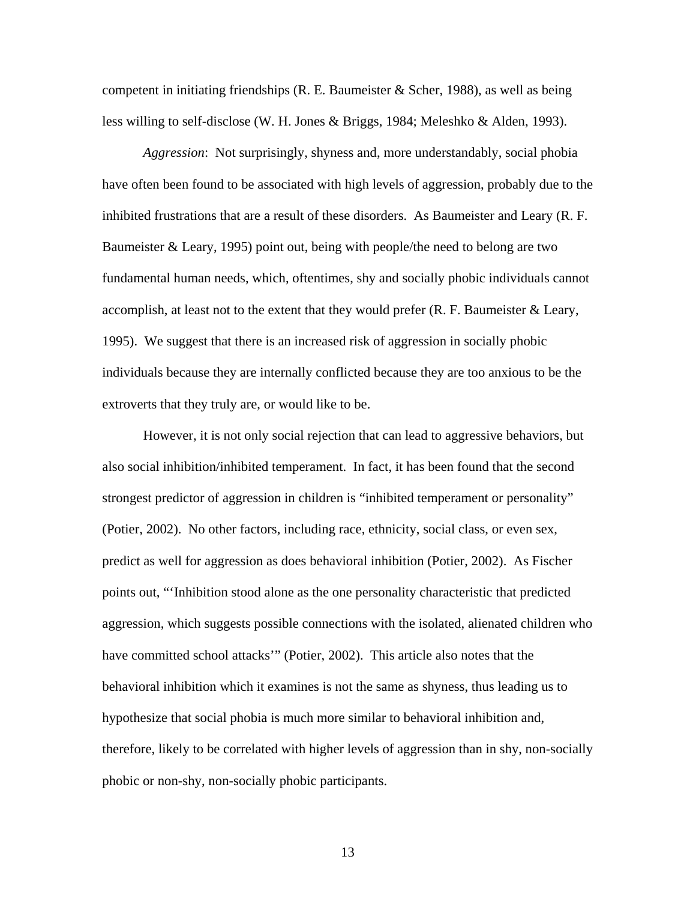competent in initiating friendships (R. E. Baumeister & Scher, 1988), as well as being less willing to self-disclose (W. H. Jones & Briggs, 1984; Meleshko & Alden, 1993).

*Aggression*: Not surprisingly, shyness and, more understandably, social phobia have often been found to be associated with high levels of aggression, probably due to the inhibited frustrations that are a result of these disorders. As Baumeister and Leary (R. F. Baumeister & Leary, 1995) point out, being with people/the need to belong are two fundamental human needs, which, oftentimes, shy and socially phobic individuals cannot accomplish, at least not to the extent that they would prefer (R. F. Baumeister & Leary, 1995). We suggest that there is an increased risk of aggression in socially phobic individuals because they are internally conflicted because they are too anxious to be the extroverts that they truly are, or would like to be.

However, it is not only social rejection that can lead to aggressive behaviors, but also social inhibition/inhibited temperament. In fact, it has been found that the second strongest predictor of aggression in children is "inhibited temperament or personality" (Potier, 2002). No other factors, including race, ethnicity, social class, or even sex, predict as well for aggression as does behavioral inhibition (Potier, 2002). As Fischer points out, "'Inhibition stood alone as the one personality characteristic that predicted aggression, which suggests possible connections with the isolated, alienated children who have committed school attacks'" (Potier, 2002). This article also notes that the behavioral inhibition which it examines is not the same as shyness, thus leading us to hypothesize that social phobia is much more similar to behavioral inhibition and, therefore, likely to be correlated with higher levels of aggression than in shy, non-socially phobic or non-shy, non-socially phobic participants.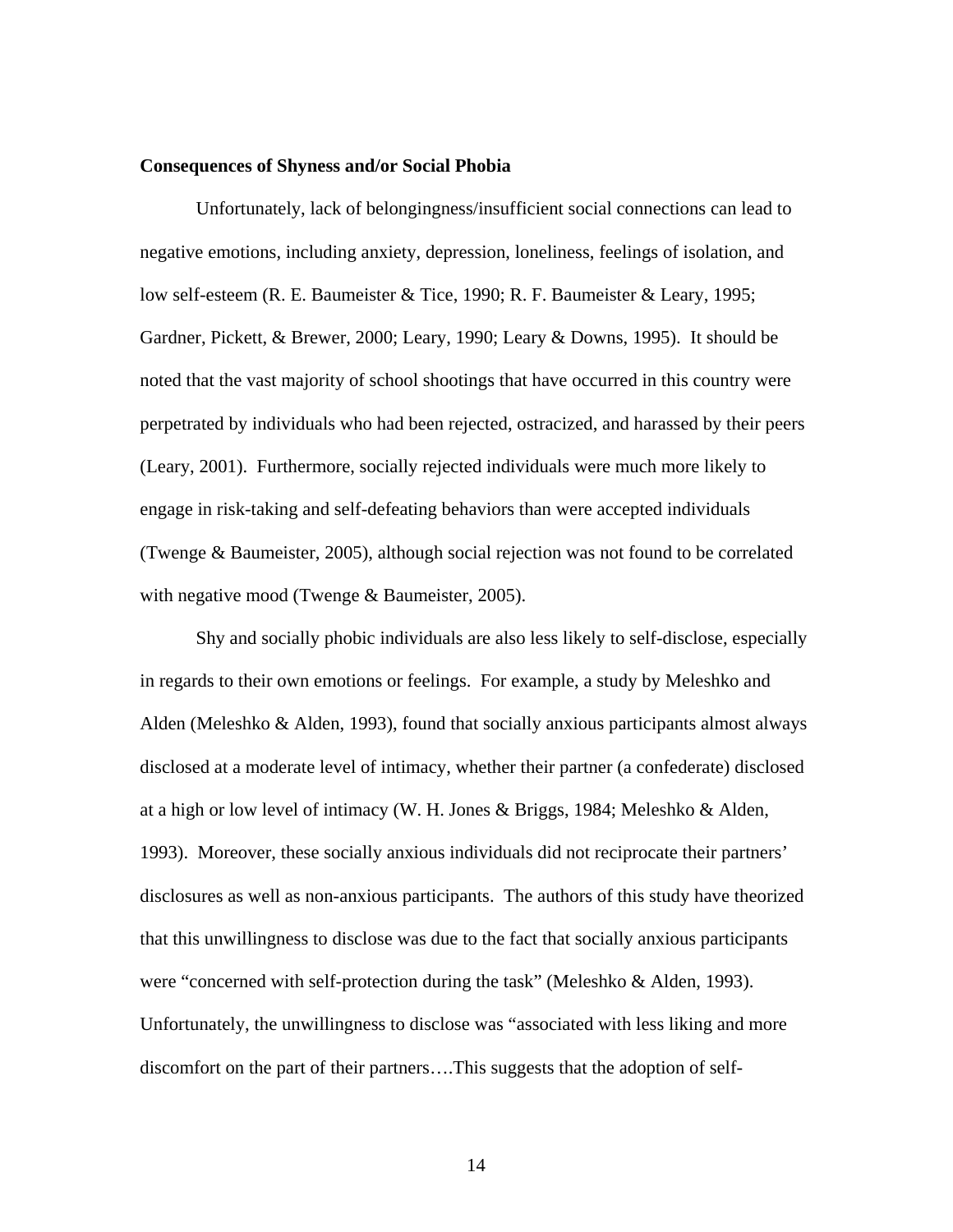**Consequences of Shyness and/or Social Phobia**

Unfortunately, lack of belongingness/insufficient social connections can lead to negative emotions, including anxiety, depression, loneliness, feelings of isolation, and low self-esteem (R. E. Baumeister & Tice, 1990; R. F. Baumeister & Leary, 1995; Gardner, Pickett, & Brewer, 2000; Leary, 1990; Leary & Downs, 1995). It should be noted that the vast majority of school shootings that have occurred in this country were perpetrated by individuals who had been rejected, ostracized, and harassed by their peers (Leary, 2001). Furthermore, socially rejected individuals were much more likely to engage in risk-taking and self-defeating behaviors than were accepted individuals (Twenge & Baumeister, 2005), although social rejection was not found to be correlated with negative mood (Twenge & Baumeister, 2005).

Shy and socially phobic individuals are also less likely to self-disclose, especially in regards to their own emotions or feelings. For example, a study by Meleshko and Alden (Meleshko & Alden, 1993), found that socially anxious participants almost always disclosed at a moderate level of intimacy, whether their partner (a confederate) disclosed at a high or low level of intimacy (W. H. Jones & Briggs, 1984; Meleshko & Alden, 1993). Moreover, these socially anxious individuals did not reciprocate their partners' disclosures as well as non-anxious participants. The authors of this study have theorized that this unwillingness to disclose was due to the fact that socially anxious participants were "concerned with self-protection during the task" (Meleshko & Alden, 1993). Unfortunately, the unwillingness to disclose was "associated with less liking and more discomfort on the part of their partners….This suggests that the adoption of self-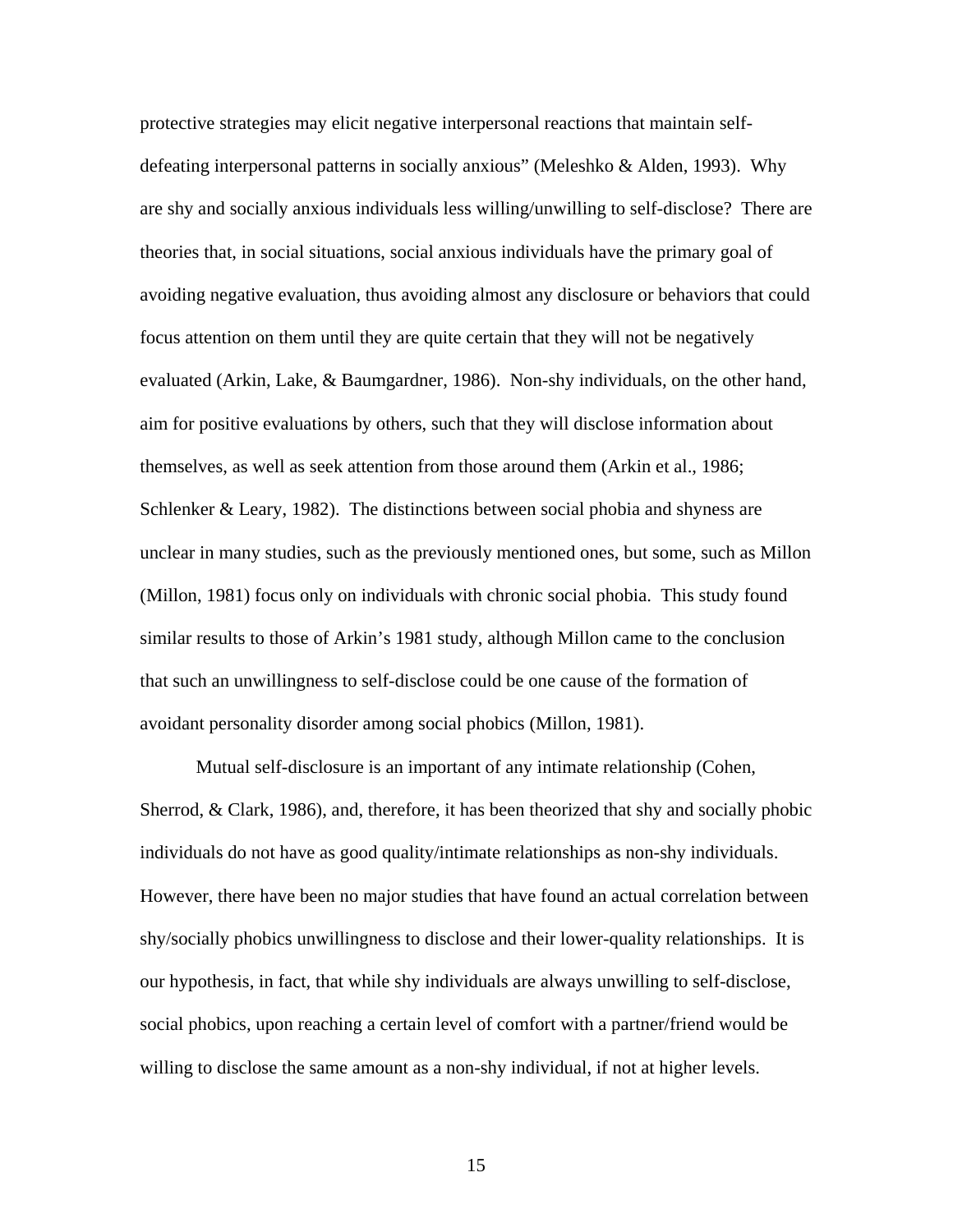protective strategies may elicit negative interpersonal reactions that maintain self-defeating interpersonal patterns in socially anxious" (Meleshko & Alden, 1993). Why are shy and socially anxious individuals less willing/unwilling to self-disclose? There are theories that, in social situations, social anxious individuals have the primary goal of avoiding negative evaluation, thus avoiding almost any disclosure or behaviors that could focus attention on them until they are quite certain that they will not be negatively evaluated (Arkin, Lake, & Baumgardner, 1986). Non-shy individuals, on the other hand, aim for positive evaluations by others, such that they will disclose information about themselves, as well as seek attention from those around them (Arkin et al., 1986; Schlenker & Leary, 1982). The distinctions between social phobia and shyness are unclear in many studies, such as the previously mentioned ones, but some, such as Millon (Millon, 1981) focus only on individuals with chronic social phobia. This study found similar results to those of Arkin's 1981 study, although Millon came to the conclusion that such an unwillingness to self-disclose could be one cause of the formation of avoidant personality disorder among social phobics (Millon, 1981).

Mutual self-disclosure is an important of any intimate relationship (Cohen, Sherrod, & Clark, 1986), and, therefore, it has been theorized that shy and socially phobic individuals do not have as good quality/intimate relationships as non-shy individuals. However, there have been no major studies that have found an actual correlation between shy/socially phobics unwillingness to disclose and their lower-quality relationships. It is our hypothesis, in fact, that while shy individuals are always unwilling to self-disclose, social phobics, upon reaching a certain level of comfort with a partner/friend would be willing to disclose the same amount as a non-shy individual, if not at higher levels.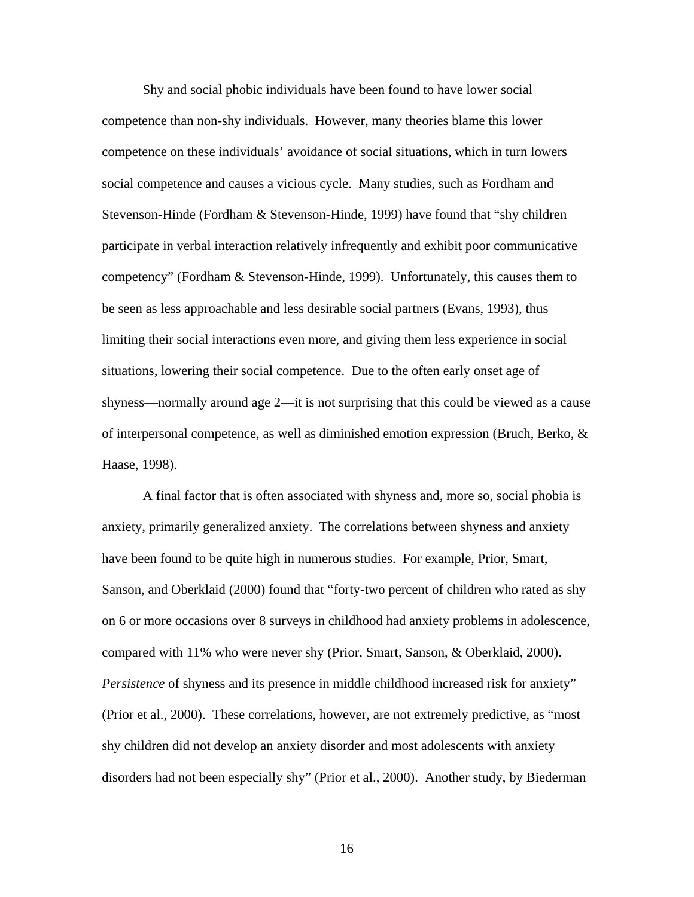Shy and social phobic individuals have been found to have lower social competence than non-shy individuals. However, many theories blame this lower competence on these individuals' avoidance of social situations, which in turn lowers social competence and causes a vicious cycle. Many studies, such as Fordham and Stevenson-Hinde (Fordham & Stevenson-Hinde, 1999) have found that "shy children participate in verbal interaction relatively infrequently and exhibit poor communicative competency" (Fordham & Stevenson-Hinde, 1999). Unfortunately, this causes them to be seen as less approachable and less desirable social partners (Evans, 1993), thus limiting their social interactions even more, and giving them less experience in social situations, lowering their social competence. Due to the often early onset age of shyness—normally around age 2—it is not surprising that this could be viewed as a cause of interpersonal competence, as well as diminished emotion expression (Bruch, Berko, & Haase, 1998).

A final factor that is often associated with shyness and, more so, social phobia is anxiety, primarily generalized anxiety. The correlations between shyness and anxiety have been found to be quite high in numerous studies. For example, Prior, Smart, Sanson, and Oberklaid (2000) found that "forty-two percent of children who rated as shy on 6 or more occasions over 8 surveys in childhood had anxiety problems in adolescence, compared with 11% who were never shy (Prior, Smart, Sanson, & Oberklaid, 2000). *Persistence* of shyness and its presence in middle childhood increased risk for anxiety" (Prior et al., 2000). These correlations, however, are not extremely predictive, as "most shy children did not develop an anxiety disorder and most adolescents with anxiety disorders had not been especially shy" (Prior et al., 2000). Another study, by Biederman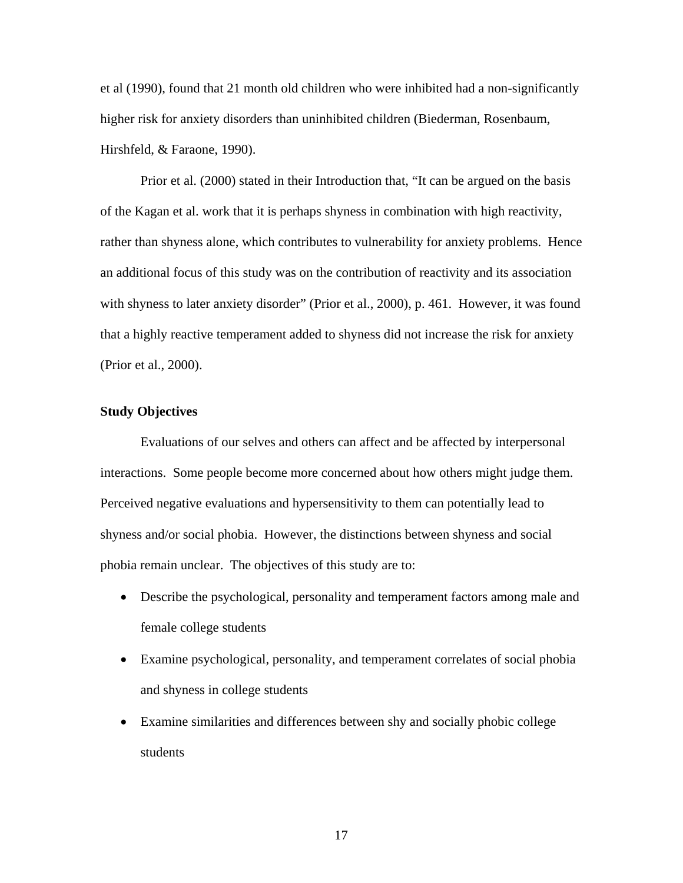et al (1990), found that 21 month old children who were inhibited had a non-significantly higher risk for anxiety disorders than uninhibited children (Biederman, Rosenbaum, Hirshfeld, & Faraone, 1990).

Prior et al. (2000) stated in their Introduction that, "It can be argued on the basis of the Kagan et al. work that it is perhaps shyness in combination with high reactivity, rather than shyness alone, which contributes to vulnerability for anxiety problems. Hence an additional focus of this study was on the contribution of reactivity and its association with shyness to later anxiety disorder" (Prior et al., 2000), p. 461. However, it was found that a highly reactive temperament added to shyness did not increase the risk for anxiety (Prior et al., 2000).

**Study Objectives**

Evaluations of our selves and others can affect and be affected by interpersonal interactions. Some people become more concerned about how others might judge them. Perceived negative evaluations and hypersensitivity to them can potentially lead to shyness and/or social phobia. However, the distinctions between shyness and social phobia remain unclear. The objectives of this study are to:

- Describe the psychological, personality and temperament factors among male and female college students
- Examine psychological, personality, and temperament correlates of social phobia and shyness in college students
- Examine similarities and differences between shy and socially phobic college students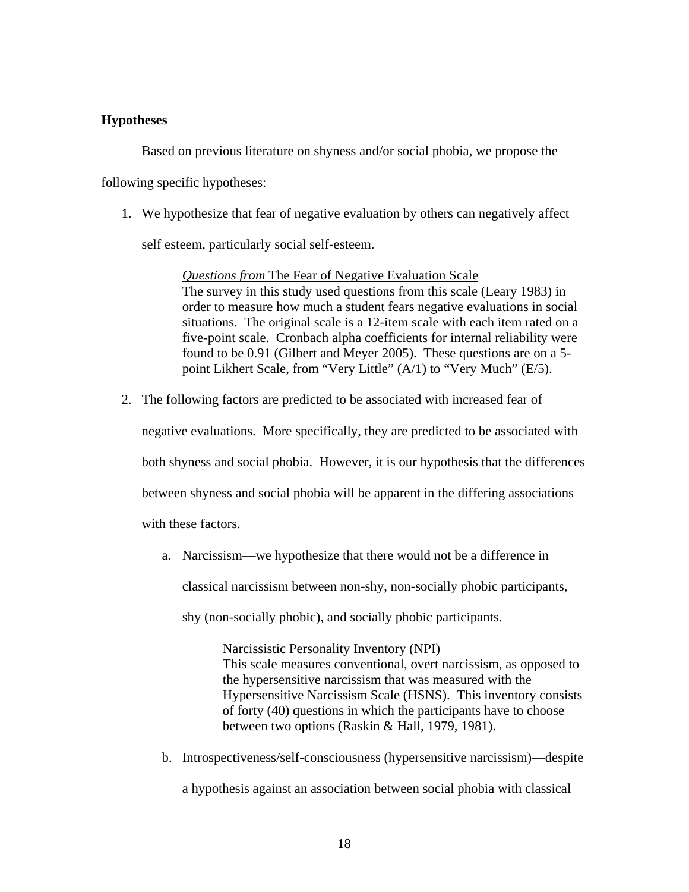**Hypotheses**

Based on previous literature on shyness and/or social phobia, we propose the following specific hypotheses:

1. We hypothesize that fear of negative evaluation by others can negatively affect self esteem, particularly social self-esteem.

    *Questions from* The Fear of Negative Evaluation Scale
    The survey in this study used questions from this scale (Leary 1983) in order to measure how much a student fears negative evaluations in social situations. The original scale is a 12-item scale with each item rated on a five-point scale. Cronbach alpha coefficients for internal reliability were found to be 0.91 (Gilbert and Meyer 2005). These questions are on a 5-point Likhert Scale, from "Very Little" (A/1) to "Very Much" (E/5).

2. The following factors are predicted to be associated with increased fear of negative evaluations. More specifically, they are predicted to be associated with both shyness and social phobia. However, it is our hypothesis that the differences between shyness and social phobia will be apparent in the differing associations with these factors.

    a. Narcissism—we hypothesize that there would not be a difference in classical narcissism between non-shy, non-socially phobic participants, shy (non-socially phobic), and socially phobic participants.

        Narcissistic Personality Inventory (NPI)
        This scale measures conventional, overt narcissism, as opposed to the hypersensitive narcissism that was measured with the Hypersensitive Narcissism Scale (HSNS). This inventory consists of forty (40) questions in which the participants have to choose between two options (Raskin & Hall, 1979, 1981).

    b. Introspectiveness/self-consciousness (hypersensitive narcissism)—despite a hypothesis against an association between social phobia with classical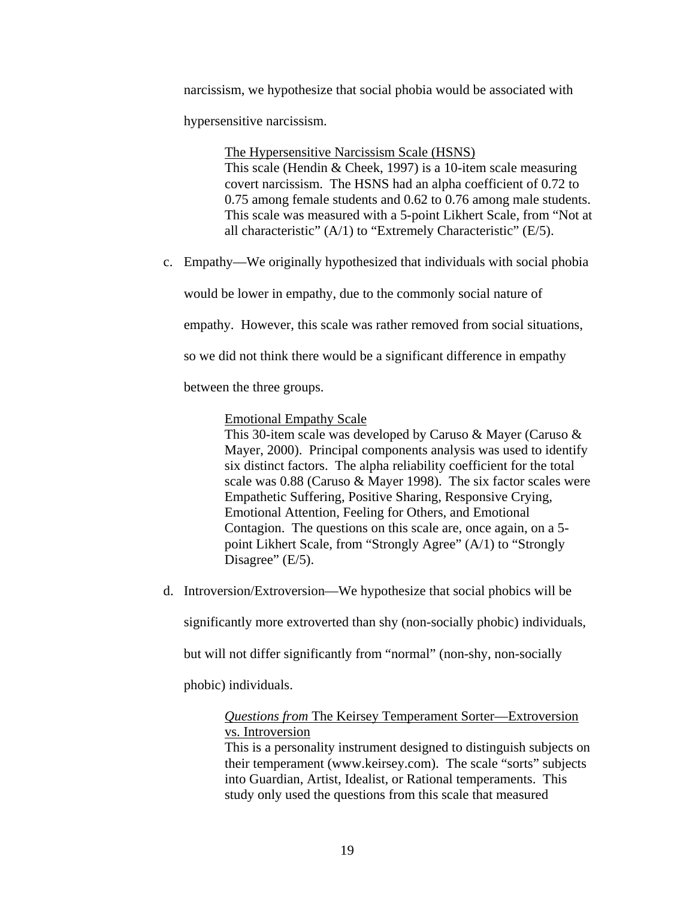narcissism, we hypothesize that social phobia would be associated with hypersensitive narcissism.

> <u>The Hypersensitive Narcissism Scale (HSNS)</u>
> This scale (Hendin & Cheek, 1997) is a 10-item scale measuring covert narcissism. The HSNS had an alpha coefficient of 0.72 to 0.75 among female students and 0.62 to 0.76 among male students. This scale was measured with a 5-point Likhert Scale, from "Not at all characteristic" (A/1) to "Extremely Characteristic" (E/5).

c. Empathy—We originally hypothesized that individuals with social phobia would be lower in empathy, due to the commonly social nature of empathy. However, this scale was rather removed from social situations, so we did not think there would be a significant difference in empathy between the three groups.

> <u>Emotional Empathy Scale</u>
> This 30-item scale was developed by Caruso & Mayer (Caruso & Mayer, 2000). Principal components analysis was used to identify six distinct factors. The alpha reliability coefficient for the total scale was 0.88 (Caruso & Mayer 1998). The six factor scales were Empathetic Suffering, Positive Sharing, Responsive Crying, Emotional Attention, Feeling for Others, and Emotional Contagion. The questions on this scale are, once again, on a 5-point Likhert Scale, from "Strongly Agree" (A/1) to "Strongly Disagree" (E/5).

d. Introversion/Extroversion—We hypothesize that social phobics will be significantly more extroverted than shy (non-socially phobic) individuals, but will not differ significantly from "normal" (non-shy, non-socially phobic) individuals.

> *Questions from* <u>The Keirsey Temperament Sorter—Extroversion vs. Introversion</u>
> This is a personality instrument designed to distinguish subjects on their temperament (www.keirsey.com). The scale "sorts" subjects into Guardian, Artist, Idealist, or Rational temperaments. This study only used the questions from this scale that measured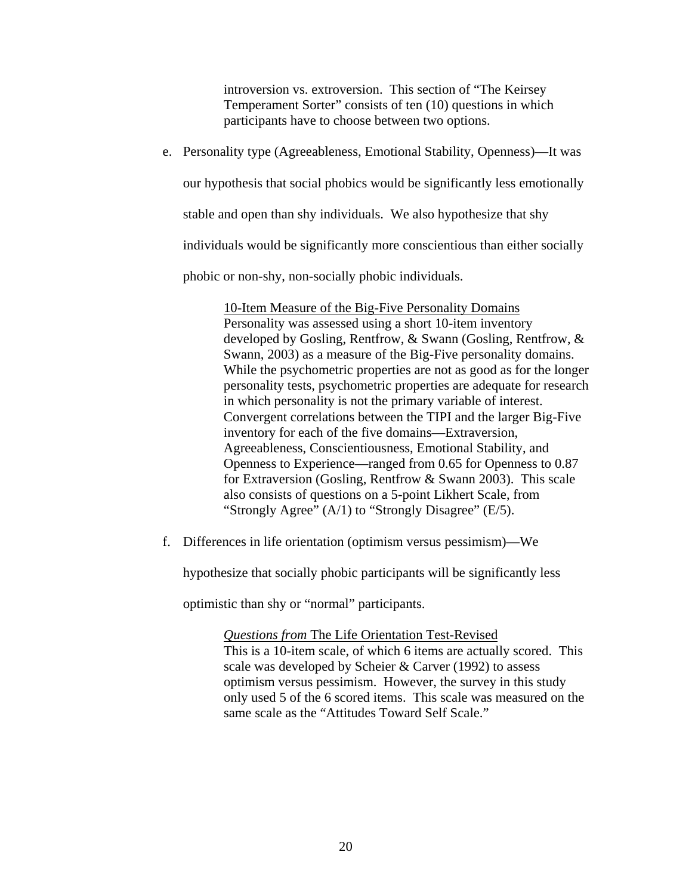introversion vs. extroversion. This section of "The Keirsey Temperament Sorter" consists of ten (10) questions in which participants have to choose between two options.

e. Personality type (Agreeableness, Emotional Stability, Openness)—It was our hypothesis that social phobics would be significantly less emotionally stable and open than shy individuals. We also hypothesize that shy individuals would be significantly more conscientious than either socially phobic or non-shy, non-socially phobic individuals.

   10-Item Measure of the Big-Five Personality Domains
   Personality was assessed using a short 10-item inventory developed by Gosling, Rentfrow, & Swann (Gosling, Rentfrow, & Swann, 2003) as a measure of the Big-Five personality domains. While the psychometric properties are not as good as for the longer personality tests, psychometric properties are adequate for research in which personality is not the primary variable of interest. Convergent correlations between the TIPI and the larger Big-Five inventory for each of the five domains—Extraversion, Agreeableness, Conscientiousness, Emotional Stability, and Openness to Experience—ranged from 0.65 for Openness to 0.87 for Extraversion (Gosling, Rentfrow & Swann 2003). This scale also consists of questions on a 5-point Likhert Scale, from "Strongly Agree" (A/1) to "Strongly Disagree" (E/5).

f. Differences in life orientation (optimism versus pessimism)—We hypothesize that socially phobic participants will be significantly less optimistic than shy or "normal" participants.

   *Questions from* The Life Orientation Test-Revised
   This is a 10-item scale, of which 6 items are actually scored. This scale was developed by Scheier & Carver (1992) to assess optimism versus pessimism. However, the survey in this study only used 5 of the 6 scored items. This scale was measured on the same scale as the "Attitudes Toward Self Scale."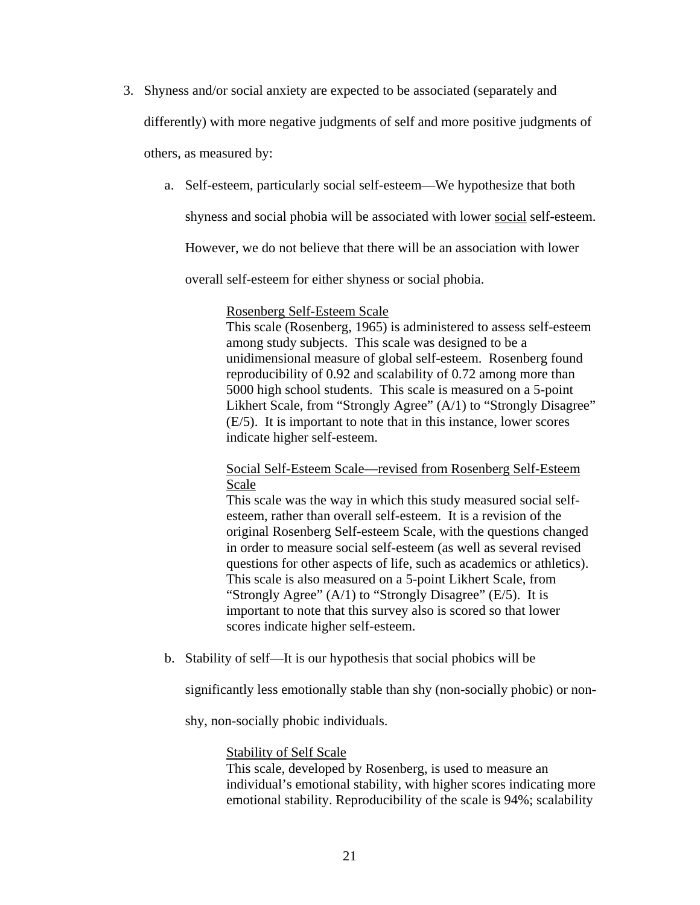3. Shyness and/or social anxiety are expected to be associated (separately and differently) with more negative judgments of self and more positive judgments of others, as measured by:

    a. Self-esteem, particularly social self-esteem—We hypothesize that both shyness and social phobia will be associated with lower <u>social</u> self-esteem. However, we do not believe that there will be an association with lower overall self-esteem for either shyness or social phobia.

        <u>Rosenberg Self-Esteem Scale</u>
        This scale (Rosenberg, 1965) is administered to assess self-esteem among study subjects. This scale was designed to be a unidimensional measure of global self-esteem. Rosenberg found reproducibility of 0.92 and scalability of 0.72 among more than 5000 high school students. This scale is measured on a 5-point Likhert Scale, from "Strongly Agree" (A/1) to "Strongly Disagree" (E/5). It is important to note that in this instance, lower scores indicate higher self-esteem.

        <u>Social Self-Esteem Scale—revised from Rosenberg Self-Esteem Scale</u>
        This scale was the way in which this study measured social self-esteem, rather than overall self-esteem. It is a revision of the original Rosenberg Self-esteem Scale, with the questions changed in order to measure social self-esteem (as well as several revised questions for other aspects of life, such as academics or athletics). This scale is also measured on a 5-point Likhert Scale, from "Strongly Agree" (A/1) to "Strongly Disagree" (E/5). It is important to note that this survey also is scored so that lower scores indicate higher self-esteem.

    b. Stability of self—It is our hypothesis that social phobics will be significantly less emotionally stable than shy (non-socially phobic) or non-shy, non-socially phobic individuals.

        <u>Stability of Self Scale</u>
        This scale, developed by Rosenberg, is used to measure an individual's emotional stability, with higher scores indicating more emotional stability. Reproducibility of the scale is 94%; scalability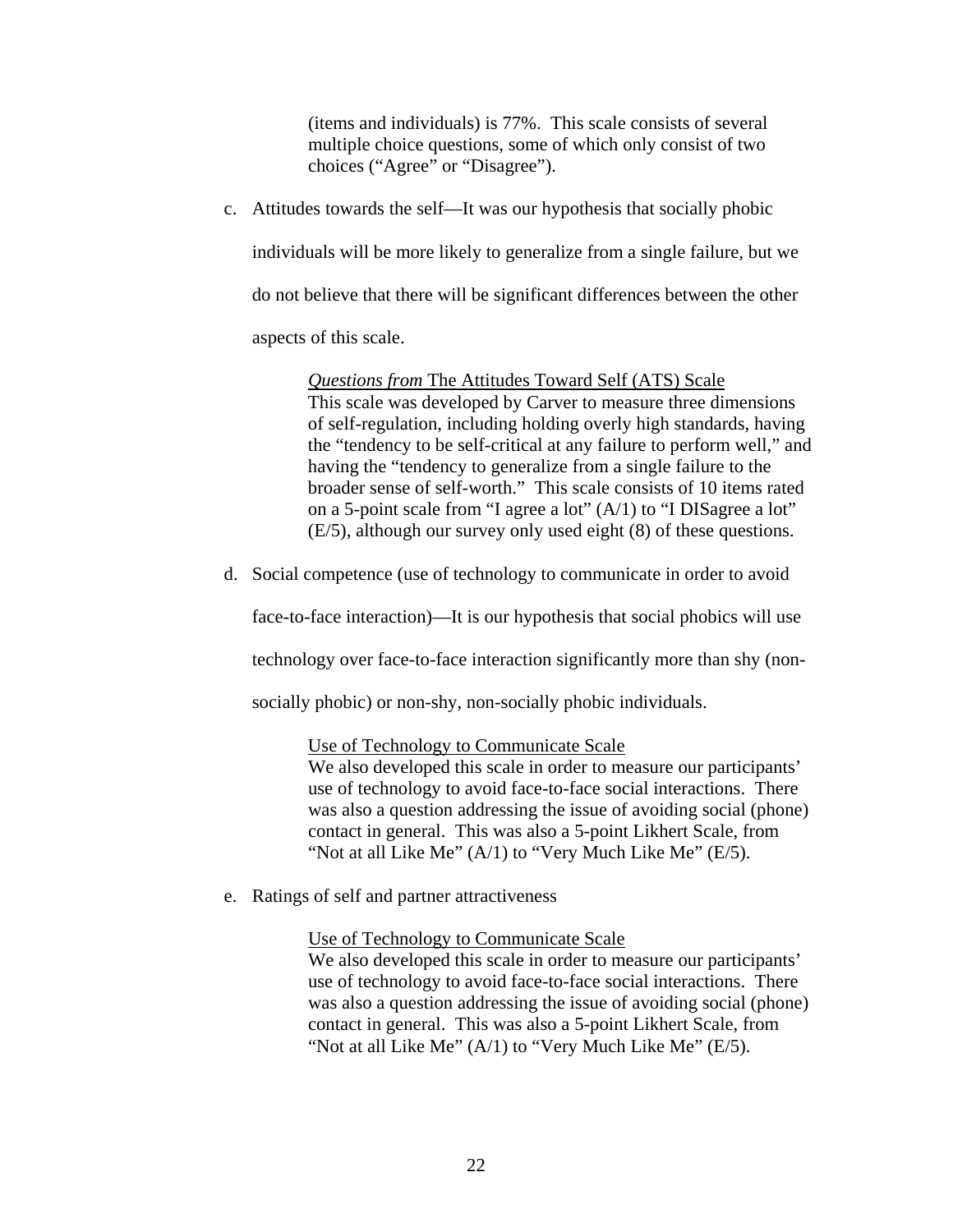(items and individuals) is 77%. This scale consists of several multiple choice questions, some of which only consist of two choices ("Agree" or "Disagree").

c. Attitudes towards the self—It was our hypothesis that socially phobic individuals will be more likely to generalize from a single failure, but we do not believe that there will be significant differences between the other aspects of this scale.

> *Questions from* The Attitudes Toward Self (ATS) Scale
> This scale was developed by Carver to measure three dimensions of self-regulation, including holding overly high standards, having the "tendency to be self-critical at any failure to perform well," and having the "tendency to generalize from a single failure to the broader sense of self-worth." This scale consists of 10 items rated on a 5-point scale from "I agree a lot" (A/1) to "I DISagree a lot" (E/5), although our survey only used eight (8) of these questions.

d. Social competence (use of technology to communicate in order to avoid face-to-face interaction)—It is our hypothesis that social phobics will use technology over face-to-face interaction significantly more than shy (non-socially phobic) or non-shy, non-socially phobic individuals.

> Use of Technology to Communicate Scale
> We also developed this scale in order to measure our participants' use of technology to avoid face-to-face social interactions. There was also a question addressing the issue of avoiding social (phone) contact in general. This was also a 5-point Likhert Scale, from "Not at all Like Me" (A/1) to "Very Much Like Me" (E/5).

e. Ratings of self and partner attractiveness

> Use of Technology to Communicate Scale
> We also developed this scale in order to measure our participants' use of technology to avoid face-to-face social interactions. There was also a question addressing the issue of avoiding social (phone) contact in general. This was also a 5-point Likhert Scale, from "Not at all Like Me" (A/1) to "Very Much Like Me" (E/5).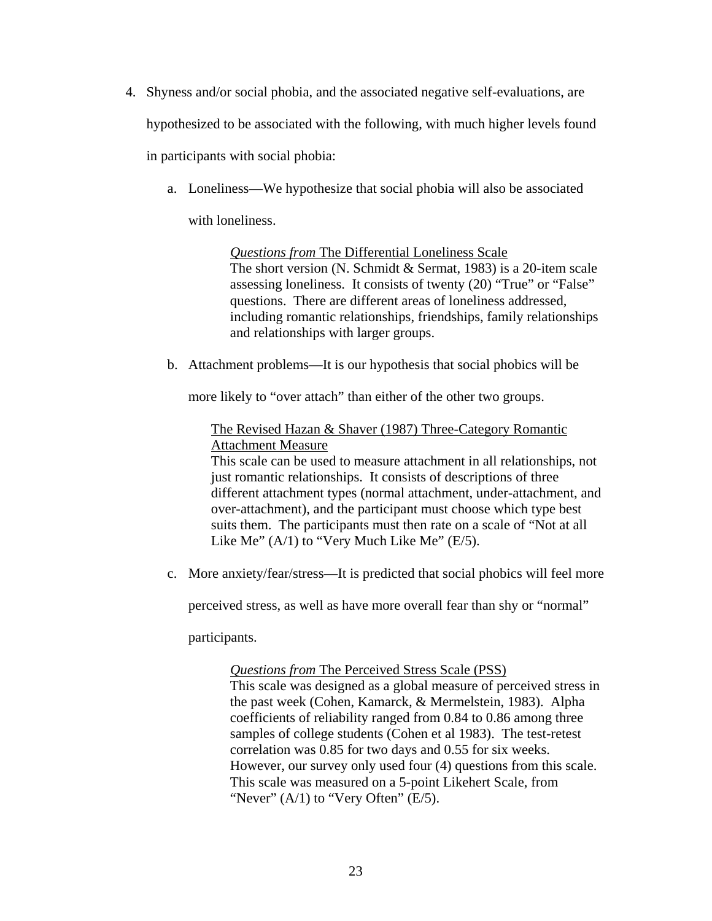4. Shyness and/or social phobia, and the associated negative self-evaluations, are hypothesized to be associated with the following, with much higher levels found in participants with social phobia:

   a. Loneliness—We hypothesize that social phobia will also be associated with loneliness.

      > *Questions from* <u>The Differential Loneliness Scale</u>
      > The short version (N. Schmidt & Sermat, 1983) is a 20-item scale assessing loneliness. It consists of twenty (20) "True" or "False" questions. There are different areas of loneliness addressed, including romantic relationships, friendships, family relationships and relationships with larger groups.

   b. Attachment problems—It is our hypothesis that social phobics will be more likely to "over attach" than either of the other two groups.

      > <u>The Revised Hazan & Shaver (1987) Three-Category Romantic Attachment Measure</u>
      > This scale can be used to measure attachment in all relationships, not just romantic relationships. It consists of descriptions of three different attachment types (normal attachment, under-attachment, and over-attachment), and the participant must choose which type best suits them. The participants must then rate on a scale of "Not at all Like Me" (A/1) to "Very Much Like Me" (E/5).

   c. More anxiety/fear/stress—It is predicted that social phobics will feel more perceived stress, as well as have more overall fear than shy or "normal" participants.

      > *Questions from* <u>The Perceived Stress Scale (PSS)</u>
      > This scale was designed as a global measure of perceived stress in the past week (Cohen, Kamarck, & Mermelstein, 1983). Alpha coefficients of reliability ranged from 0.84 to 0.86 among three samples of college students (Cohen et al 1983). The test-retest correlation was 0.85 for two days and 0.55 for six weeks. However, our survey only used four (4) questions from this scale. This scale was measured on a 5-point Likehert Scale, from "Never" (A/1) to "Very Often" (E/5).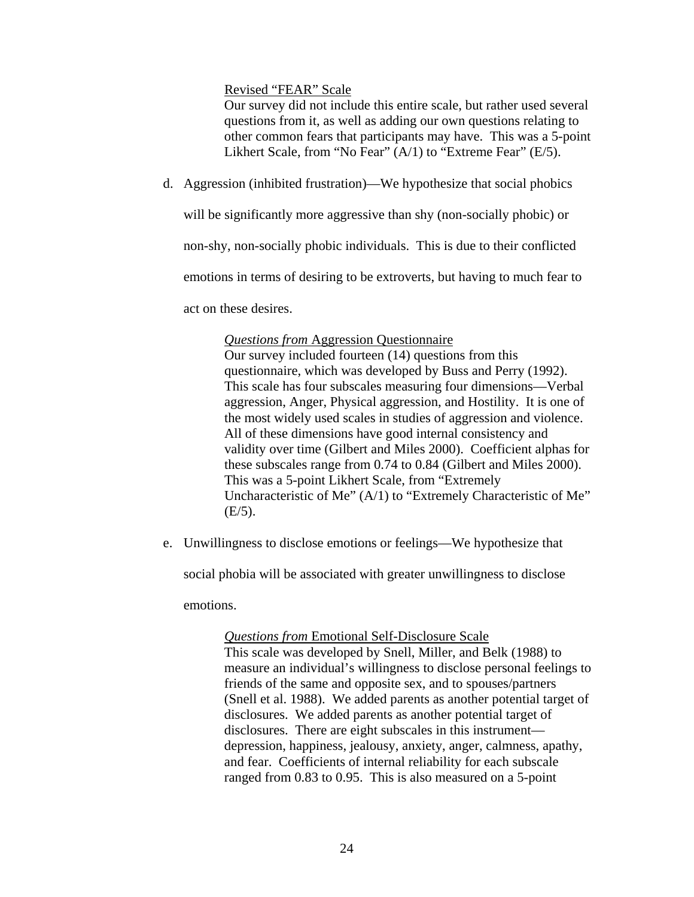<u>Revised "FEAR" Scale</u>

Our survey did not include this entire scale, but rather used several questions from it, as well as adding our own questions relating to other common fears that participants may have. This was a 5-point Likhert Scale, from "No Fear" (A/1) to "Extreme Fear" (E/5).

d. Aggression (inhibited frustration)—We hypothesize that social phobics will be significantly more aggressive than shy (non-socially phobic) or non-shy, non-socially phobic individuals. This is due to their conflicted emotions in terms of desiring to be extroverts, but having to much fear to act on these desires.

*Questions from* <u>Aggression Questionnaire</u>

Our survey included fourteen (14) questions from this questionnaire, which was developed by Buss and Perry (1992). This scale has four subscales measuring four dimensions—Verbal aggression, Anger, Physical aggression, and Hostility. It is one of the most widely used scales in studies of aggression and violence. All of these dimensions have good internal consistency and validity over time (Gilbert and Miles 2000). Coefficient alphas for these subscales range from 0.74 to 0.84 (Gilbert and Miles 2000). This was a 5-point Likhert Scale, from "Extremely Uncharacteristic of Me" (A/1) to "Extremely Characteristic of Me" (E/5).

e. Unwillingness to disclose emotions or feelings—We hypothesize that social phobia will be associated with greater unwillingness to disclose emotions.

*Questions from* <u>Emotional Self-Disclosure Scale</u>

This scale was developed by Snell, Miller, and Belk (1988) to measure an individual's willingness to disclose personal feelings to friends of the same and opposite sex, and to spouses/partners (Snell et al. 1988). We added parents as another potential target of disclosures. We added parents as another potential target of disclosures. There are eight subscales in this instrument—depression, happiness, jealousy, anxiety, anger, calmness, apathy, and fear. Coefficients of internal reliability for each subscale ranged from 0.83 to 0.95. This is also measured on a 5-point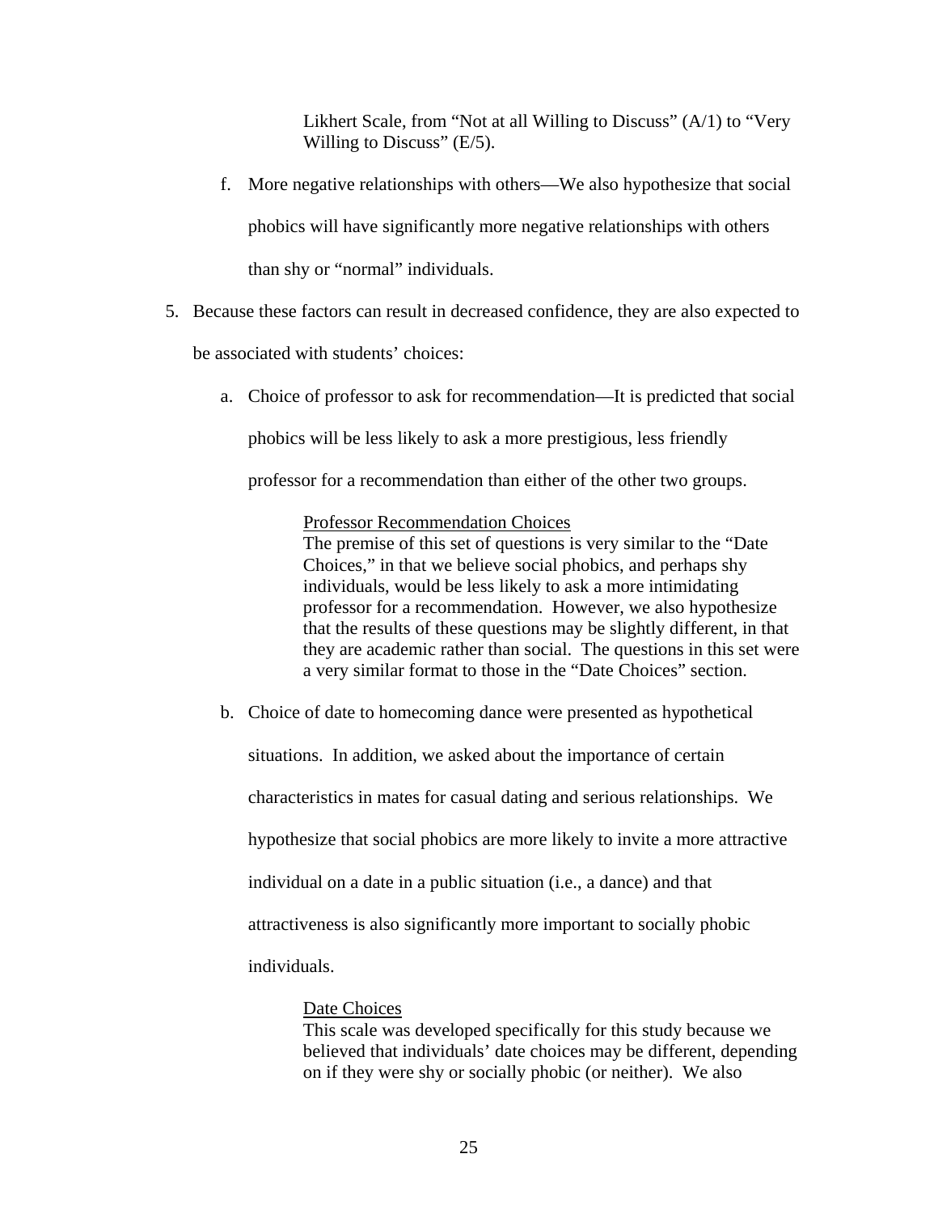Likhert Scale, from "Not at all Willing to Discuss" (A/1) to "Very Willing to Discuss" (E/5).

f. More negative relationships with others—We also hypothesize that social phobics will have significantly more negative relationships with others than shy or "normal" individuals.

5. Because these factors can result in decreased confidence, they are also expected to be associated with students' choices:

   a. Choice of professor to ask for recommendation—It is predicted that social phobics will be less likely to ask a more prestigious, less friendly professor for a recommendation than either of the other two groups.

      <u>Professor Recommendation Choices</u>
      The premise of this set of questions is very similar to the "Date Choices," in that we believe social phobics, and perhaps shy individuals, would be less likely to ask a more intimidating professor for a recommendation. However, we also hypothesize that the results of these questions may be slightly different, in that they are academic rather than social. The questions in this set were a very similar format to those in the "Date Choices" section.

   b. Choice of date to homecoming dance were presented as hypothetical situations. In addition, we asked about the importance of certain characteristics in mates for casual dating and serious relationships. We hypothesize that social phobics are more likely to invite a more attractive individual on a date in a public situation (i.e., a dance) and that attractiveness is also significantly more important to socially phobic individuals.

      <u>Date Choices</u>
      This scale was developed specifically for this study because we believed that individuals' date choices may be different, depending on if they were shy or socially phobic (or neither). We also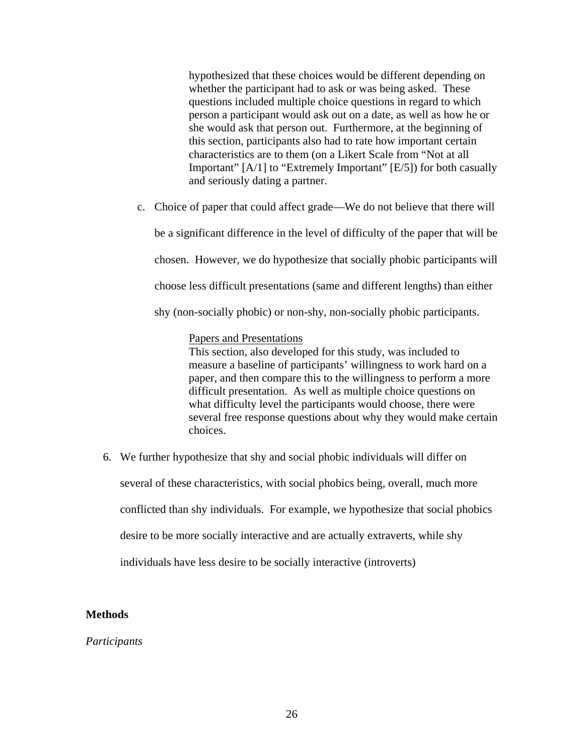hypothesized that these choices would be different depending on whether the participant had to ask or was being asked. These questions included multiple choice questions in regard to which person a participant would ask out on a date, as well as how he or she would ask that person out. Furthermore, at the beginning of this section, participants also had to rate how important certain characteristics are to them (on a Likert Scale from "Not at all Important" [A/1] to "Extremely Important" [E/5]) for both casually and seriously dating a partner.

c. Choice of paper that could affect grade—We do not believe that there will be a significant difference in the level of difficulty of the paper that will be chosen. However, we do hypothesize that socially phobic participants will choose less difficult presentations (same and different lengths) than either shy (non-socially phobic) or non-shy, non-socially phobic participants.

Papers and Presentations

This section, also developed for this study, was included to measure a baseline of participants' willingness to work hard on a paper, and then compare this to the willingness to perform a more difficult presentation. As well as multiple choice questions on what difficulty level the participants would choose, there were several free response questions about why they would make certain choices.

6. We further hypothesize that shy and social phobic individuals will differ on several of these characteristics, with social phobics being, overall, much more conflicted than shy individuals. For example, we hypothesize that social phobics desire to be more socially interactive and are actually extraverts, while shy individuals have less desire to be socially interactive (introverts)

## Methods

*Participants*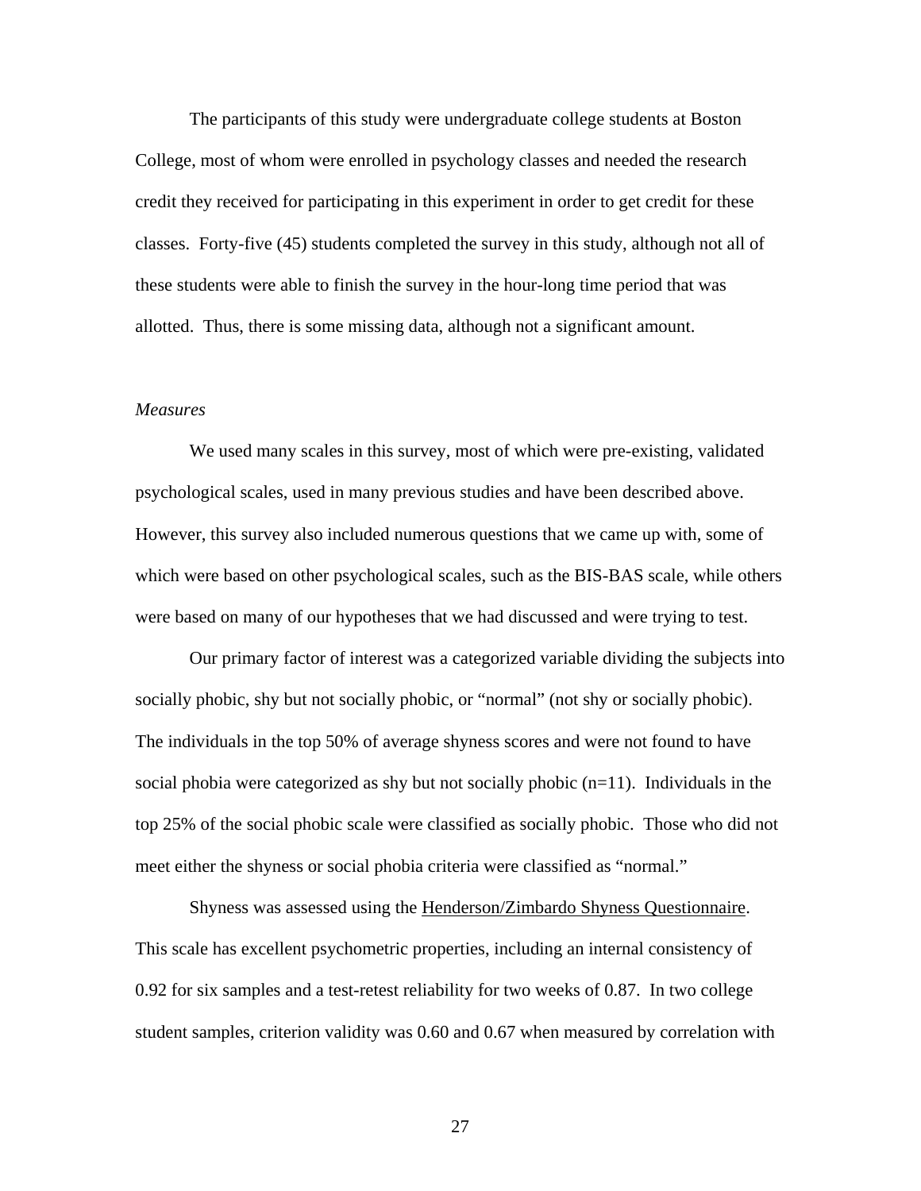The participants of this study were undergraduate college students at Boston College, most of whom were enrolled in psychology classes and needed the research credit they received for participating in this experiment in order to get credit for these classes. Forty-five (45) students completed the survey in this study, although not all of these students were able to finish the survey in the hour-long time period that was allotted. Thus, there is some missing data, although not a significant amount.

*Measures*

We used many scales in this survey, most of which were pre-existing, validated psychological scales, used in many previous studies and have been described above. However, this survey also included numerous questions that we came up with, some of which were based on other psychological scales, such as the BIS-BAS scale, while others were based on many of our hypotheses that we had discussed and were trying to test.

Our primary factor of interest was a categorized variable dividing the subjects into socially phobic, shy but not socially phobic, or "normal" (not shy or socially phobic). The individuals in the top 50% of average shyness scores and were not found to have social phobia were categorized as shy but not socially phobic (n=11). Individuals in the top 25% of the social phobic scale were classified as socially phobic. Those who did not meet either the shyness or social phobia criteria were classified as "normal."

Shyness was assessed using the Henderson/Zimbardo Shyness Questionnaire. This scale has excellent psychometric properties, including an internal consistency of 0.92 for six samples and a test-retest reliability for two weeks of 0.87. In two college student samples, criterion validity was 0.60 and 0.67 when measured by correlation with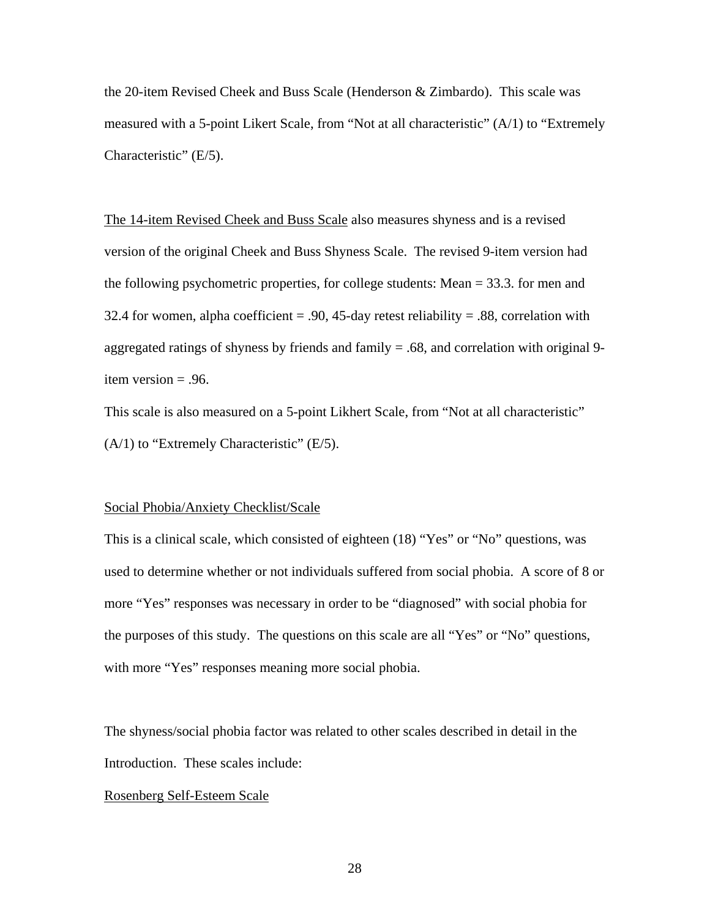the 20-item Revised Cheek and Buss Scale (Henderson & Zimbardo). This scale was measured with a 5-point Likert Scale, from "Not at all characteristic" (A/1) to "Extremely Characteristic" (E/5).

<u>The 14-item Revised Cheek and Buss Scale</u> also measures shyness and is a revised version of the original Cheek and Buss Shyness Scale. The revised 9-item version had the following psychometric properties, for college students: Mean = 33.3. for men and 32.4 for women, alpha coefficient = .90, 45-day retest reliability = .88, correlation with aggregated ratings of shyness by friends and family = .68, and correlation with original 9-item version = .96.

This scale is also measured on a 5-point Likhert Scale, from "Not at all characteristic" (A/1) to "Extremely Characteristic" (E/5).

<u>Social Phobia/Anxiety Checklist/Scale</u>

This is a clinical scale, which consisted of eighteen (18) "Yes" or "No" questions, was used to determine whether or not individuals suffered from social phobia. A score of 8 or more "Yes" responses was necessary in order to be "diagnosed" with social phobia for the purposes of this study. The questions on this scale are all "Yes" or "No" questions, with more "Yes" responses meaning more social phobia.

The shyness/social phobia factor was related to other scales described in detail in the Introduction. These scales include:

<u>Rosenberg Self-Esteem Scale</u>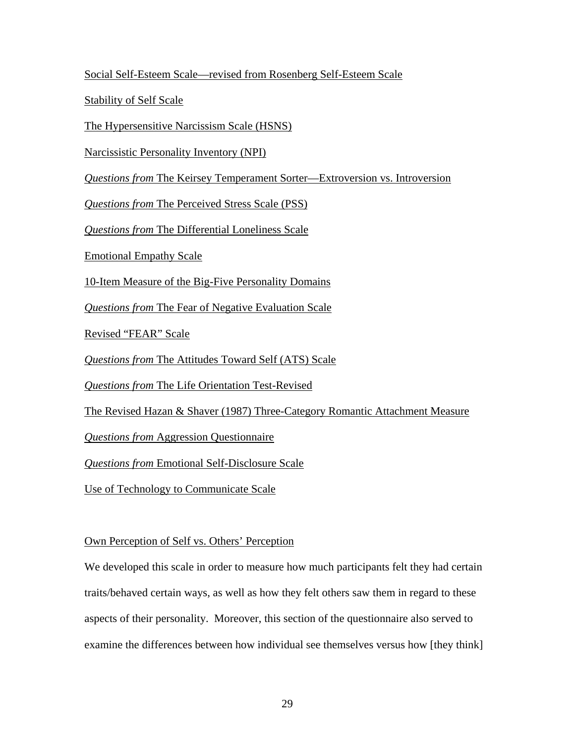Social Self-Esteem Scale—revised from Rosenberg Self-Esteem Scale

Stability of Self Scale

The Hypersensitive Narcissism Scale (HSNS)

Narcissistic Personality Inventory (NPI)

*Questions from* The Keirsey Temperament Sorter—Extroversion vs. Introversion

*Questions from* The Perceived Stress Scale (PSS)

*Questions from* The Differential Loneliness Scale

Emotional Empathy Scale

10-Item Measure of the Big-Five Personality Domains

*Questions from* The Fear of Negative Evaluation Scale

Revised "FEAR" Scale

*Questions from* The Attitudes Toward Self (ATS) Scale

*Questions from* The Life Orientation Test-Revised

The Revised Hazan & Shaver (1987) Three-Category Romantic Attachment Measure

*Questions from* Aggression Questionnaire

*Questions from* Emotional Self-Disclosure Scale

Use of Technology to Communicate Scale

Own Perception of Self vs. Others' Perception

We developed this scale in order to measure how much participants felt they had certain traits/behaved certain ways, as well as how they felt others saw them in regard to these aspects of their personality. Moreover, this section of the questionnaire also served to examine the differences between how individual see themselves versus how [they think]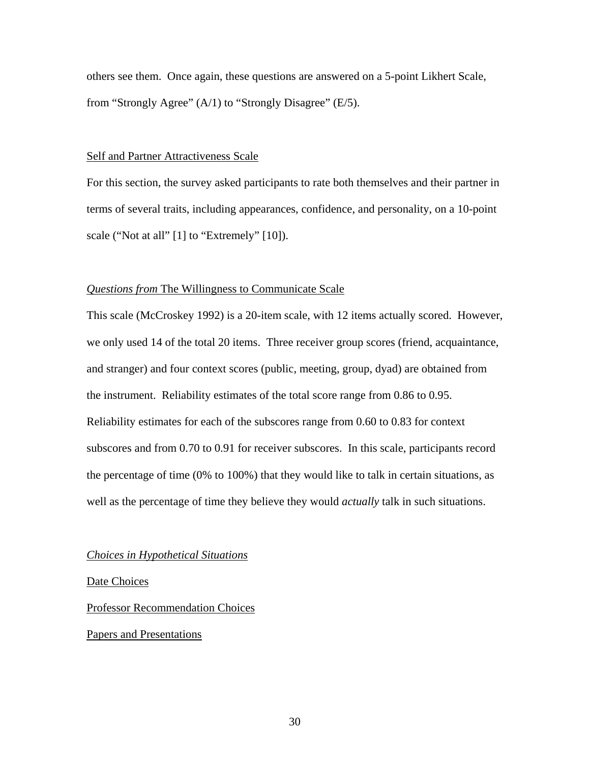others see them. Once again, these questions are answered on a 5-point Likhert Scale, from "Strongly Agree" (A/1) to "Strongly Disagree" (E/5).

<u>Self and Partner Attractiveness Scale</u>

For this section, the survey asked participants to rate both themselves and their partner in terms of several traits, including appearances, confidence, and personality, on a 10-point scale ("Not at all" [1] to "Extremely" [10]).

<u>*Questions from* The Willingness to Communicate Scale</u>

This scale (McCroskey 1992) is a 20-item scale, with 12 items actually scored. However, we only used 14 of the total 20 items. Three receiver group scores (friend, acquaintance, and stranger) and four context scores (public, meeting, group, dyad) are obtained from the instrument. Reliability estimates of the total score range from 0.86 to 0.95. Reliability estimates for each of the subscores range from 0.60 to 0.83 for context subscores and from 0.70 to 0.91 for receiver subscores. In this scale, participants record the percentage of time (0% to 100%) that they would like to talk in certain situations, as well as the percentage of time they believe they would *actually* talk in such situations.

<u>*Choices in Hypothetical Situations*</u>

<u>Date Choices</u>

<u>Professor Recommendation Choices</u>

<u>Papers and Presentations</u>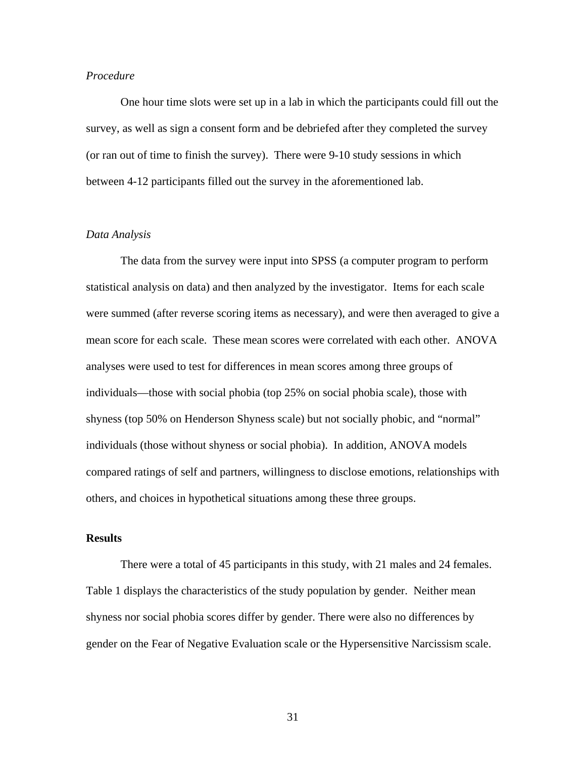*Procedure*

One hour time slots were set up in a lab in which the participants could fill out the survey, as well as sign a consent form and be debriefed after they completed the survey (or ran out of time to finish the survey). There were 9-10 study sessions in which between 4-12 participants filled out the survey in the aforementioned lab.

*Data Analysis*

The data from the survey were input into SPSS (a computer program to perform statistical analysis on data) and then analyzed by the investigator. Items for each scale were summed (after reverse scoring items as necessary), and were then averaged to give a mean score for each scale. These mean scores were correlated with each other. ANOVA analyses were used to test for differences in mean scores among three groups of individuals—those with social phobia (top 25% on social phobia scale), those with shyness (top 50% on Henderson Shyness scale) but not socially phobic, and "normal" individuals (those without shyness or social phobia). In addition, ANOVA models compared ratings of self and partners, willingness to disclose emotions, relationships with others, and choices in hypothetical situations among these three groups.

**Results**

There were a total of 45 participants in this study, with 21 males and 24 females. Table 1 displays the characteristics of the study population by gender. Neither mean shyness nor social phobia scores differ by gender. There were also no differences by gender on the Fear of Negative Evaluation scale or the Hypersensitive Narcissism scale.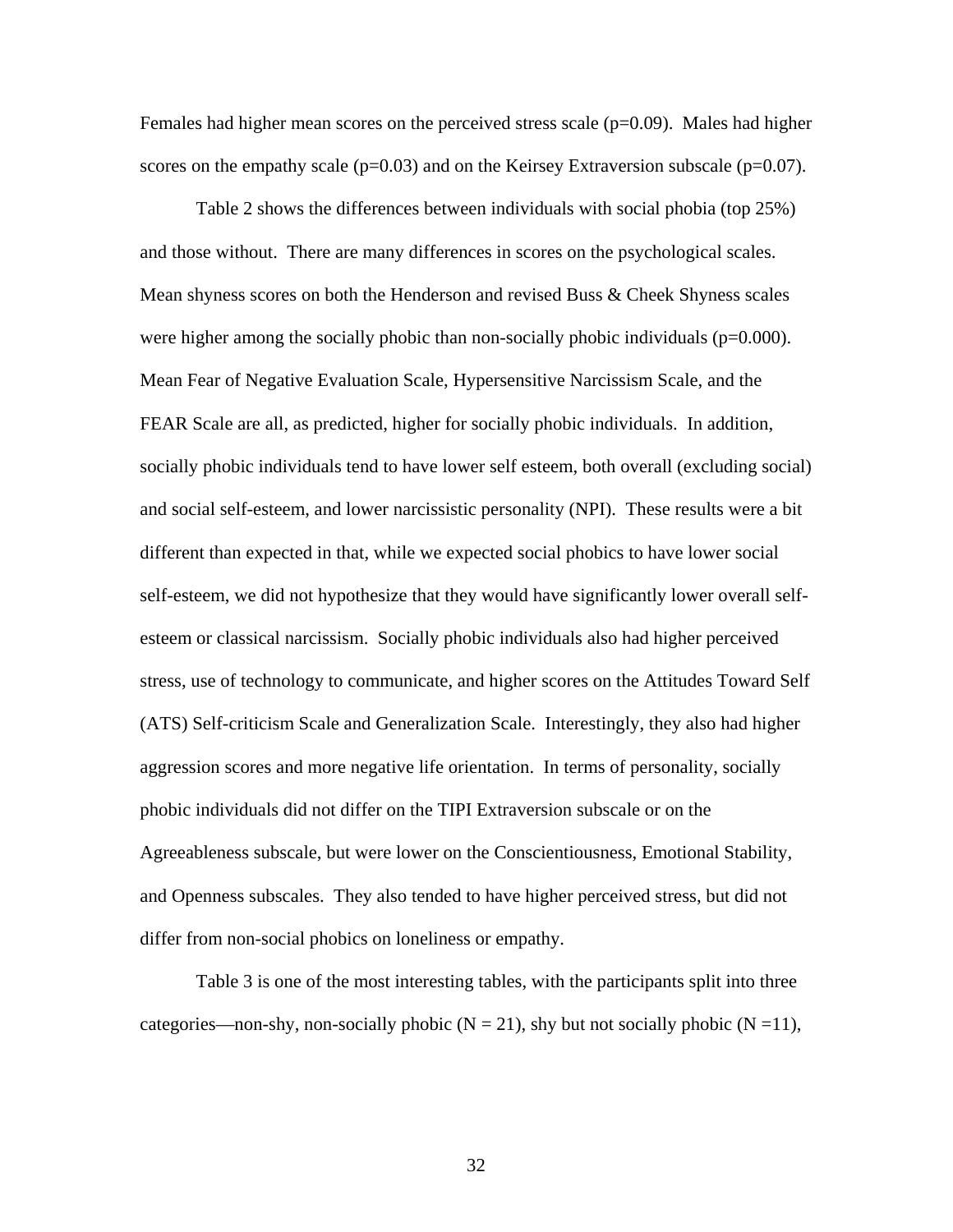Females had higher mean scores on the perceived stress scale ($p=0.09$). Males had higher scores on the empathy scale ($p=0.03$) and on the Keirsey Extraversion subscale ($p=0.07$).

Table 2 shows the differences between individuals with social phobia (top 25%) and those without. There are many differences in scores on the psychological scales. Mean shyness scores on both the Henderson and revised Buss & Cheek Shyness scales were higher among the socially phobic than non-socially phobic individuals ($p=0.000$). Mean Fear of Negative Evaluation Scale, Hypersensitive Narcissism Scale, and the FEAR Scale are all, as predicted, higher for socially phobic individuals. In addition, socially phobic individuals tend to have lower self esteem, both overall (excluding social) and social self-esteem, and lower narcissistic personality (NPI). These results were a bit different than expected in that, while we expected social phobics to have lower social self-esteem, we did not hypothesize that they would have significantly lower overall self-esteem or classical narcissism. Socially phobic individuals also had higher perceived stress, use of technology to communicate, and higher scores on the Attitudes Toward Self (ATS) Self-criticism Scale and Generalization Scale. Interestingly, they also had higher aggression scores and more negative life orientation. In terms of personality, socially phobic individuals did not differ on the TIPI Extraversion subscale or on the Agreeableness subscale, but were lower on the Conscientiousness, Emotional Stability, and Openness subscales. They also tended to have higher perceived stress, but did not differ from non-social phobics on loneliness or empathy.

Table 3 is one of the most interesting tables, with the participants split into three categories—non-shy, non-socially phobic ($N = 21$), shy but not socially phobic ($N = 11$),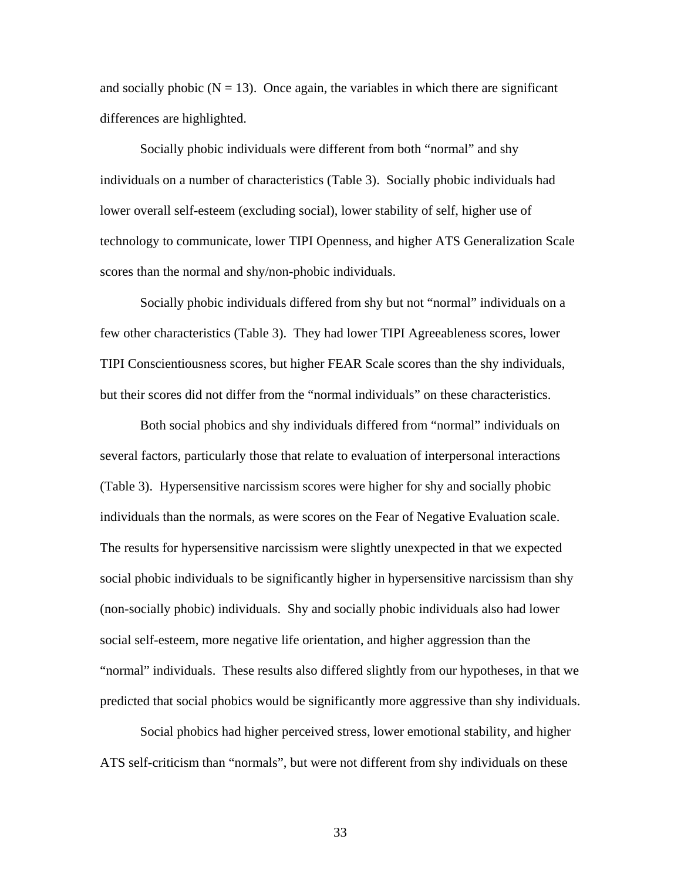and socially phobic (N = 13). Once again, the variables in which there are significant differences are highlighted.

Socially phobic individuals were different from both "normal" and shy individuals on a number of characteristics (Table 3). Socially phobic individuals had lower overall self-esteem (excluding social), lower stability of self, higher use of technology to communicate, lower TIPI Openness, and higher ATS Generalization Scale scores than the normal and shy/non-phobic individuals.

Socially phobic individuals differed from shy but not "normal" individuals on a few other characteristics (Table 3). They had lower TIPI Agreeableness scores, lower TIPI Conscientiousness scores, but higher FEAR Scale scores than the shy individuals, but their scores did not differ from the "normal individuals" on these characteristics.

Both social phobics and shy individuals differed from "normal" individuals on several factors, particularly those that relate to evaluation of interpersonal interactions (Table 3). Hypersensitive narcissism scores were higher for shy and socially phobic individuals than the normals, as were scores on the Fear of Negative Evaluation scale. The results for hypersensitive narcissism were slightly unexpected in that we expected social phobic individuals to be significantly higher in hypersensitive narcissism than shy (non-socially phobic) individuals. Shy and socially phobic individuals also had lower social self-esteem, more negative life orientation, and higher aggression than the "normal" individuals. These results also differed slightly from our hypotheses, in that we predicted that social phobics would be significantly more aggressive than shy individuals.

Social phobics had higher perceived stress, lower emotional stability, and higher ATS self-criticism than "normals", but were not different from shy individuals on these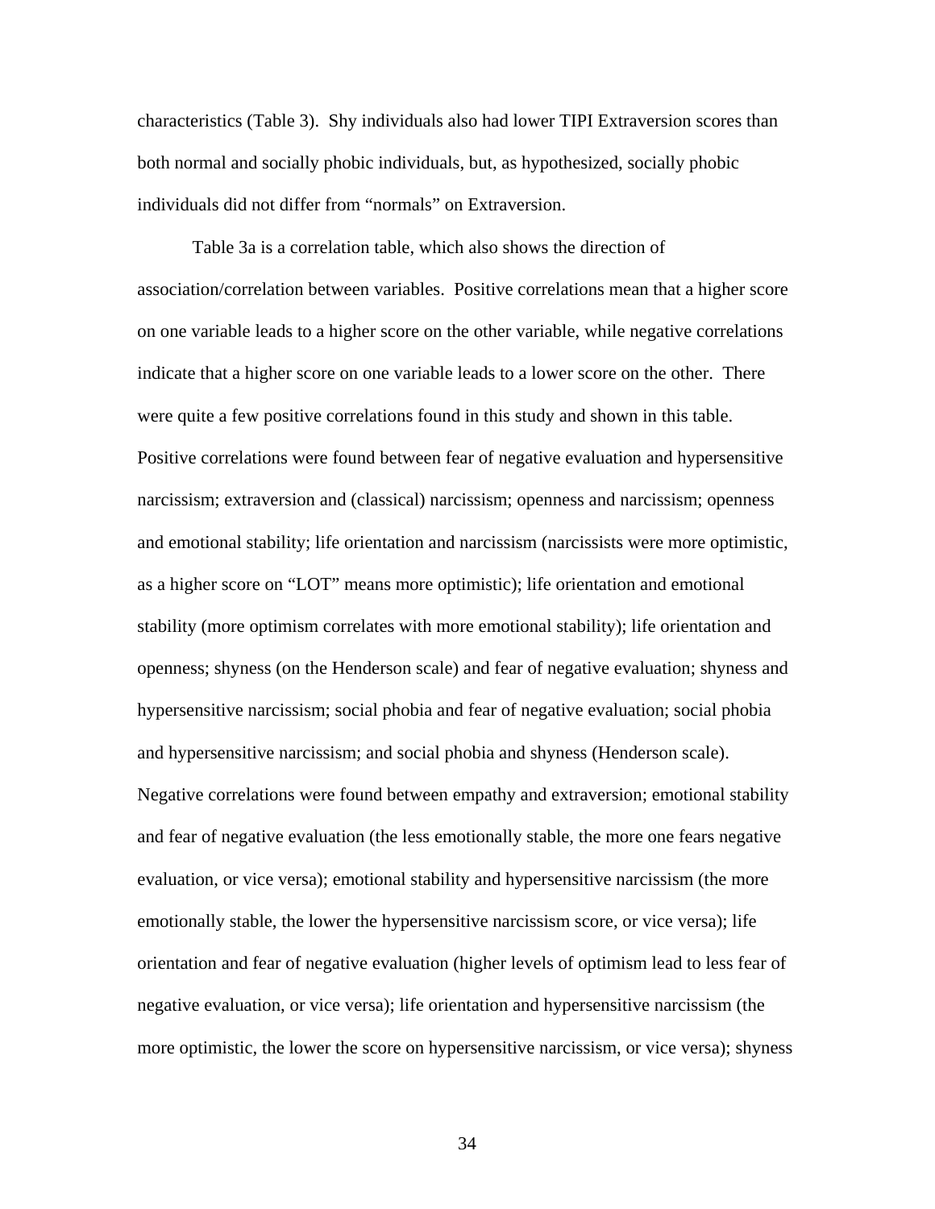characteristics (Table 3). Shy individuals also had lower TIPI Extraversion scores than both normal and socially phobic individuals, but, as hypothesized, socially phobic individuals did not differ from "normals" on Extraversion.

Table 3a is a correlation table, which also shows the direction of association/correlation between variables. Positive correlations mean that a higher score on one variable leads to a higher score on the other variable, while negative correlations indicate that a higher score on one variable leads to a lower score on the other. There were quite a few positive correlations found in this study and shown in this table. Positive correlations were found between fear of negative evaluation and hypersensitive narcissism; extraversion and (classical) narcissism; openness and narcissism; openness and emotional stability; life orientation and narcissism (narcissists were more optimistic, as a higher score on "LOT" means more optimistic); life orientation and emotional stability (more optimism correlates with more emotional stability); life orientation and openness; shyness (on the Henderson scale) and fear of negative evaluation; shyness and hypersensitive narcissism; social phobia and fear of negative evaluation; social phobia and hypersensitive narcissism; and social phobia and shyness (Henderson scale). Negative correlations were found between empathy and extraversion; emotional stability and fear of negative evaluation (the less emotionally stable, the more one fears negative evaluation, or vice versa); emotional stability and hypersensitive narcissism (the more emotionally stable, the lower the hypersensitive narcissism score, or vice versa); life orientation and fear of negative evaluation (higher levels of optimism lead to less fear of negative evaluation, or vice versa); life orientation and hypersensitive narcissism (the more optimistic, the lower the score on hypersensitive narcissism, or vice versa); shyness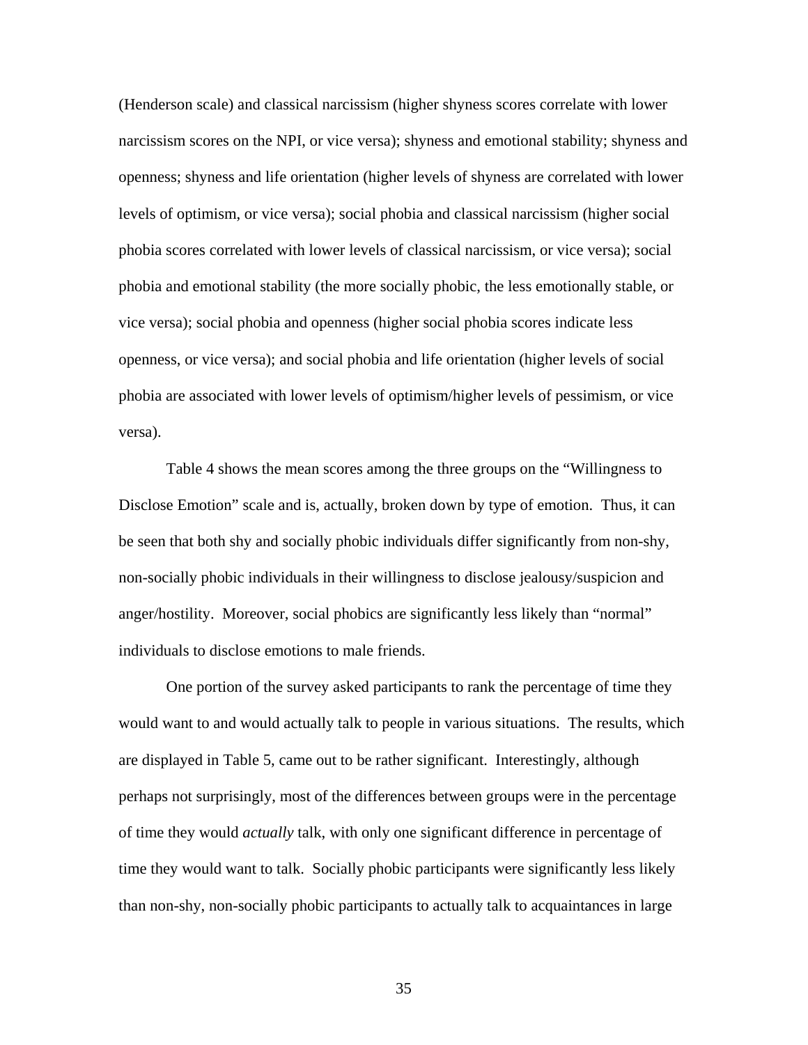(Henderson scale) and classical narcissism (higher shyness scores correlate with lower narcissism scores on the NPI, or vice versa); shyness and emotional stability; shyness and openness; shyness and life orientation (higher levels of shyness are correlated with lower levels of optimism, or vice versa); social phobia and classical narcissism (higher social phobia scores correlated with lower levels of classical narcissism, or vice versa); social phobia and emotional stability (the more socially phobic, the less emotionally stable, or vice versa); social phobia and openness (higher social phobia scores indicate less openness, or vice versa); and social phobia and life orientation (higher levels of social phobia are associated with lower levels of optimism/higher levels of pessimism, or vice versa).

Table 4 shows the mean scores among the three groups on the "Willingness to Disclose Emotion" scale and is, actually, broken down by type of emotion. Thus, it can be seen that both shy and socially phobic individuals differ significantly from non-shy, non-socially phobic individuals in their willingness to disclose jealousy/suspicion and anger/hostility. Moreover, social phobics are significantly less likely than "normal" individuals to disclose emotions to male friends.

One portion of the survey asked participants to rank the percentage of time they would want to and would actually talk to people in various situations. The results, which are displayed in Table 5, came out to be rather significant. Interestingly, although perhaps not surprisingly, most of the differences between groups were in the percentage of time they would *actually* talk, with only one significant difference in percentage of time they would want to talk. Socially phobic participants were significantly less likely than non-shy, non-socially phobic participants to actually talk to acquaintances in large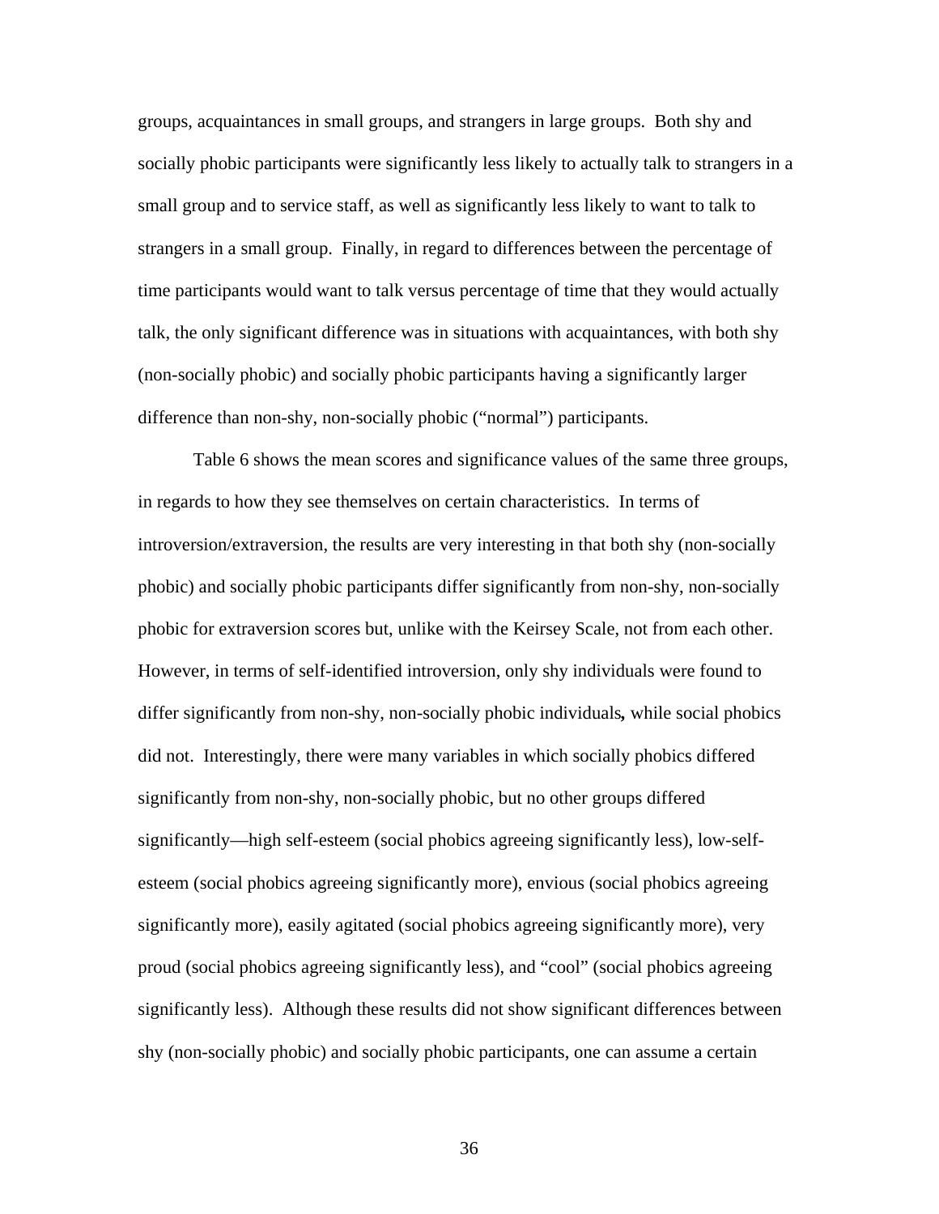groups, acquaintances in small groups, and strangers in large groups. Both shy and socially phobic participants were significantly less likely to actually talk to strangers in a small group and to service staff, as well as significantly less likely to want to talk to strangers in a small group. Finally, in regard to differences between the percentage of time participants would want to talk versus percentage of time that they would actually talk, the only significant difference was in situations with acquaintances, with both shy (non-socially phobic) and socially phobic participants having a significantly larger difference than non-shy, non-socially phobic ("normal") participants.

Table 6 shows the mean scores and significance values of the same three groups, in regards to how they see themselves on certain characteristics. In terms of introversion/extraversion, the results are very interesting in that both shy (non-socially phobic) and socially phobic participants differ significantly from non-shy, non-socially phobic for extraversion scores but, unlike with the Keirsey Scale, not from each other. However, in terms of self-identified introversion, only shy individuals were found to differ significantly from non-shy, non-socially phobic individuals**,** while social phobics did not. Interestingly, there were many variables in which socially phobics differed significantly from non-shy, non-socially phobic, but no other groups differed significantly—high self-esteem (social phobics agreeing significantly less), low-self-esteem (social phobics agreeing significantly more), envious (social phobics agreeing significantly more), easily agitated (social phobics agreeing significantly more), very proud (social phobics agreeing significantly less), and "cool" (social phobics agreeing significantly less). Although these results did not show significant differences between shy (non-socially phobic) and socially phobic participants, one can assume a certain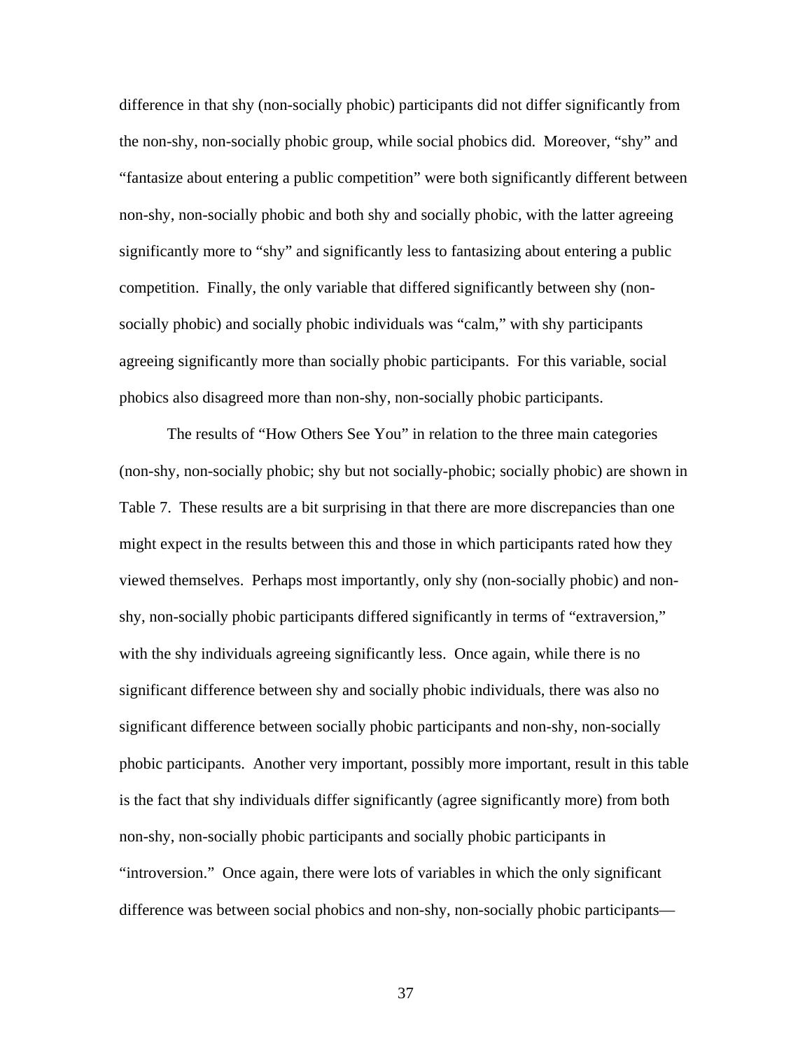difference in that shy (non-socially phobic) participants did not differ significantly from the non-shy, non-socially phobic group, while social phobics did. Moreover, "shy" and "fantasize about entering a public competition" were both significantly different between non-shy, non-socially phobic and both shy and socially phobic, with the latter agreeing significantly more to "shy" and significantly less to fantasizing about entering a public competition. Finally, the only variable that differed significantly between shy (non-socially phobic) and socially phobic individuals was "calm," with shy participants agreeing significantly more than socially phobic participants. For this variable, social phobics also disagreed more than non-shy, non-socially phobic participants.

The results of "How Others See You" in relation to the three main categories (non-shy, non-socially phobic; shy but not socially-phobic; socially phobic) are shown in Table 7. These results are a bit surprising in that there are more discrepancies than one might expect in the results between this and those in which participants rated how they viewed themselves. Perhaps most importantly, only shy (non-socially phobic) and non-shy, non-socially phobic participants differed significantly in terms of "extraversion," with the shy individuals agreeing significantly less. Once again, while there is no significant difference between shy and socially phobic individuals, there was also no significant difference between socially phobic participants and non-shy, non-socially phobic participants. Another very important, possibly more important, result in this table is the fact that shy individuals differ significantly (agree significantly more) from both non-shy, non-socially phobic participants and socially phobic participants in "introversion." Once again, there were lots of variables in which the only significant difference was between social phobics and non-shy, non-socially phobic participants—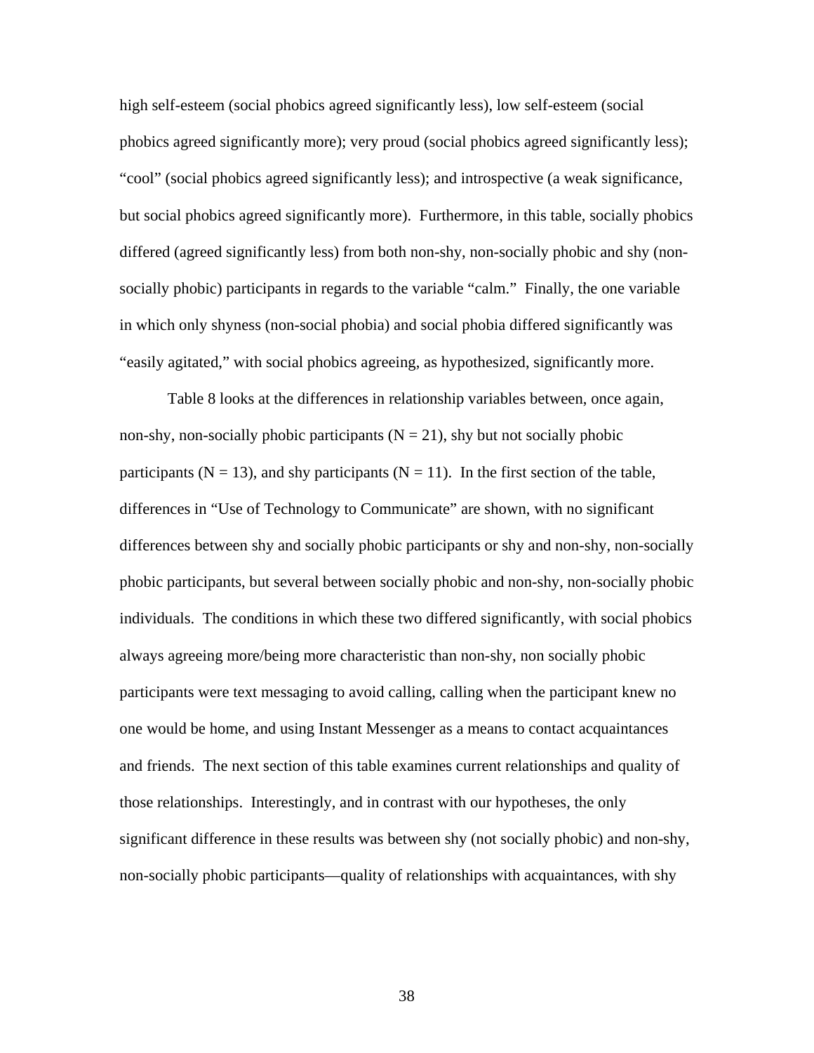high self-esteem (social phobics agreed significantly less), low self-esteem (social phobics agreed significantly more); very proud (social phobics agreed significantly less); "cool" (social phobics agreed significantly less); and introspective (a weak significance, but social phobics agreed significantly more). Furthermore, in this table, socially phobics differed (agreed significantly less) from both non-shy, non-socially phobic and shy (non-socially phobic) participants in regards to the variable "calm." Finally, the one variable in which only shyness (non-social phobia) and social phobia differed significantly was "easily agitated," with social phobics agreeing, as hypothesized, significantly more.

Table 8 looks at the differences in relationship variables between, once again, non-shy, non-socially phobic participants (N = 21), shy but not socially phobic participants (N = 13), and shy participants (N = 11). In the first section of the table, differences in "Use of Technology to Communicate" are shown, with no significant differences between shy and socially phobic participants or shy and non-shy, non-socially phobic participants, but several between socially phobic and non-shy, non-socially phobic individuals. The conditions in which these two differed significantly, with social phobics always agreeing more/being more characteristic than non-shy, non socially phobic participants were text messaging to avoid calling, calling when the participant knew no one would be home, and using Instant Messenger as a means to contact acquaintances and friends. The next section of this table examines current relationships and quality of those relationships. Interestingly, and in contrast with our hypotheses, the only significant difference in these results was between shy (not socially phobic) and non-shy, non-socially phobic participants—quality of relationships with acquaintances, with shy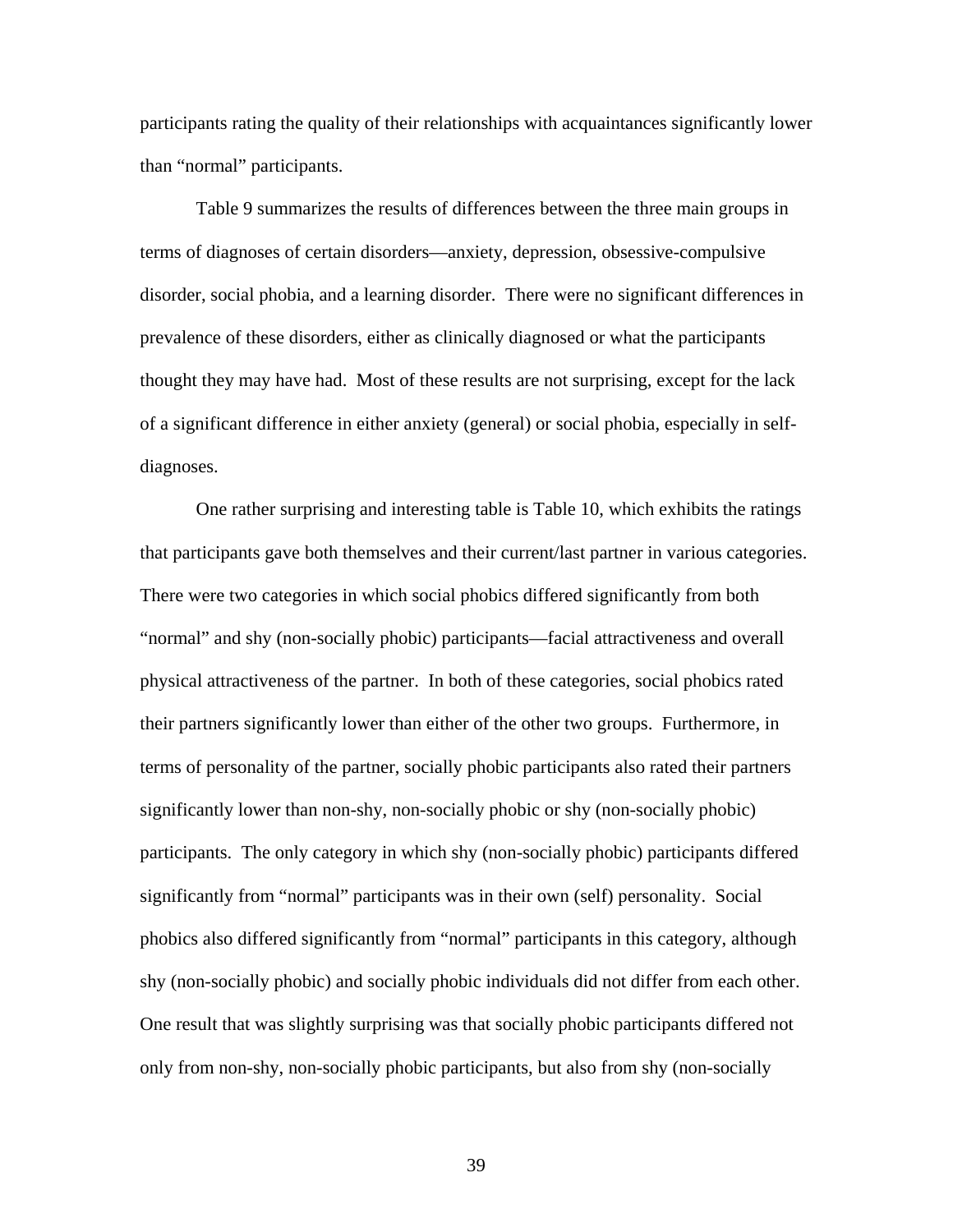participants rating the quality of their relationships with acquaintances significantly lower than "normal" participants.

Table 9 summarizes the results of differences between the three main groups in terms of diagnoses of certain disorders—anxiety, depression, obsessive-compulsive disorder, social phobia, and a learning disorder. There were no significant differences in prevalence of these disorders, either as clinically diagnosed or what the participants thought they may have had. Most of these results are not surprising, except for the lack of a significant difference in either anxiety (general) or social phobia, especially in self-diagnoses.

One rather surprising and interesting table is Table 10, which exhibits the ratings that participants gave both themselves and their current/last partner in various categories. There were two categories in which social phobics differed significantly from both "normal" and shy (non-socially phobic) participants—facial attractiveness and overall physical attractiveness of the partner. In both of these categories, social phobics rated their partners significantly lower than either of the other two groups. Furthermore, in terms of personality of the partner, socially phobic participants also rated their partners significantly lower than non-shy, non-socially phobic or shy (non-socially phobic) participants. The only category in which shy (non-socially phobic) participants differed significantly from "normal" participants was in their own (self) personality. Social phobics also differed significantly from "normal" participants in this category, although shy (non-socially phobic) and socially phobic individuals did not differ from each other. One result that was slightly surprising was that socially phobic participants differed not only from non-shy, non-socially phobic participants, but also from shy (non-socially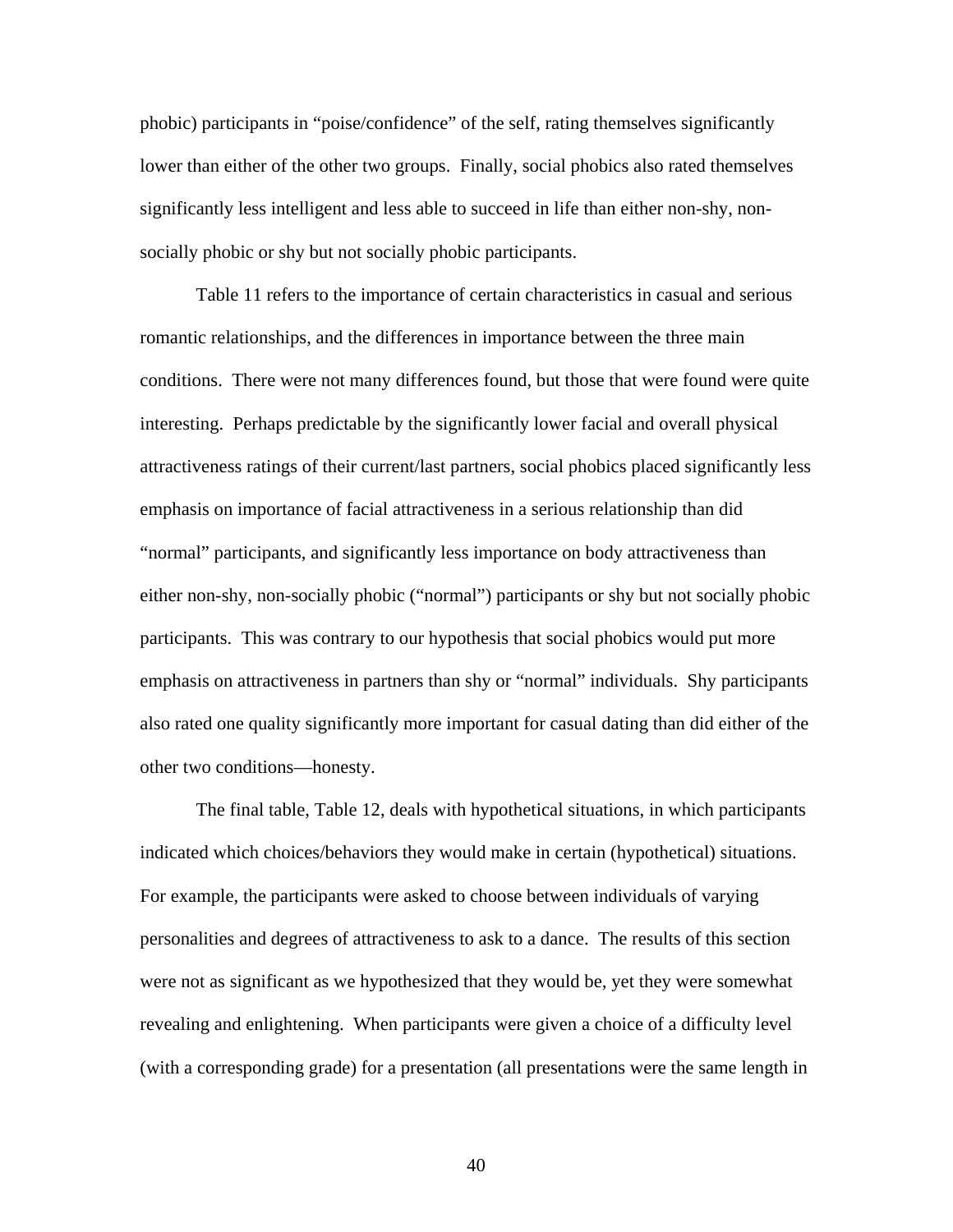phobic) participants in “poise/confidence” of the self, rating themselves significantly lower than either of the other two groups. Finally, social phobics also rated themselves significantly less intelligent and less able to succeed in life than either non-shy, non-socially phobic or shy but not socially phobic participants.

Table 11 refers to the importance of certain characteristics in casual and serious romantic relationships, and the differences in importance between the three main conditions. There were not many differences found, but those that were found were quite interesting. Perhaps predictable by the significantly lower facial and overall physical attractiveness ratings of their current/last partners, social phobics placed significantly less emphasis on importance of facial attractiveness in a serious relationship than did “normal” participants, and significantly less importance on body attractiveness than either non-shy, non-socially phobic (“normal”) participants or shy but not socially phobic participants. This was contrary to our hypothesis that social phobics would put more emphasis on attractiveness in partners than shy or “normal” individuals. Shy participants also rated one quality significantly more important for casual dating than did either of the other two conditions—honesty.

The final table, Table 12, deals with hypothetical situations, in which participants indicated which choices/behaviors they would make in certain (hypothetical) situations. For example, the participants were asked to choose between individuals of varying personalities and degrees of attractiveness to ask to a dance. The results of this section were not as significant as we hypothesized that they would be, yet they were somewhat revealing and enlightening. When participants were given a choice of a difficulty level (with a corresponding grade) for a presentation (all presentations were the same length in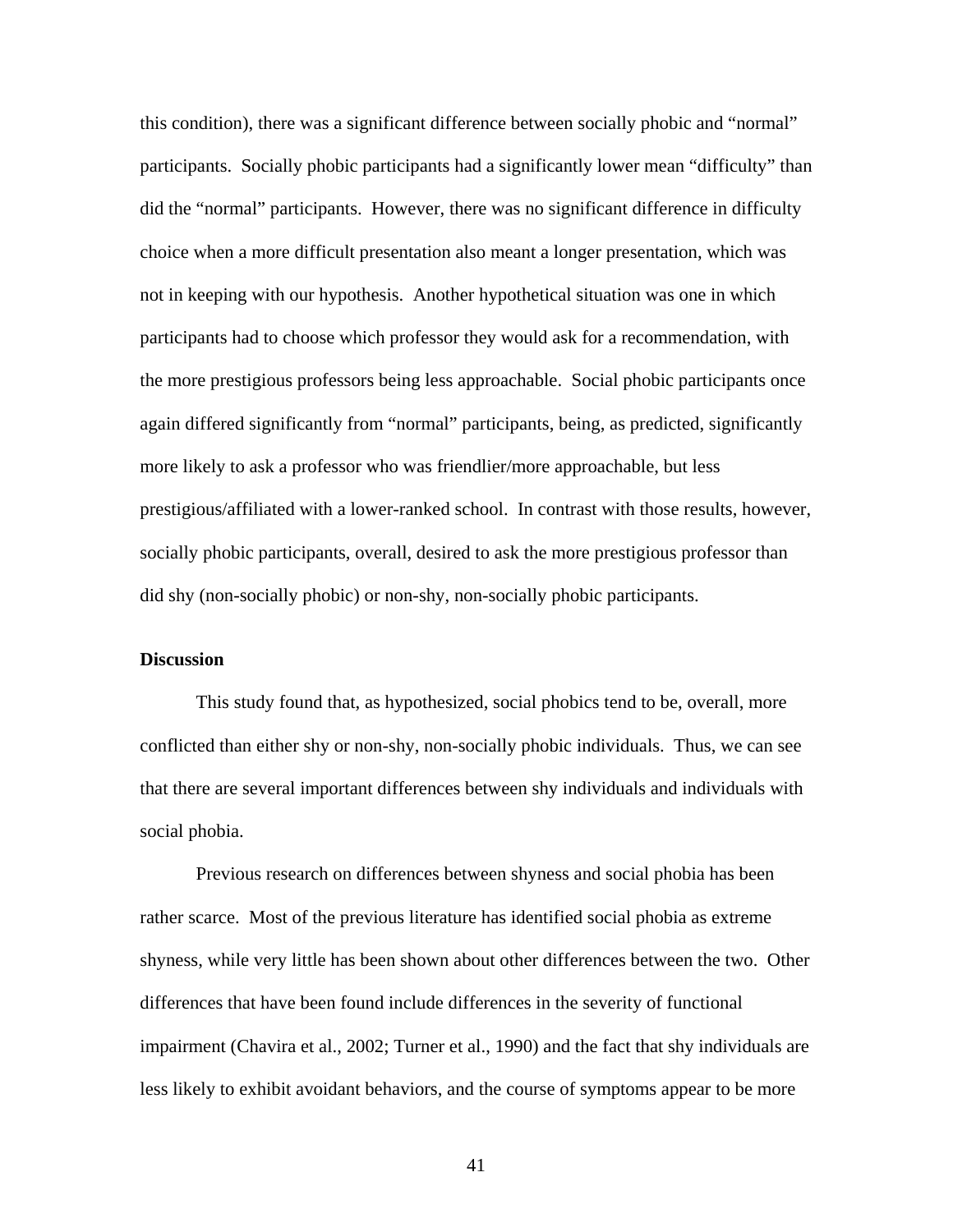this condition), there was a significant difference between socially phobic and "normal" participants. Socially phobic participants had a significantly lower mean "difficulty" than did the "normal" participants. However, there was no significant difference in difficulty choice when a more difficult presentation also meant a longer presentation, which was not in keeping with our hypothesis. Another hypothetical situation was one in which participants had to choose which professor they would ask for a recommendation, with the more prestigious professors being less approachable. Social phobic participants once again differed significantly from "normal" participants, being, as predicted, significantly more likely to ask a professor who was friendlier/more approachable, but less prestigious/affiliated with a lower-ranked school. In contrast with those results, however, socially phobic participants, overall, desired to ask the more prestigious professor than did shy (non-socially phobic) or non-shy, non-socially phobic participants.

**Discussion**

This study found that, as hypothesized, social phobics tend to be, overall, more conflicted than either shy or non-shy, non-socially phobic individuals. Thus, we can see that there are several important differences between shy individuals and individuals with social phobia.

Previous research on differences between shyness and social phobia has been rather scarce. Most of the previous literature has identified social phobia as extreme shyness, while very little has been shown about other differences between the two. Other differences that have been found include differences in the severity of functional impairment (Chavira et al., 2002; Turner et al., 1990) and the fact that shy individuals are less likely to exhibit avoidant behaviors, and the course of symptoms appear to be more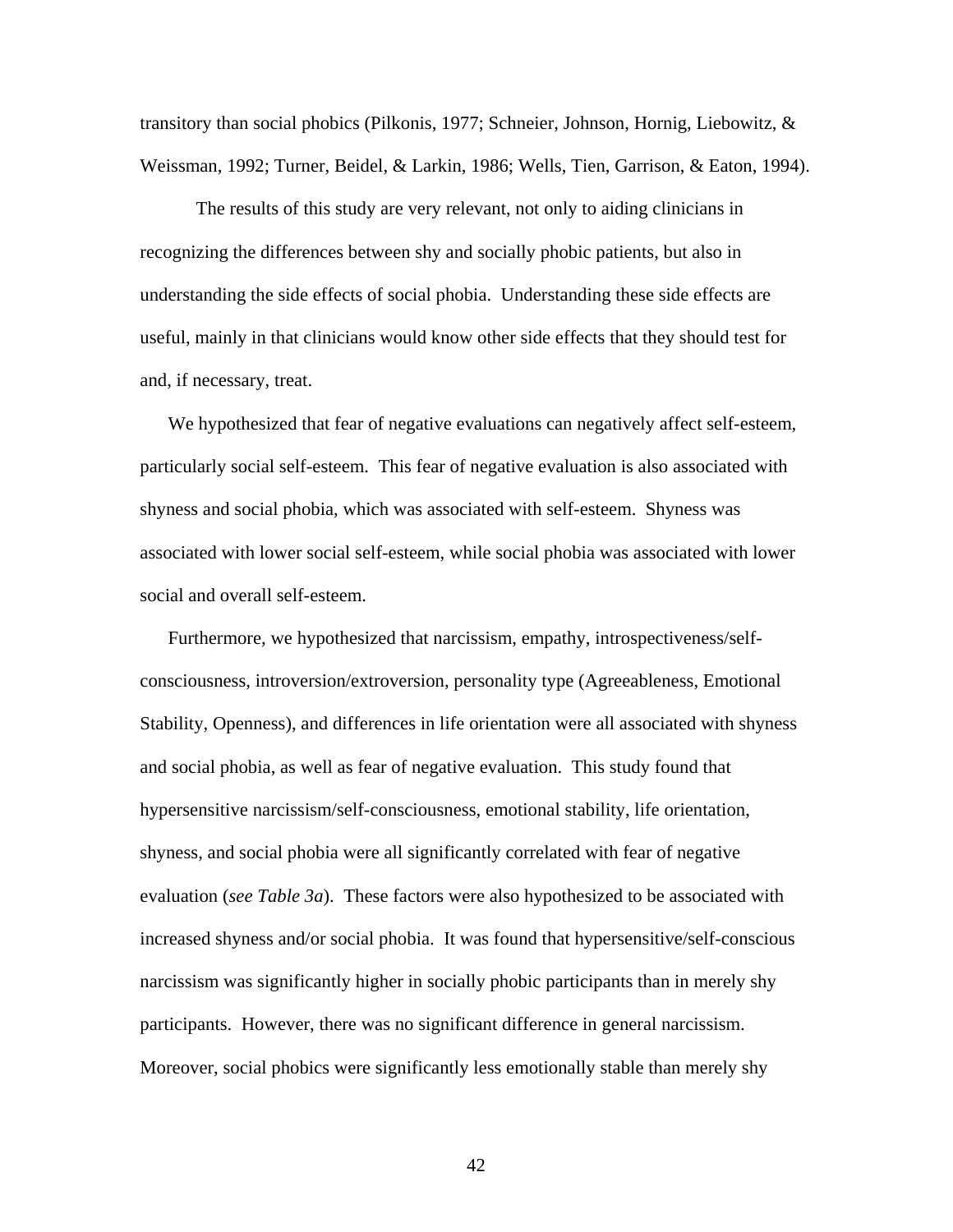transitory than social phobics (Pilkonis, 1977; Schneier, Johnson, Hornig, Liebowitz, & Weissman, 1992; Turner, Beidel, & Larkin, 1986; Wells, Tien, Garrison, & Eaton, 1994).

The results of this study are very relevant, not only to aiding clinicians in recognizing the differences between shy and socially phobic patients, but also in understanding the side effects of social phobia. Understanding these side effects are useful, mainly in that clinicians would know other side effects that they should test for and, if necessary, treat.

We hypothesized that fear of negative evaluations can negatively affect self-esteem, particularly social self-esteem. This fear of negative evaluation is also associated with shyness and social phobia, which was associated with self-esteem. Shyness was associated with lower social self-esteem, while social phobia was associated with lower social and overall self-esteem.

Furthermore, we hypothesized that narcissism, empathy, introspectiveness/self-consciousness, introversion/extroversion, personality type (Agreeableness, Emotional Stability, Openness), and differences in life orientation were all associated with shyness and social phobia, as well as fear of negative evaluation. This study found that hypersensitive narcissism/self-consciousness, emotional stability, life orientation, shyness, and social phobia were all significantly correlated with fear of negative evaluation (*see Table 3a*). These factors were also hypothesized to be associated with increased shyness and/or social phobia. It was found that hypersensitive/self-conscious narcissism was significantly higher in socially phobic participants than in merely shy participants. However, there was no significant difference in general narcissism. Moreover, social phobics were significantly less emotionally stable than merely shy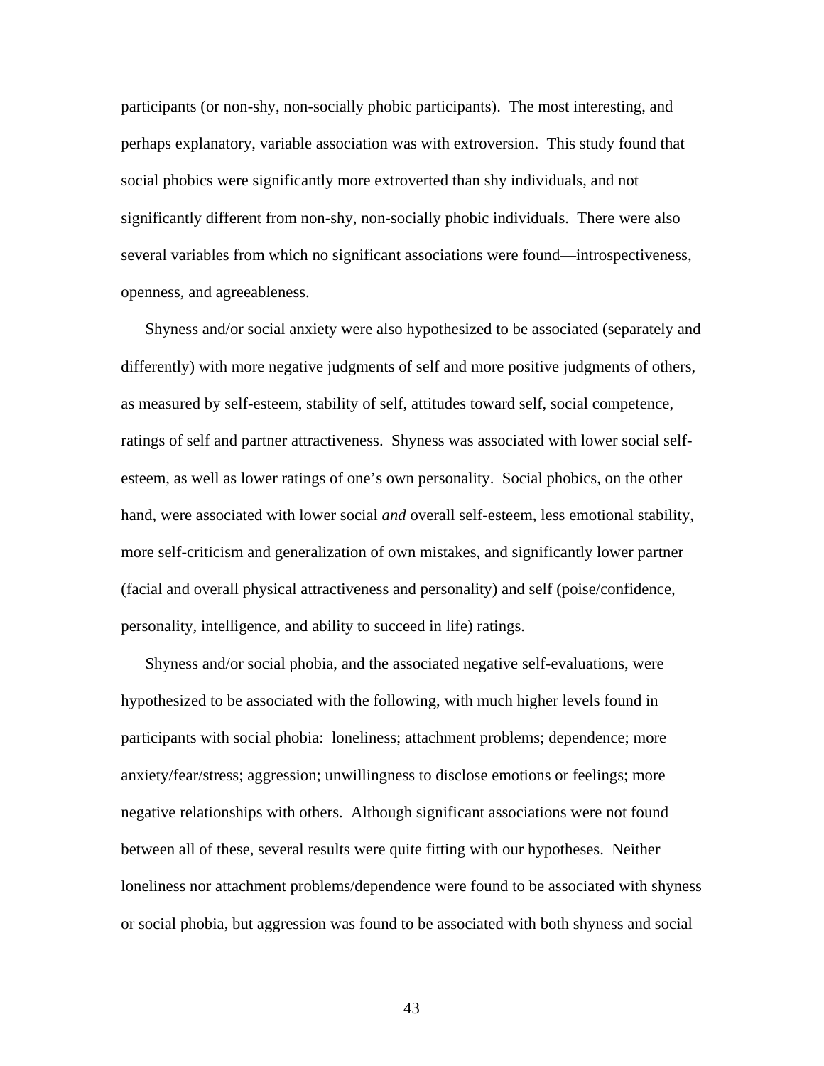participants (or non-shy, non-socially phobic participants). The most interesting, and perhaps explanatory, variable association was with extroversion. This study found that social phobics were significantly more extroverted than shy individuals, and not significantly different from non-shy, non-socially phobic individuals. There were also several variables from which no significant associations were found—introspectiveness, openness, and agreeableness.

Shyness and/or social anxiety were also hypothesized to be associated (separately and differently) with more negative judgments of self and more positive judgments of others, as measured by self-esteem, stability of self, attitudes toward self, social competence, ratings of self and partner attractiveness. Shyness was associated with lower social self-esteem, as well as lower ratings of one's own personality. Social phobics, on the other hand, were associated with lower social *and* overall self-esteem, less emotional stability, more self-criticism and generalization of own mistakes, and significantly lower partner (facial and overall physical attractiveness and personality) and self (poise/confidence, personality, intelligence, and ability to succeed in life) ratings.

Shyness and/or social phobia, and the associated negative self-evaluations, were hypothesized to be associated with the following, with much higher levels found in participants with social phobia: loneliness; attachment problems; dependence; more anxiety/fear/stress; aggression; unwillingness to disclose emotions or feelings; more negative relationships with others. Although significant associations were not found between all of these, several results were quite fitting with our hypotheses. Neither loneliness nor attachment problems/dependence were found to be associated with shyness or social phobia, but aggression was found to be associated with both shyness and social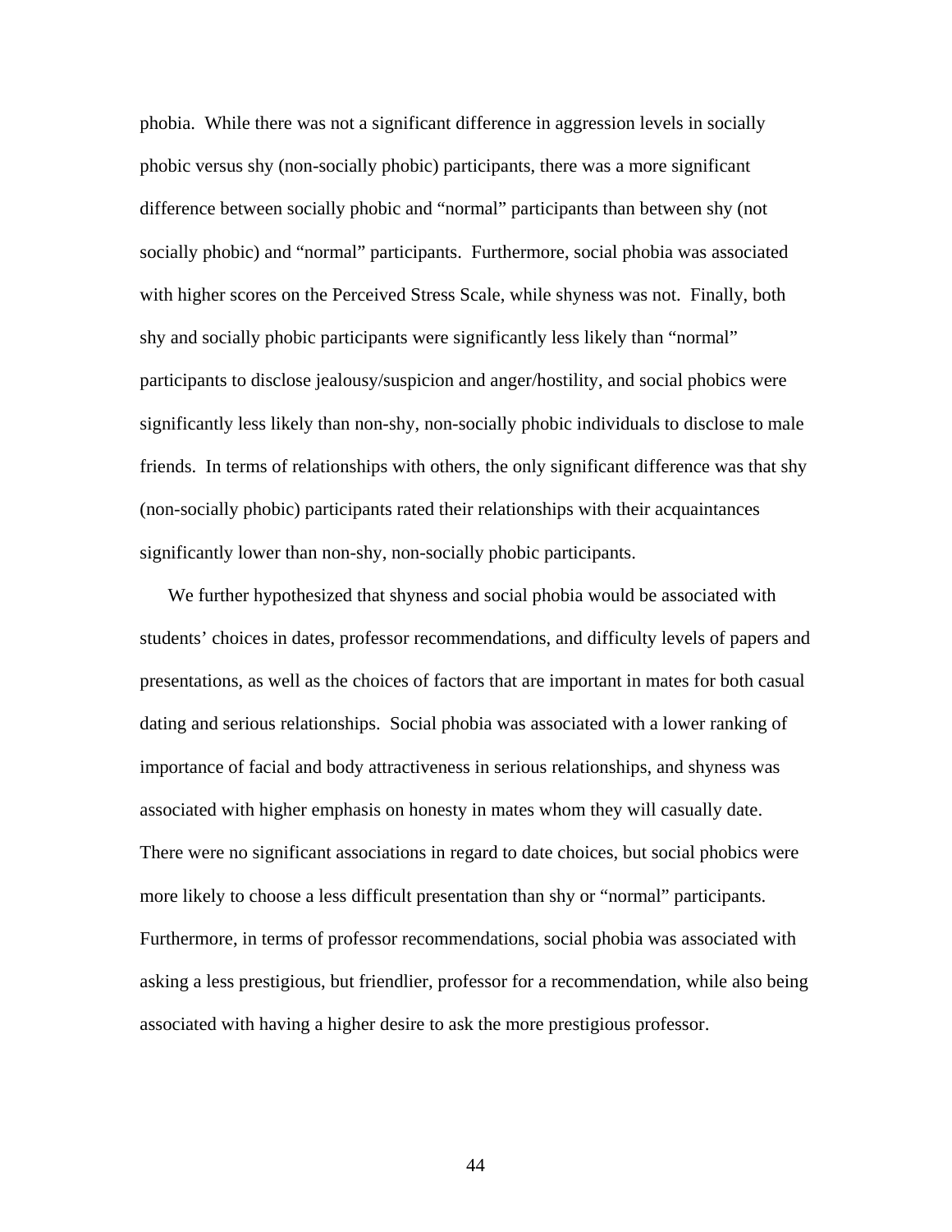phobia. While there was not a significant difference in aggression levels in socially phobic versus shy (non-socially phobic) participants, there was a more significant difference between socially phobic and "normal" participants than between shy (not socially phobic) and "normal" participants. Furthermore, social phobia was associated with higher scores on the Perceived Stress Scale, while shyness was not. Finally, both shy and socially phobic participants were significantly less likely than "normal" participants to disclose jealousy/suspicion and anger/hostility, and social phobics were significantly less likely than non-shy, non-socially phobic individuals to disclose to male friends. In terms of relationships with others, the only significant difference was that shy (non-socially phobic) participants rated their relationships with their acquaintances significantly lower than non-shy, non-socially phobic participants.

We further hypothesized that shyness and social phobia would be associated with students' choices in dates, professor recommendations, and difficulty levels of papers and presentations, as well as the choices of factors that are important in mates for both casual dating and serious relationships. Social phobia was associated with a lower ranking of importance of facial and body attractiveness in serious relationships, and shyness was associated with higher emphasis on honesty in mates whom they will casually date. There were no significant associations in regard to date choices, but social phobics were more likely to choose a less difficult presentation than shy or "normal" participants. Furthermore, in terms of professor recommendations, social phobia was associated with asking a less prestigious, but friendlier, professor for a recommendation, while also being associated with having a higher desire to ask the more prestigious professor.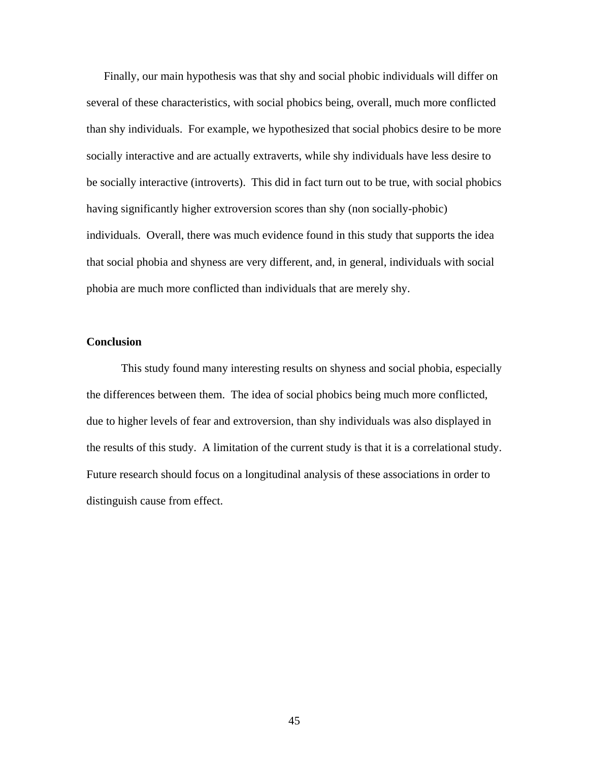Finally, our main hypothesis was that shy and social phobic individuals will differ on several of these characteristics, with social phobics being, overall, much more conflicted than shy individuals. For example, we hypothesized that social phobics desire to be more socially interactive and are actually extraverts, while shy individuals have less desire to be socially interactive (introverts). This did in fact turn out to be true, with social phobics having significantly higher extroversion scores than shy (non socially-phobic) individuals. Overall, there was much evidence found in this study that supports the idea that social phobia and shyness are very different, and, in general, individuals with social phobia are much more conflicted than individuals that are merely shy.

**Conclusion**

This study found many interesting results on shyness and social phobia, especially the differences between them. The idea of social phobics being much more conflicted, due to higher levels of fear and extroversion, than shy individuals was also displayed in the results of this study. A limitation of the current study is that it is a correlational study. Future research should focus on a longitudinal analysis of these associations in order to distinguish cause from effect.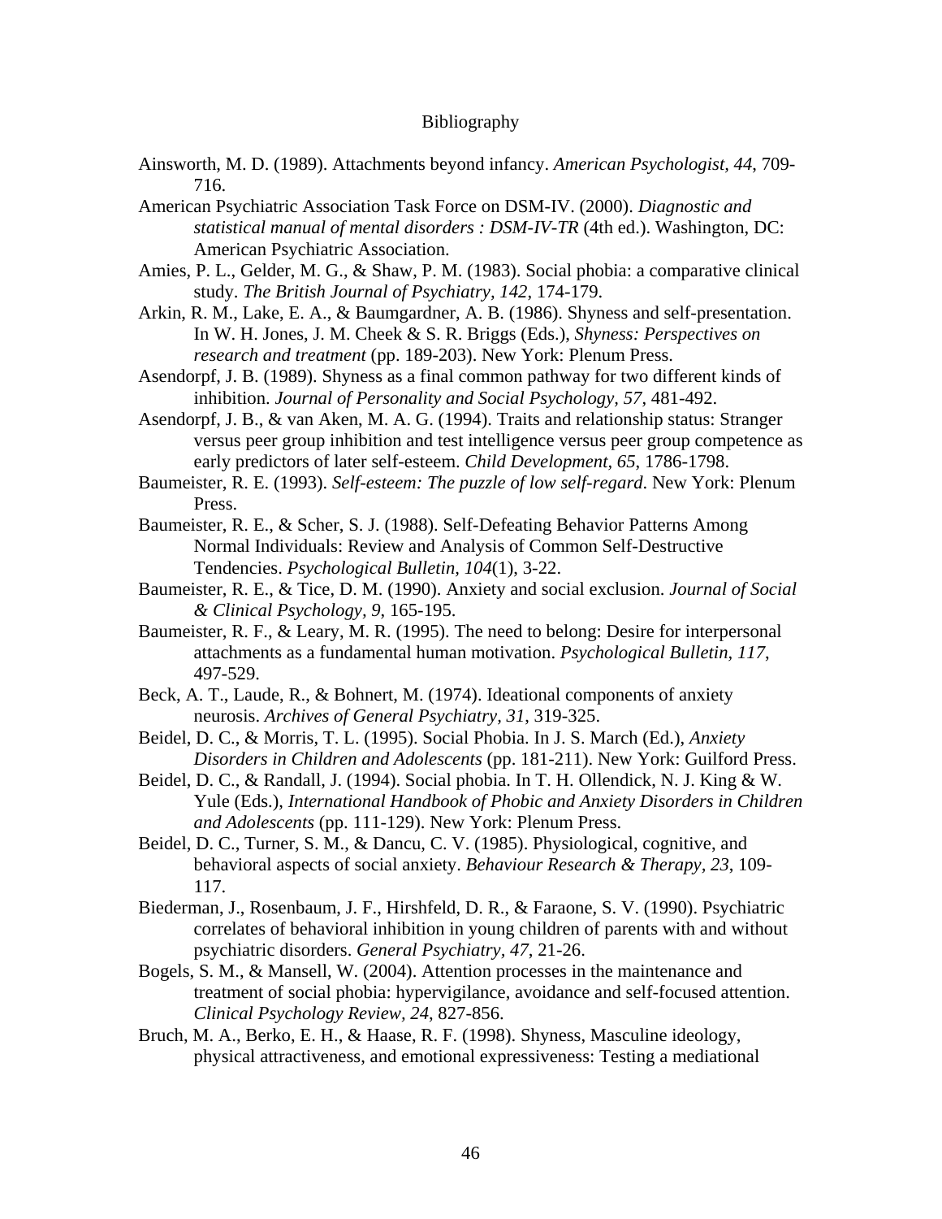# Bibliography

Ainsworth, M. D. (1989). Attachments beyond infancy. *American Psychologist, 44*, 709-716.

American Psychiatric Association Task Force on DSM-IV. (2000). *Diagnostic and statistical manual of mental disorders : DSM-IV-TR* (4th ed.). Washington, DC: American Psychiatric Association.

Amies, P. L., Gelder, M. G., & Shaw, P. M. (1983). Social phobia: a comparative clinical study. *The British Journal of Psychiatry, 142*, 174-179.

Arkin, R. M., Lake, E. A., & Baumgardner, A. B. (1986). Shyness and self-presentation. In W. H. Jones, J. M. Cheek & S. R. Briggs (Eds.), *Shyness: Perspectives on research and treatment* (pp. 189-203). New York: Plenum Press.

Asendorpf, J. B. (1989). Shyness as a final common pathway for two different kinds of inhibition. *Journal of Personality and Social Psychology, 57*, 481-492.

Asendorpf, J. B., & van Aken, M. A. G. (1994). Traits and relationship status: Stranger versus peer group inhibition and test intelligence versus peer group competence as early predictors of later self-esteem. *Child Development, 65*, 1786-1798.

Baumeister, R. E. (1993). *Self-esteem: The puzzle of low self-regard*. New York: Plenum Press.

Baumeister, R. E., & Scher, S. J. (1988). Self-Defeating Behavior Patterns Among Normal Individuals: Review and Analysis of Common Self-Destructive Tendencies. *Psychological Bulletin, 104*(1), 3-22.

Baumeister, R. E., & Tice, D. M. (1990). Anxiety and social exclusion. *Journal of Social & Clinical Psychology, 9*, 165-195.

Baumeister, R. F., & Leary, M. R. (1995). The need to belong: Desire for interpersonal attachments as a fundamental human motivation. *Psychological Bulletin, 117*, 497-529.

Beck, A. T., Laude, R., & Bohnert, M. (1974). Ideational components of anxiety neurosis. *Archives of General Psychiatry, 31*, 319-325.

Beidel, D. C., & Morris, T. L. (1995). Social Phobia. In J. S. March (Ed.), *Anxiety Disorders in Children and Adolescents* (pp. 181-211). New York: Guilford Press.

Beidel, D. C., & Randall, J. (1994). Social phobia. In T. H. Ollendick, N. J. King & W. Yule (Eds.), *International Handbook of Phobic and Anxiety Disorders in Children and Adolescents* (pp. 111-129). New York: Plenum Press.

Beidel, D. C., Turner, S. M., & Dancu, C. V. (1985). Physiological, cognitive, and behavioral aspects of social anxiety. *Behaviour Research & Therapy, 23*, 109-117.

Biederman, J., Rosenbaum, J. F., Hirshfeld, D. R., & Faraone, S. V. (1990). Psychiatric correlates of behavioral inhibition in young children of parents with and without psychiatric disorders. *General Psychiatry, 47*, 21-26.

Bogels, S. M., & Mansell, W. (2004). Attention processes in the maintenance and treatment of social phobia: hypervigilance, avoidance and self-focused attention. *Clinical Psychology Review, 24*, 827-856.

Bruch, M. A., Berko, E. H., & Haase, R. F. (1998). Shyness, Masculine ideology, physical attractiveness, and emotional expressiveness: Testing a mediational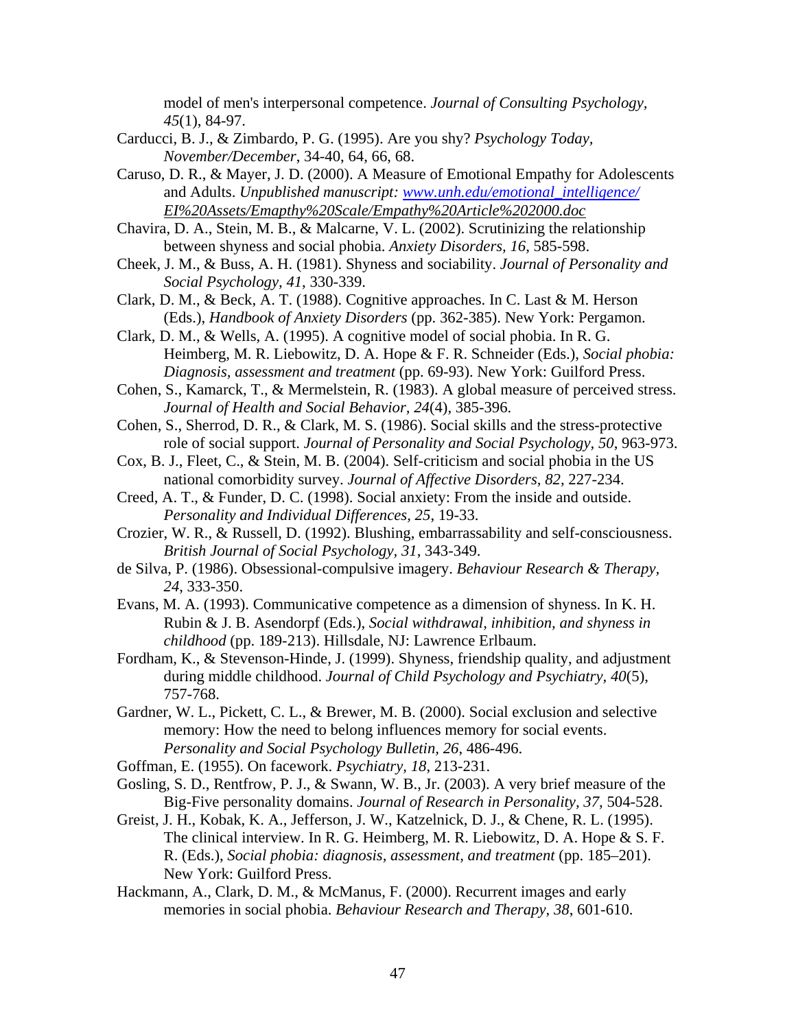model of men's interpersonal competence. *Journal of Consulting Psychology, 45*(1), 84-97.

Carducci, B. J., & Zimbardo, P. G. (1995). Are you shy? *Psychology Today, November/December*, 34-40, 64, 66, 68.

Caruso, D. R., & Mayer, J. D. (2000). A Measure of Emotional Empathy for Adolescents and Adults. *Unpublished manuscript: www.unh.edu/emotional_intelligence/EI%20Assets/Emapthy%20Scale/Empathy%20Article%202000.doc*

Chavira, D. A., Stein, M. B., & Malcarne, V. L. (2002). Scrutinizing the relationship between shyness and social phobia. *Anxiety Disorders, 16*, 585-598.

Cheek, J. M., & Buss, A. H. (1981). Shyness and sociability. *Journal of Personality and Social Psychology, 41*, 330-339.

Clark, D. M., & Beck, A. T. (1988). Cognitive approaches. In C. Last & M. Herson (Eds.), *Handbook of Anxiety Disorders* (pp. 362-385). New York: Pergamon.

Clark, D. M., & Wells, A. (1995). A cognitive model of social phobia. In R. G. Heimberg, M. R. Liebowitz, D. A. Hope & F. R. Schneider (Eds.), *Social phobia: Diagnosis, assessment and treatment* (pp. 69-93). New York: Guilford Press.

Cohen, S., Kamarck, T., & Mermelstein, R. (1983). A global measure of perceived stress. *Journal of Health and Social Behavior, 24*(4), 385-396.

Cohen, S., Sherrod, D. R., & Clark, M. S. (1986). Social skills and the stress-protective role of social support. *Journal of Personality and Social Psychology, 50*, 963-973.

Cox, B. J., Fleet, C., & Stein, M. B. (2004). Self-criticism and social phobia in the US national comorbidity survey. *Journal of Affective Disorders, 82*, 227-234.

Creed, A. T., & Funder, D. C. (1998). Social anxiety: From the inside and outside. *Personality and Individual Differences, 25*, 19-33.

Crozier, W. R., & Russell, D. (1992). Blushing, embarrassability and self-consciousness. *British Journal of Social Psychology, 31*, 343-349.

de Silva, P. (1986). Obsessional-compulsive imagery. *Behaviour Research & Therapy, 24*, 333-350.

Evans, M. A. (1993). Communicative competence as a dimension of shyness. In K. H. Rubin & J. B. Asendorpf (Eds.), *Social withdrawal, inhibition, and shyness in childhood* (pp. 189-213). Hillsdale, NJ: Lawrence Erlbaum.

Fordham, K., & Stevenson-Hinde, J. (1999). Shyness, friendship quality, and adjustment during middle childhood. *Journal of Child Psychology and Psychiatry, 40*(5), 757-768.

Gardner, W. L., Pickett, C. L., & Brewer, M. B. (2000). Social exclusion and selective memory: How the need to belong influences memory for social events. *Personality and Social Psychology Bulletin, 26*, 486-496.

Goffman, E. (1955). On facework. *Psychiatry, 18*, 213-231.

Gosling, S. D., Rentfrow, P. J., & Swann, W. B., Jr. (2003). A very brief measure of the Big-Five personality domains. *Journal of Research in Personality, 37*, 504-528.

Greist, J. H., Kobak, K. A., Jefferson, J. W., Katzelnick, D. J., & Chene, R. L. (1995). The clinical interview. In R. G. Heimberg, M. R. Liebowitz, D. A. Hope & S. F. R. (Eds.), *Social phobia: diagnosis, assessment, and treatment* (pp. 185–201). New York: Guilford Press.

Hackmann, A., Clark, D. M., & McManus, F. (2000). Recurrent images and early memories in social phobia. *Behaviour Research and Therapy, 38*, 601-610.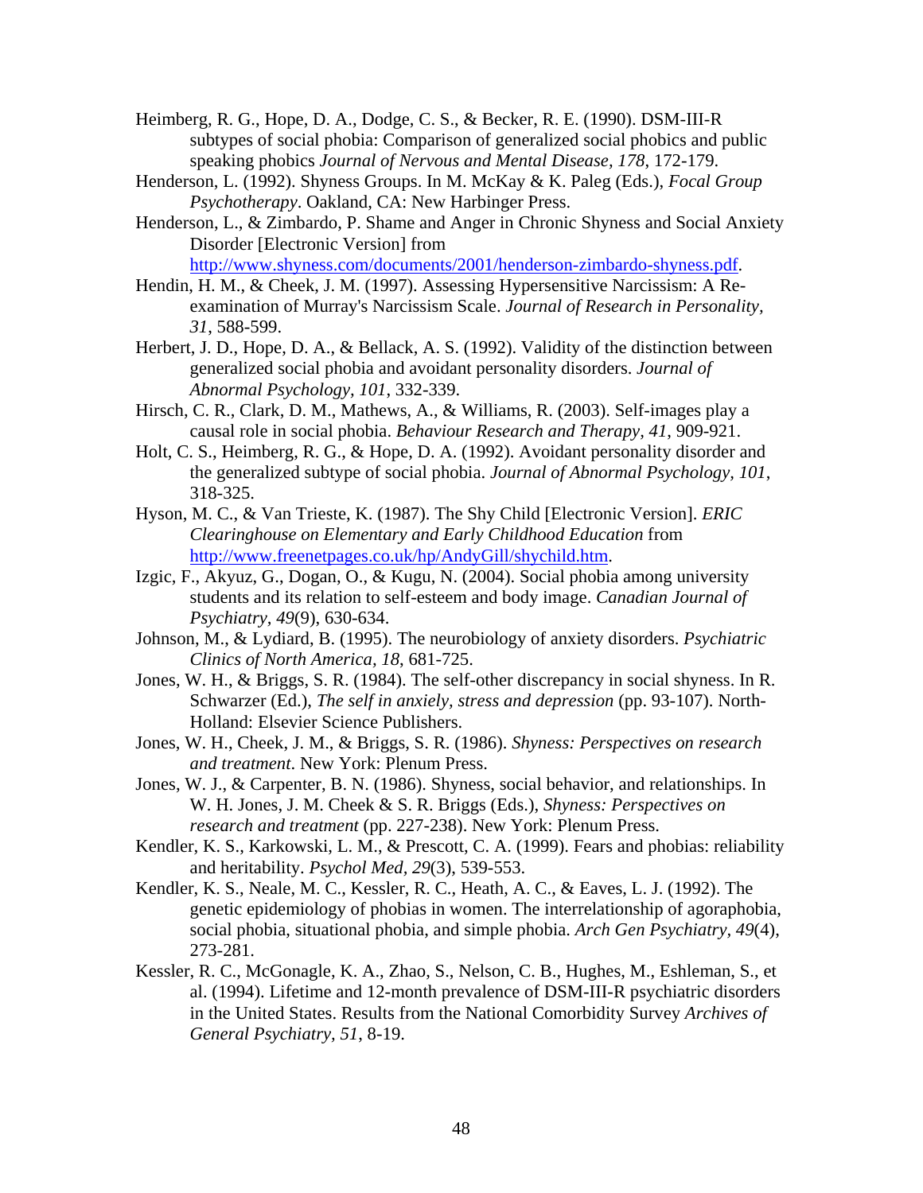Heimberg, R. G., Hope, D. A., Dodge, C. S., & Becker, R. E. (1990). DSM-III-R subtypes of social phobia: Comparison of generalized social phobics and public speaking phobics *Journal of Nervous and Mental Disease, 178*, 172-179.

Henderson, L. (1992). Shyness Groups. In M. McKay & K. Paleg (Eds.), *Focal Group Psychotherapy*. Oakland, CA: New Harbinger Press.

Henderson, L., & Zimbardo, P. Shame and Anger in Chronic Shyness and Social Anxiety Disorder [Electronic Version] from http://www.shyness.com/documents/2001/henderson-zimbardo-shyness.pdf.

Hendin, H. M., & Cheek, J. M. (1997). Assessing Hypersensitive Narcissism: A Re-examination of Murray's Narcissism Scale. *Journal of Research in Personality, 31*, 588-599.

Herbert, J. D., Hope, D. A., & Bellack, A. S. (1992). Validity of the distinction between generalized social phobia and avoidant personality disorders. *Journal of Abnormal Psychology, 101*, 332-339.

Hirsch, C. R., Clark, D. M., Mathews, A., & Williams, R. (2003). Self-images play a causal role in social phobia. *Behaviour Research and Therapy, 41*, 909-921.

Holt, C. S., Heimberg, R. G., & Hope, D. A. (1992). Avoidant personality disorder and the generalized subtype of social phobia. *Journal of Abnormal Psychology, 101*, 318-325.

Hyson, M. C., & Van Trieste, K. (1987). The Shy Child [Electronic Version]. *ERIC Clearinghouse on Elementary and Early Childhood Education* from http://www.freenetpages.co.uk/hp/AndyGill/shychild.htm.

Izgic, F., Akyuz, G., Dogan, O., & Kugu, N. (2004). Social phobia among university students and its relation to self-esteem and body image. *Canadian Journal of Psychiatry, 49*(9), 630-634.

Johnson, M., & Lydiard, B. (1995). The neurobiology of anxiety disorders. *Psychiatric Clinics of North America, 18*, 681-725.

Jones, W. H., & Briggs, S. R. (1984). The self-other discrepancy in social shyness. In R. Schwarzer (Ed.), *The self in anxiely, stress and depression* (pp. 93-107). North-Holland: Elsevier Science Publishers.

Jones, W. H., Cheek, J. M., & Briggs, S. R. (1986). *Shyness: Perspectives on research and treatment*. New York: Plenum Press.

Jones, W. J., & Carpenter, B. N. (1986). Shyness, social behavior, and relationships. In W. H. Jones, J. M. Cheek & S. R. Briggs (Eds.), *Shyness: Perspectives on research and treatment* (pp. 227-238). New York: Plenum Press.

Kendler, K. S., Karkowski, L. M., & Prescott, C. A. (1999). Fears and phobias: reliability and heritability. *Psychol Med, 29*(3), 539-553.

Kendler, K. S., Neale, M. C., Kessler, R. C., Heath, A. C., & Eaves, L. J. (1992). The genetic epidemiology of phobias in women. The interrelationship of agoraphobia, social phobia, situational phobia, and simple phobia. *Arch Gen Psychiatry, 49*(4), 273-281.

Kessler, R. C., McGonagle, K. A., Zhao, S., Nelson, C. B., Hughes, M., Eshleman, S., et al. (1994). Lifetime and 12-month prevalence of DSM-III-R psychiatric disorders in the United States. Results from the National Comorbidity Survey *Archives of General Psychiatry, 51*, 8-19.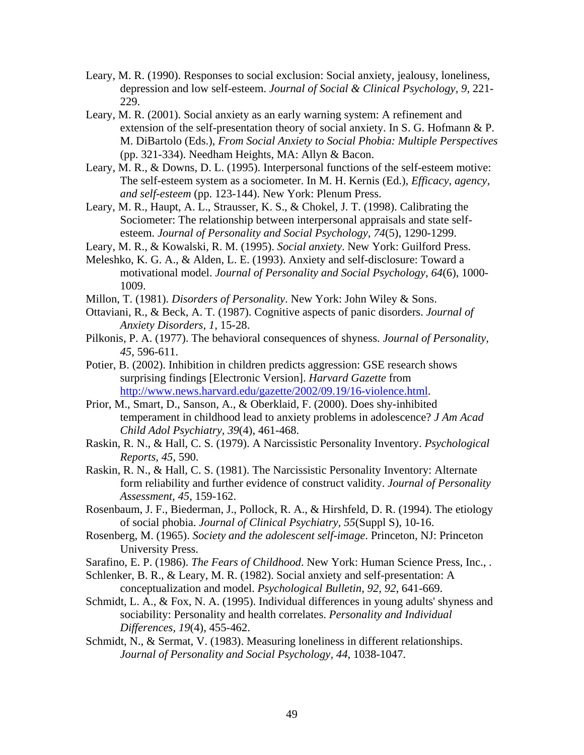Leary, M. R. (1990). Responses to social exclusion: Social anxiety, jealousy, loneliness, depression and low self-esteem. *Journal of Social & Clinical Psychology, 9*, 221-229.

Leary, M. R. (2001). Social anxiety as an early warning system: A refinement and extension of the self-presentation theory of social anxiety. In S. G. Hofmann & P. M. DiBartolo (Eds.), *From Social Anxiety to Social Phobia: Multiple Perspectives* (pp. 321-334). Needham Heights, MA: Allyn & Bacon.

Leary, M. R., & Downs, D. L. (1995). Interpersonal functions of the self-esteem motive: The self-esteem system as a sociometer. In M. H. Kernis (Ed.), *Efficacy, agency, and self-esteem* (pp. 123-144). New York: Plenum Press.

Leary, M. R., Haupt, A. L., Strausser, K. S., & Chokel, J. T. (1998). Calibrating the Sociometer: The relationship between interpersonal appraisals and state self-esteem. *Journal of Personality and Social Psychology, 74*(5), 1290-1299.

Leary, M. R., & Kowalski, R. M. (1995). *Social anxiety*. New York: Guilford Press.

Meleshko, K. G. A., & Alden, L. E. (1993). Anxiety and self-disclosure: Toward a motivational model. *Journal of Personality and Social Psychology, 64*(6), 1000-1009.

Millon, T. (1981). *Disorders of Personality*. New York: John Wiley & Sons.

Ottaviani, R., & Beck, A. T. (1987). Cognitive aspects of panic disorders. *Journal of Anxiety Disorders, 1*, 15-28.

Pilkonis, P. A. (1977). The behavioral consequences of shyness. *Journal of Personality, 45*, 596-611.

Potier, B. (2002). Inhibition in children predicts aggression: GSE research shows surprising findings [Electronic Version]. *Harvard Gazette* from http://www.news.harvard.edu/gazette/2002/09.19/16-violence.html.

Prior, M., Smart, D., Sanson, A., & Oberklaid, F. (2000). Does shy-inhibited temperament in childhood lead to anxiety problems in adolescence? *J Am Acad Child Adol Psychiatry, 39*(4), 461-468.

Raskin, R. N., & Hall, C. S. (1979). A Narcissistic Personality Inventory. *Psychological Reports, 45*, 590.

Raskin, R. N., & Hall, C. S. (1981). The Narcissistic Personality Inventory: Alternate form reliability and further evidence of construct validity. *Journal of Personality Assessment, 45*, 159-162.

Rosenbaum, J. F., Biederman, J., Pollock, R. A., & Hirshfeld, D. R. (1994). The etiology of social phobia. *Journal of Clinical Psychiatry, 55*(Suppl S), 10-16.

Rosenberg, M. (1965). *Society and the adolescent self-image*. Princeton, NJ: Princeton University Press.

Sarafino, E. P. (1986). *The Fears of Childhood*. New York: Human Science Press, Inc., .

Schlenker, B. R., & Leary, M. R. (1982). Social anxiety and self-presentation: A conceptualization and model. *Psychological Bulletin, 92, 92*, 641-669.

Schmidt, L. A., & Fox, N. A. (1995). Individual differences in young adults' shyness and sociability: Personality and health correlates. *Personality and Individual Differences, 19*(4), 455-462.

Schmidt, N., & Sermat, V. (1983). Measuring loneliness in different relationships. *Journal of Personality and Social Psychology, 44*, 1038-1047.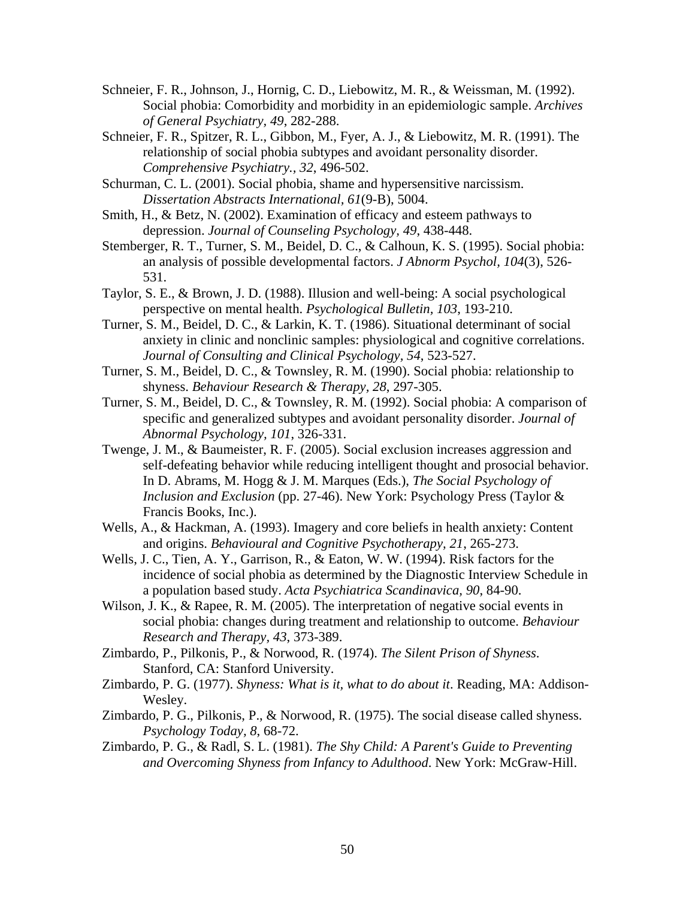Schneier, F. R., Johnson, J., Hornig, C. D., Liebowitz, M. R., & Weissman, M. (1992). Social phobia: Comorbidity and morbidity in an epidemiologic sample. *Archives of General Psychiatry, 49*, 282-288.

Schneier, F. R., Spitzer, R. L., Gibbon, M., Fyer, A. J., & Liebowitz, M. R. (1991). The relationship of social phobia subtypes and avoidant personality disorder. *Comprehensive Psychiatry., 32*, 496-502.

Schurman, C. L. (2001). Social phobia, shame and hypersensitive narcissism. *Dissertation Abstracts International, 61*(9-B), 5004.

Smith, H., & Betz, N. (2002). Examination of efficacy and esteem pathways to depression. *Journal of Counseling Psychology, 49*, 438-448.

Stemberger, R. T., Turner, S. M., Beidel, D. C., & Calhoun, K. S. (1995). Social phobia: an analysis of possible developmental factors. *J Abnorm Psychol, 104*(3), 526-531.

Taylor, S. E., & Brown, J. D. (1988). Illusion and well-being: A social psychological perspective on mental health. *Psychological Bulletin, 103*, 193-210.

Turner, S. M., Beidel, D. C., & Larkin, K. T. (1986). Situational determinant of social anxiety in clinic and nonclinic samples: physiological and cognitive correlations. *Journal of Consulting and Clinical Psychology, 54*, 523-527.

Turner, S. M., Beidel, D. C., & Townsley, R. M. (1990). Social phobia: relationship to shyness. *Behaviour Research & Therapy, 28*, 297-305.

Turner, S. M., Beidel, D. C., & Townsley, R. M. (1992). Social phobia: A comparison of specific and generalized subtypes and avoidant personality disorder. *Journal of Abnormal Psychology, 101*, 326-331.

Twenge, J. M., & Baumeister, R. F. (2005). Social exclusion increases aggression and self-defeating behavior while reducing intelligent thought and prosocial behavior. In D. Abrams, M. Hogg & J. M. Marques (Eds.), *The Social Psychology of Inclusion and Exclusion* (pp. 27-46). New York: Psychology Press (Taylor & Francis Books, Inc.).

Wells, A., & Hackman, A. (1993). Imagery and core beliefs in health anxiety: Content and origins. *Behavioural and Cognitive Psychotherapy, 21*, 265-273.

Wells, J. C., Tien, A. Y., Garrison, R., & Eaton, W. W. (1994). Risk factors for the incidence of social phobia as determined by the Diagnostic Interview Schedule in a population based study. *Acta Psychiatrica Scandinavica, 90*, 84-90.

Wilson, J. K., & Rapee, R. M. (2005). The interpretation of negative social events in social phobia: changes during treatment and relationship to outcome. *Behaviour Research and Therapy, 43*, 373-389.

Zimbardo, P., Pilkonis, P., & Norwood, R. (1974). *The Silent Prison of Shyness*. Stanford, CA: Stanford University.

Zimbardo, P. G. (1977). *Shyness: What is it, what to do about it*. Reading, MA: Addison-Wesley.

Zimbardo, P. G., Pilkonis, P., & Norwood, R. (1975). The social disease called shyness. *Psychology Today, 8*, 68-72.

Zimbardo, P. G., & Radl, S. L. (1981). *The Shy Child: A Parent's Guide to Preventing and Overcoming Shyness from Infancy to Adulthood*. New York: McGraw-Hill.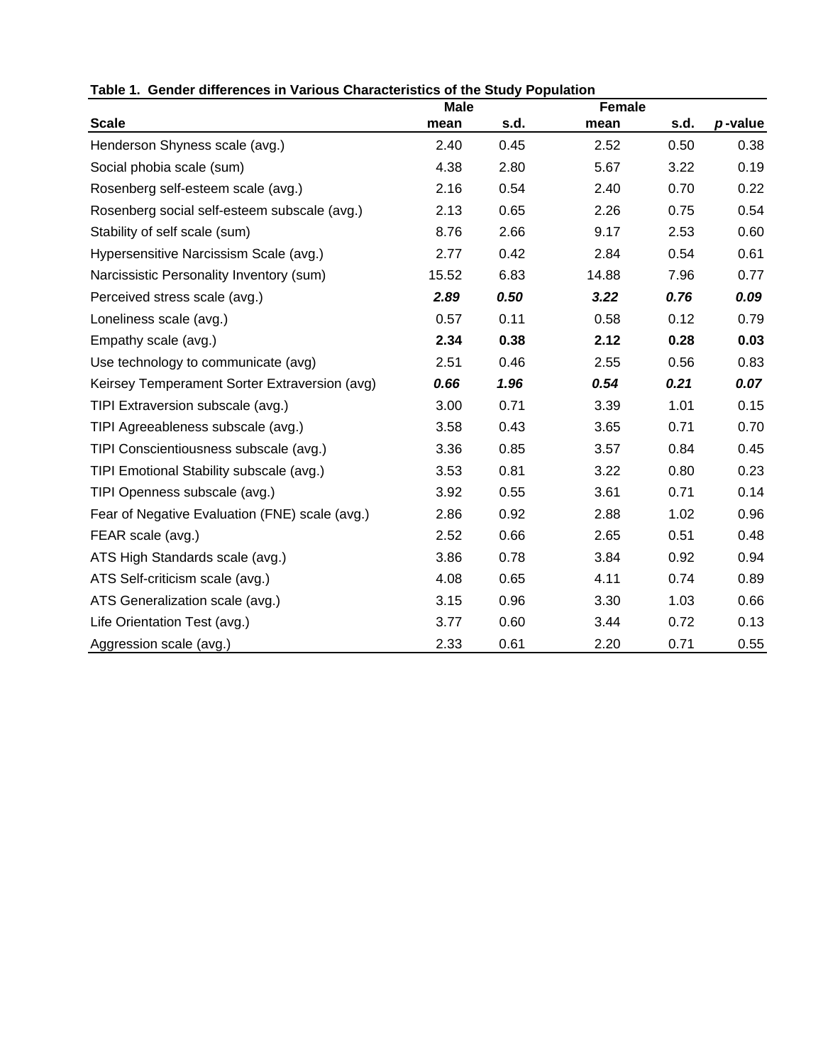**Table 1. Gender differences in Various Characteristics of the Study Population**

| | Male | | Female | | |
|---|---|---|---|---|---|
| **Scale** | **mean** | **s.d.** | **mean** | **s.d.** | ***p*-value** |
| Henderson Shyness scale (avg.) | 2.40 | 0.45 | 2.52 | 0.50 | 0.38 |
| Social phobia scale (sum) | 4.38 | 2.80 | 5.67 | 3.22 | 0.19 |
| Rosenberg self-esteem scale (avg.) | 2.16 | 0.54 | 2.40 | 0.70 | 0.22 |
| Rosenberg social self-esteem subscale (avg.) | 2.13 | 0.65 | 2.26 | 0.75 | 0.54 |
| Stability of self scale (sum) | 8.76 | 2.66 | 9.17 | 2.53 | 0.60 |
| Hypersensitive Narcissism Scale (avg.) | 2.77 | 0.42 | 2.84 | 0.54 | 0.61 |
| Narcissistic Personality Inventory (sum) | 15.52 | 6.83 | 14.88 | 7.96 | 0.77 |
| Perceived stress scale (avg.) | ***2.89*** | ***0.50*** | ***3.22*** | ***0.76*** | ***0.09*** |
| Loneliness scale (avg.) | 0.57 | 0.11 | 0.58 | 0.12 | 0.79 |
| Empathy scale (avg.) | **2.34** | **0.38** | **2.12** | **0.28** | **0.03** |
| Use technology to communicate (avg) | 2.51 | 0.46 | 2.55 | 0.56 | 0.83 |
| Keirsey Temperament Sorter Extraversion (avg) | ***0.66*** | ***1.96*** | ***0.54*** | ***0.21*** | ***0.07*** |
| TIPI Extraversion subscale (avg.) | 3.00 | 0.71 | 3.39 | 1.01 | 0.15 |
| TIPI Agreeableness subscale (avg.) | 3.58 | 0.43 | 3.65 | 0.71 | 0.70 |
| TIPI Conscientiousness subscale (avg.) | 3.36 | 0.85 | 3.57 | 0.84 | 0.45 |
| TIPI Emotional Stability subscale (avg.) | 3.53 | 0.81 | 3.22 | 0.80 | 0.23 |
| TIPI Openness subscale (avg.) | 3.92 | 0.55 | 3.61 | 0.71 | 0.14 |
| Fear of Negative Evaluation (FNE) scale (avg.) | 2.86 | 0.92 | 2.88 | 1.02 | 0.96 |
| FEAR scale (avg.) | 2.52 | 0.66 | 2.65 | 0.51 | 0.48 |
| ATS High Standards scale (avg.) | 3.86 | 0.78 | 3.84 | 0.92 | 0.94 |
| ATS Self-criticism scale (avg.) | 4.08 | 0.65 | 4.11 | 0.74 | 0.89 |
| ATS Generalization scale (avg.) | 3.15 | 0.96 | 3.30 | 1.03 | 0.66 |
| Life Orientation Test (avg.) | 3.77 | 0.60 | 3.44 | 0.72 | 0.13 |
| Aggression scale (avg.) | 2.33 | 0.61 | 2.20 | 0.71 | 0.55 |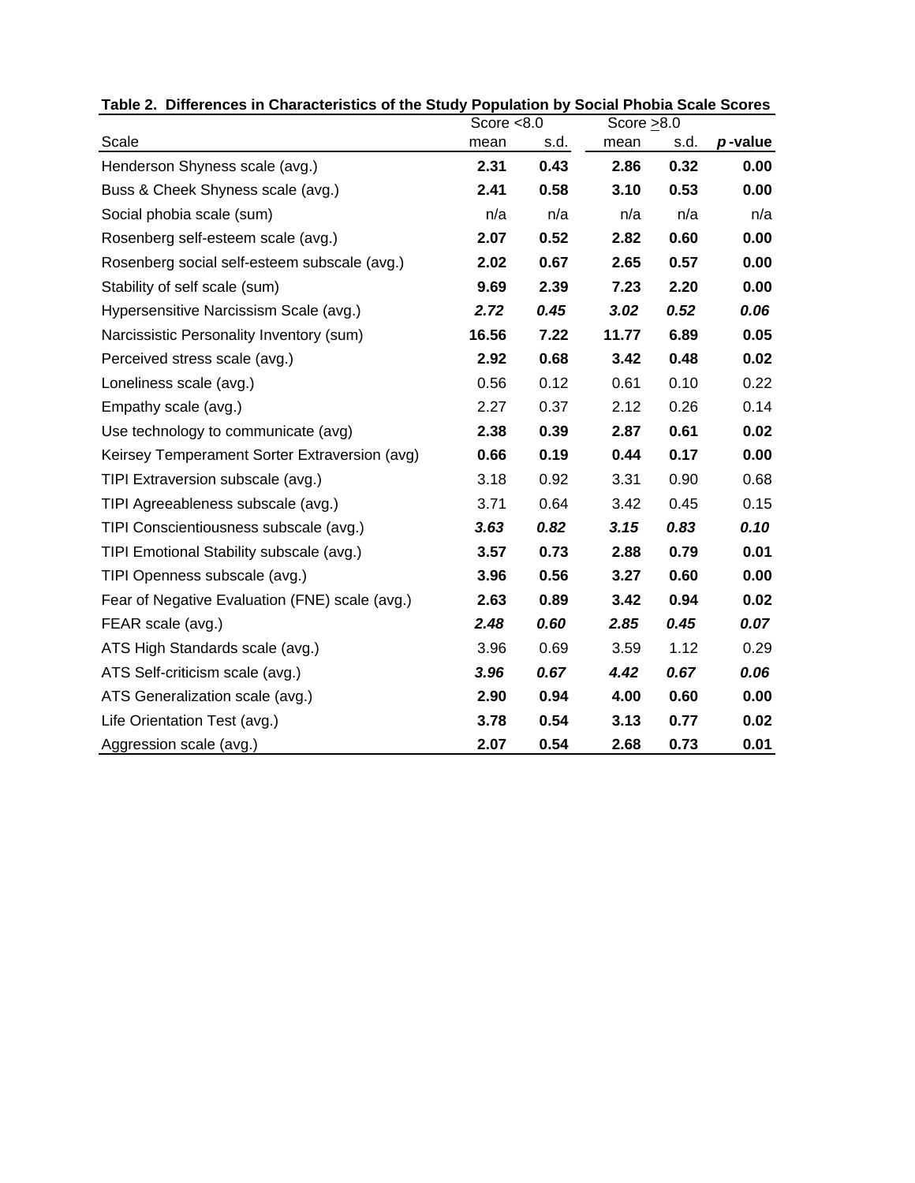**Table 2. Differences in Characteristics of the Study Population by Social Phobia Scale Scores**

| | Score <8.0 | | Score ≥8.0 | | |
|---|---|---|---|---|---|
| Scale | mean | s.d. | mean | s.d. | *p*-value |
| Henderson Shyness scale (avg.) | **2.31** | **0.43** | **2.86** | **0.32** | **0.00** |
| Buss & Cheek Shyness scale (avg.) | **2.41** | **0.58** | **3.10** | **0.53** | **0.00** |
| Social phobia scale (sum) | n/a | n/a | n/a | n/a | n/a |
| Rosenberg self-esteem scale (avg.) | **2.07** | **0.52** | **2.82** | **0.60** | **0.00** |
| Rosenberg social self-esteem subscale (avg.) | **2.02** | **0.67** | **2.65** | **0.57** | **0.00** |
| Stability of self scale (sum) | **9.69** | **2.39** | **7.23** | **2.20** | **0.00** |
| Hypersensitive Narcissism Scale (avg.) | ***2.72*** | ***0.45*** | ***3.02*** | ***0.52*** | ***0.06*** |
| Narcissistic Personality Inventory (sum) | **16.56** | **7.22** | **11.77** | **6.89** | **0.05** |
| Perceived stress scale (avg.) | **2.92** | **0.68** | **3.42** | **0.48** | **0.02** |
| Loneliness scale (avg.) | 0.56 | 0.12 | 0.61 | 0.10 | 0.22 |
| Empathy scale (avg.) | 2.27 | 0.37 | 2.12 | 0.26 | 0.14 |
| Use technology to communicate (avg) | **2.38** | **0.39** | **2.87** | **0.61** | **0.02** |
| Keirsey Temperament Sorter Extraversion (avg) | **0.66** | **0.19** | **0.44** | **0.17** | **0.00** |
| TIPI Extraversion subscale (avg.) | 3.18 | 0.92 | 3.31 | 0.90 | 0.68 |
| TIPI Agreeableness subscale (avg.) | 3.71 | 0.64 | 3.42 | 0.45 | 0.15 |
| TIPI Conscientiousness subscale (avg.) | ***3.63*** | ***0.82*** | ***3.15*** | ***0.83*** | ***0.10*** |
| TIPI Emotional Stability subscale (avg.) | **3.57** | **0.73** | **2.88** | **0.79** | **0.01** |
| TIPI Openness subscale (avg.) | **3.96** | **0.56** | **3.27** | **0.60** | **0.00** |
| Fear of Negative Evaluation (FNE) scale (avg.) | **2.63** | **0.89** | **3.42** | **0.94** | **0.02** |
| FEAR scale (avg.) | ***2.48*** | ***0.60*** | ***2.85*** | ***0.45*** | ***0.07*** |
| ATS High Standards scale (avg.) | 3.96 | 0.69 | 3.59 | 1.12 | 0.29 |
| ATS Self-criticism scale (avg.) | ***3.96*** | ***0.67*** | ***4.42*** | ***0.67*** | ***0.06*** |
| ATS Generalization scale (avg.) | **2.90** | **0.94** | **4.00** | **0.60** | **0.00** |
| Life Orientation Test (avg.) | **3.78** | **0.54** | **3.13** | **0.77** | **0.02** |
| Aggression scale (avg.) | **2.07** | **0.54** | **2.68** | **0.73** | **0.01** |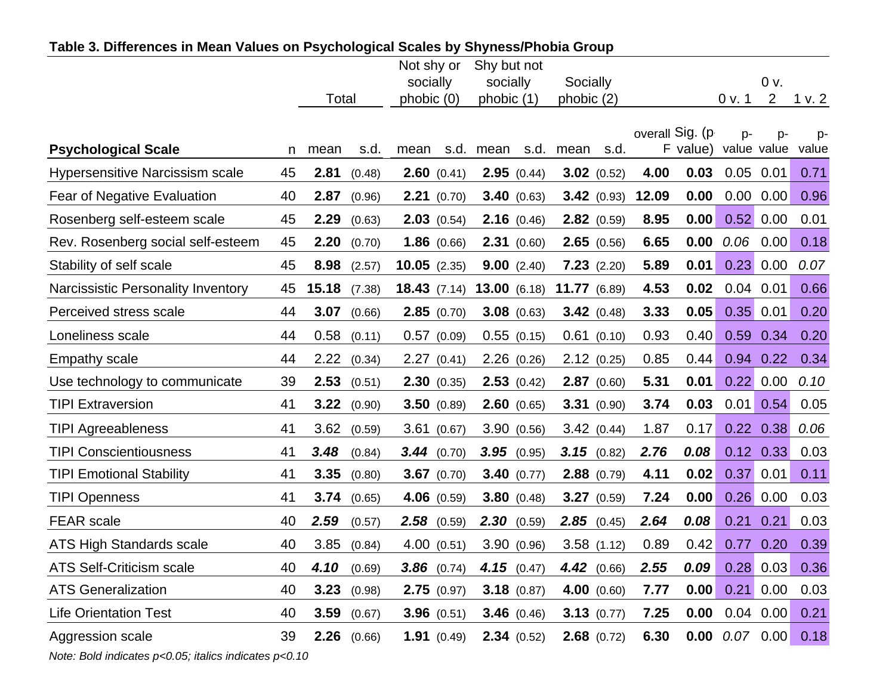**Table 3. Differences in Mean Values on Psychological Scales by Shyness/Phobia Group**

| | | Total | | Not shy or socially phobic (0) | | Shy but not socially phobic (1) | | Socially phobic (2) | | | | 0 v. 1 | 0 v. 2 | 1 v. 2 |
|---|---|---|---|---|---|---|---|---|---|---|---|---|---|---|
| **Psychological Scale** | n | mean | s.d. | mean | s.d. | mean | s.d. | mean | s.d. | overall F | Sig. (p value) | p-value | p-value | p-value |
| Hypersensitive Narcissism scale | 45 | **2.81** | (0.48) | **2.60** | (0.41) | **2.95** | (0.44) | **3.02** | (0.52) | **4.00** | **0.03** | 0.05 | 0.01 | 0.71 |
| Fear of Negative Evaluation | 40 | **2.87** | (0.96) | **2.21** | (0.70) | **3.40** | (0.63) | **3.42** | (0.93) | **12.09** | **0.00** | 0.00 | 0.00 | 0.96 |
| Rosenberg self-esteem scale | 45 | **2.29** | (0.63) | **2.03** | (0.54) | **2.16** | (0.46) | **2.82** | (0.59) | **8.95** | **0.00** | 0.52 | 0.00 | 0.01 |
| Rev. Rosenberg social self-esteem | 45 | **2.20** | (0.70) | **1.86** | (0.66) | **2.31** | (0.60) | **2.65** | (0.56) | **6.65** | **0.00** | *0.06* | 0.00 | 0.18 |
| Stability of self scale | 45 | **8.98** | (2.57) | **10.05** | (2.35) | **9.00** | (2.40) | **7.23** | (2.20) | **5.89** | **0.01** | 0.23 | 0.00 | *0.07* |
| Narcissistic Personality Inventory | 45 | **15.18** | (7.38) | **18.43** | (7.14) | **13.00** | (6.18) | **11.77** | (6.89) | **4.53** | **0.02** | 0.04 | 0.01 | 0.66 |
| Perceived stress scale | 44 | **3.07** | (0.66) | **2.85** | (0.70) | **3.08** | (0.63) | **3.42** | (0.48) | **3.33** | **0.05** | 0.35 | 0.01 | 0.20 |
| Loneliness scale | 44 | 0.58 | (0.11) | 0.57 | (0.09) | 0.55 | (0.15) | 0.61 | (0.10) | 0.93 | 0.40 | 0.59 | 0.34 | 0.20 |
| Empathy scale | 44 | 2.22 | (0.34) | 2.27 | (0.41) | 2.26 | (0.26) | 2.12 | (0.25) | 0.85 | 0.44 | 0.94 | 0.22 | 0.34 |
| Use technology to communicate | 39 | **2.53** | (0.51) | **2.30** | (0.35) | **2.53** | (0.42) | **2.87** | (0.60) | **5.31** | **0.01** | 0.22 | 0.00 | *0.10* |
| TIPI Extraversion | 41 | **3.22** | (0.90) | **3.50** | (0.89) | **2.60** | (0.65) | **3.31** | (0.90) | **3.74** | **0.03** | 0.01 | 0.54 | 0.05 |
| TIPI Agreeableness | 41 | 3.62 | (0.59) | 3.61 | (0.67) | 3.90 | (0.56) | 3.42 | (0.44) | 1.87 | 0.17 | 0.22 | 0.38 | *0.06* |
| TIPI Conscientiousness | 41 | ***3.48*** | (0.84) | ***3.44*** | (0.70) | ***3.95*** | (0.95) | ***3.15*** | (0.82) | ***2.76*** | ***0.08*** | 0.12 | 0.33 | 0.03 |
| TIPI Emotional Stability | 41 | **3.35** | (0.80) | **3.67** | (0.70) | **3.40** | (0.77) | **2.88** | (0.79) | **4.11** | **0.02** | 0.37 | 0.01 | 0.11 |
| TIPI Openness | 41 | **3.74** | (0.65) | **4.06** | (0.59) | **3.80** | (0.48) | **3.27** | (0.59) | **7.24** | **0.00** | 0.26 | 0.00 | 0.03 |
| FEAR scale | 40 | ***2.59*** | (0.57) | ***2.58*** | (0.59) | ***2.30*** | (0.59) | ***2.85*** | (0.45) | ***2.64*** | ***0.08*** | 0.21 | 0.21 | 0.03 |
| ATS High Standards scale | 40 | 3.85 | (0.84) | 4.00 | (0.51) | 3.90 | (0.96) | 3.58 | (1.12) | 0.89 | 0.42 | 0.77 | 0.20 | 0.39 |
| ATS Self-Criticism scale | 40 | ***4.10*** | (0.69) | ***3.86*** | (0.74) | ***4.15*** | (0.47) | ***4.42*** | (0.66) | ***2.55*** | ***0.09*** | 0.28 | 0.03 | 0.36 |
| ATS Generalization | 40 | **3.23** | (0.98) | **2.75** | (0.97) | **3.18** | (0.87) | **4.00** | (0.60) | **7.77** | **0.00** | 0.21 | 0.00 | 0.03 |
| Life Orientation Test | 40 | **3.59** | (0.67) | **3.96** | (0.51) | **3.46** | (0.46) | **3.13** | (0.77) | **7.25** | **0.00** | 0.04 | 0.00 | 0.21 |
| Aggression scale | 39 | **2.26** | (0.66) | **1.91** | (0.49) | **2.34** | (0.52) | **2.68** | (0.72) | **6.30** | **0.00** | *0.07* | 0.00 | 0.18 |

*Note: Bold indicates p<0.05; italics indicates p<0.10*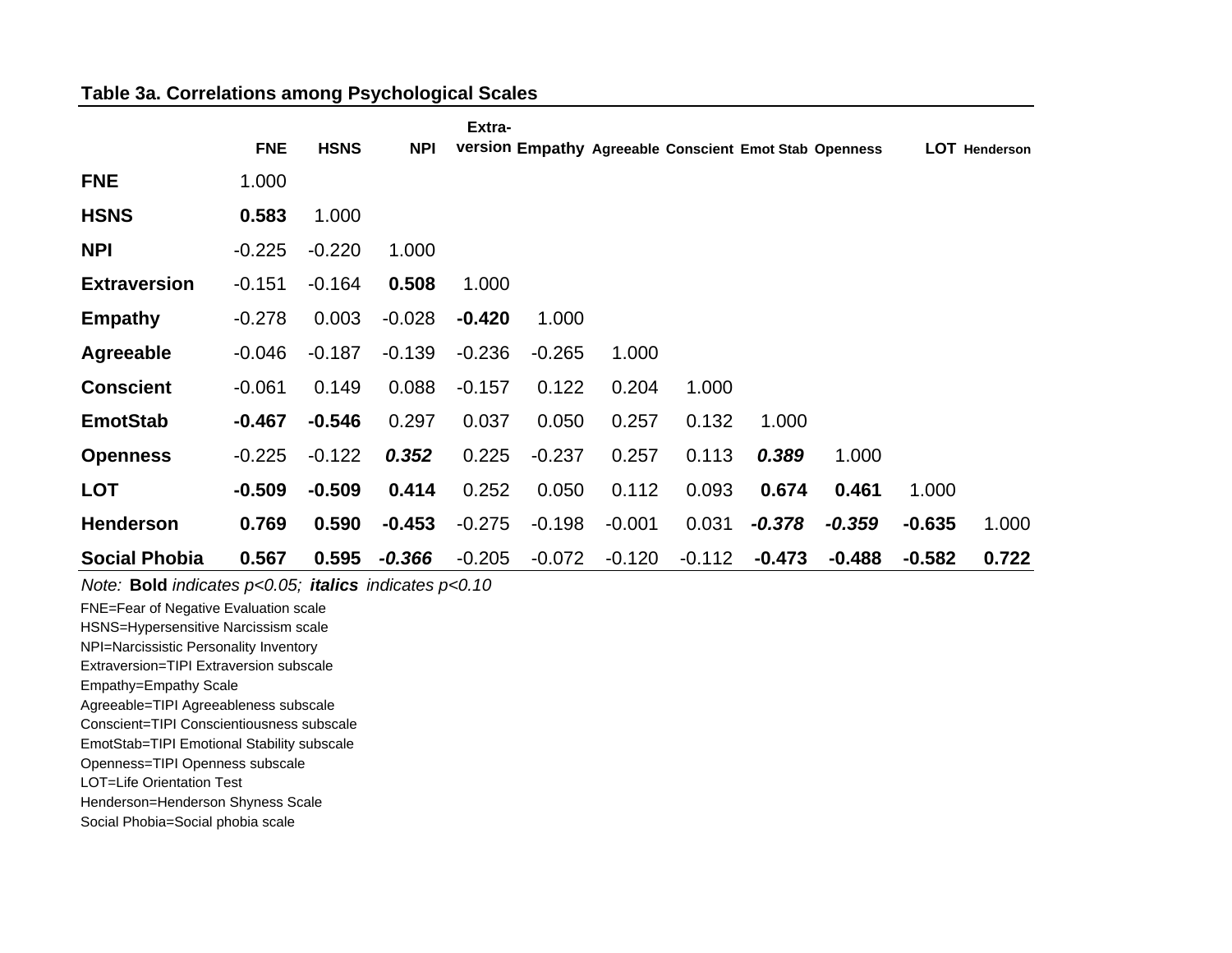**Table 3a. Correlations among Psychological Scales**

| | FNE | HSNS | NPI | Extra-version | Empathy | Agreeable | Conscient | Emot Stab | Openness | LOT | Henderson |
|---|---|---|---|---|---|---|---|---|---|---|---|
| **FNE** | 1.000 | | | | | | | | | | |
| **HSNS** | **0.583** | 1.000 | | | | | | | | | |
| **NPI** | -0.225 | -0.220 | 1.000 | | | | | | | | |
| **Extraversion** | -0.151 | -0.164 | **0.508** | 1.000 | | | | | | | |
| **Empathy** | -0.278 | 0.003 | -0.028 | **-0.420** | 1.000 | | | | | | |
| **Agreeable** | -0.046 | -0.187 | -0.139 | -0.236 | -0.265 | 1.000 | | | | | |
| **Conscient** | -0.061 | 0.149 | 0.088 | -0.157 | 0.122 | 0.204 | 1.000 | | | | |
| **EmotStab** | **-0.467** | **-0.546** | 0.297 | 0.037 | 0.050 | 0.257 | 0.132 | 1.000 | | | |
| **Openness** | -0.225 | -0.122 | ***0.352*** | 0.225 | -0.237 | 0.257 | 0.113 | ***0.389*** | 1.000 | | |
| **LOT** | **-0.509** | **-0.509** | **0.414** | 0.252 | 0.050 | 0.112 | 0.093 | **0.674** | **0.461** | 1.000 | |
| **Henderson** | **0.769** | **0.590** | **-0.453** | -0.275 | -0.198 | -0.001 | 0.031 | ***-0.378*** | ***-0.359*** | **-0.635** | 1.000 |
| **Social Phobia** | **0.567** | **0.595** | ***-0.366*** | -0.205 | -0.072 | -0.120 | -0.112 | **-0.473** | **-0.488** | **-0.582** | **0.722** |

*Note:* **Bold** *indicates p<0.05;* ***italics*** *indicates p<0.10*

FNE=Fear of Negative Evaluation scale
HSNS=Hypersensitive Narcissism scale
NPI=Narcissistic Personality Inventory
Extraversion=TIPI Extraversion subscale
Empathy=Empathy Scale
Agreeable=TIPI Agreeableness subscale
Conscient=TIPI Conscientiousness subscale
EmotStab=TIPI Emotional Stability subscale
Openness=TIPI Openness subscale
LOT=Life Orientation Test
Henderson=Henderson Shyness Scale
Social Phobia=Social phobia scale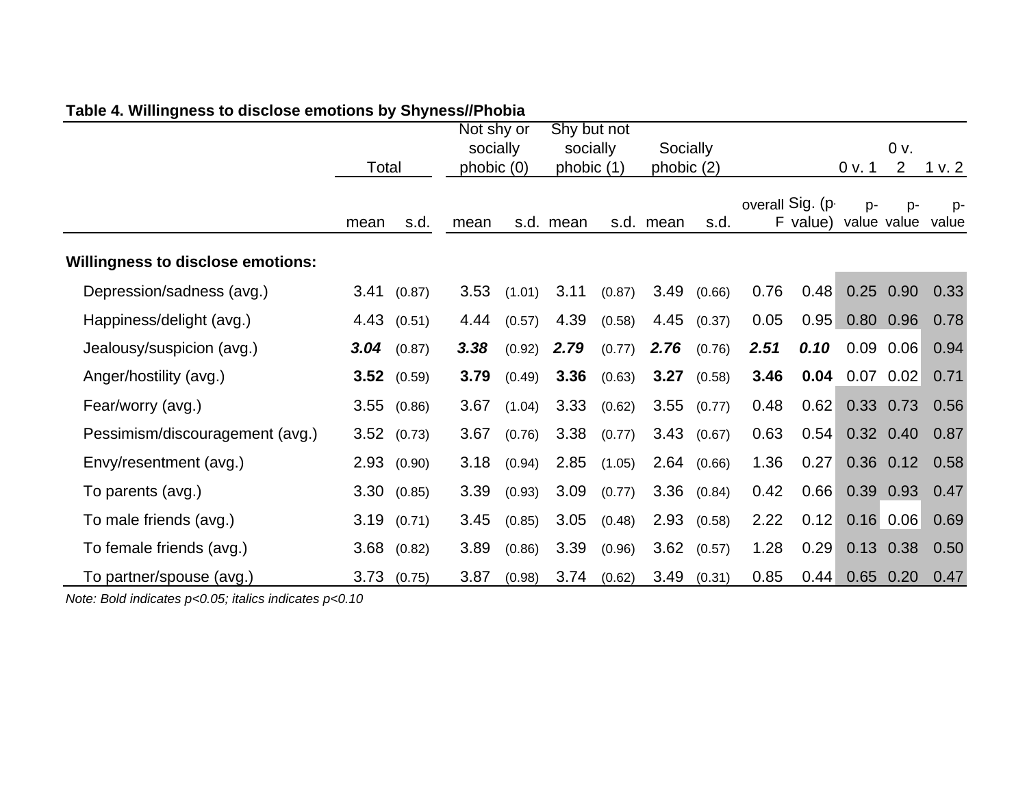**Table 4. Willingness to disclose emotions by Shyness//Phobia**

| | Total | | Not shy or socially phobic (0) | | Shy but not socially phobic (1) | | Socially phobic (2) | | | | 0 v. 1 | 0 v. 2 | 1 v. 2 |
|---|---|---|---|---|---|---|---|---|---|---|---|---|---|
| | mean | s.d. | mean | s.d. | mean | s.d. | mean | s.d. | overall F | Sig. (p-value) | p-value | p-value | p-value |
| **Willingness to disclose emotions:** | | | | | | | | | | | | | |
| Depression/sadness (avg.) | 3.41 | (0.87) | 3.53 | (1.01) | 3.11 | (0.87) | 3.49 | (0.66) | 0.76 | 0.48 | 0.25 | 0.90 | 0.33 |
| Happiness/delight (avg.) | 4.43 | (0.51) | 4.44 | (0.57) | 4.39 | (0.58) | 4.45 | (0.37) | 0.05 | 0.95 | 0.80 | 0.96 | 0.78 |
| Jealousy/suspicion (avg.) | ***3.04*** | (0.87) | ***3.38*** | (0.92) | ***2.79*** | (0.77) | ***2.76*** | (0.76) | ***2.51*** | ***0.10*** | 0.09 | 0.06 | 0.94 |
| Anger/hostility (avg.) | **3.52** | (0.59) | **3.79** | (0.49) | **3.36** | (0.63) | **3.27** | (0.58) | **3.46** | **0.04** | 0.07 | 0.02 | 0.71 |
| Fear/worry (avg.) | 3.55 | (0.86) | 3.67 | (1.04) | 3.33 | (0.62) | 3.55 | (0.77) | 0.48 | 0.62 | 0.33 | 0.73 | 0.56 |
| Pessimism/discouragement (avg.) | 3.52 | (0.73) | 3.67 | (0.76) | 3.38 | (0.77) | 3.43 | (0.67) | 0.63 | 0.54 | 0.32 | 0.40 | 0.87 |
| Envy/resentment (avg.) | 2.93 | (0.90) | 3.18 | (0.94) | 2.85 | (1.05) | 2.64 | (0.66) | 1.36 | 0.27 | 0.36 | 0.12 | 0.58 |
| To parents (avg.) | 3.30 | (0.85) | 3.39 | (0.93) | 3.09 | (0.77) | 3.36 | (0.84) | 0.42 | 0.66 | 0.39 | 0.93 | 0.47 |
| To male friends (avg.) | 3.19 | (0.71) | 3.45 | (0.85) | 3.05 | (0.48) | 2.93 | (0.58) | 2.22 | 0.12 | 0.16 | 0.06 | 0.69 |
| To female friends (avg.) | 3.68 | (0.82) | 3.89 | (0.86) | 3.39 | (0.96) | 3.62 | (0.57) | 1.28 | 0.29 | 0.13 | 0.38 | 0.50 |
| To partner/spouse (avg.) | 3.73 | (0.75) | 3.87 | (0.98) | 3.74 | (0.62) | 3.49 | (0.31) | 0.85 | 0.44 | 0.65 | 0.20 | 0.47 |

*Note: Bold indicates p<0.05; italics indicates p<0.10*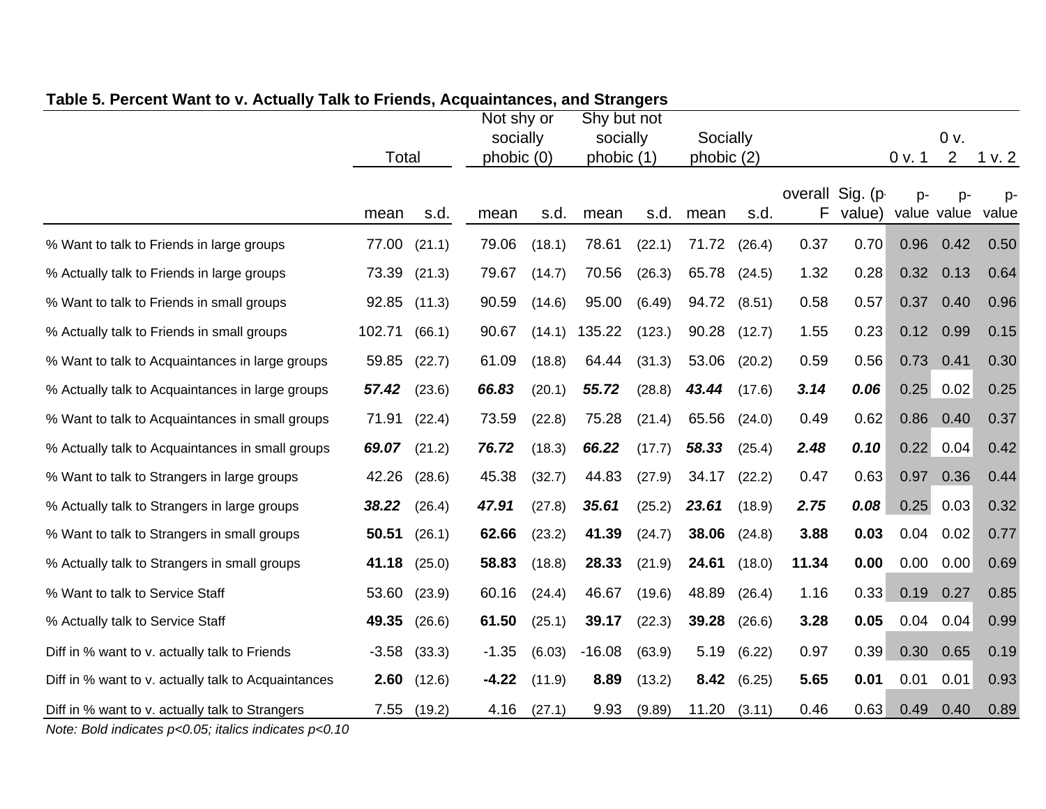**Table 5. Percent Want to v. Actually Talk to Friends, Acquaintances, and Strangers**

| | Total | | Not shy or socially phobic (0) | | Shy but not socially phobic (1) | | Socially phobic (2) | | | | 0 v. 1 | 0 v. 2 | 1 v. 2 |
|---|---|---|---|---|---|---|---|---|---|---|---|---|---|
| | mean | s.d. | mean | s.d. | mean | s.d. | mean | s.d. | overall F | Sig. (p-value) | p-value | p-value | p-value |
| % Want to talk to Friends in large groups | 77.00 | (21.1) | 79.06 | (18.1) | 78.61 | (22.1) | 71.72 | (26.4) | 0.37 | 0.70 | 0.96 | 0.42 | 0.50 |
| % Actually talk to Friends in large groups | 73.39 | (21.3) | 79.67 | (14.7) | 70.56 | (26.3) | 65.78 | (24.5) | 1.32 | 0.28 | 0.32 | 0.13 | 0.64 |
| % Want to talk to Friends in small groups | 92.85 | (11.3) | 90.59 | (14.6) | 95.00 | (6.49) | 94.72 | (8.51) | 0.58 | 0.57 | 0.37 | 0.40 | 0.96 |
| % Actually talk to Friends in small groups | 102.71 | (66.1) | 90.67 | (14.1) | 135.22 | (123.) | 90.28 | (12.7) | 1.55 | 0.23 | 0.12 | 0.99 | 0.15 |
| % Want to talk to Acquaintances in large groups | 59.85 | (22.7) | 61.09 | (18.8) | 64.44 | (31.3) | 53.06 | (20.2) | 0.59 | 0.56 | 0.73 | 0.41 | 0.30 |
| % Actually talk to Acquaintances in large groups | ***57.42*** | (23.6) | ***66.83*** | (20.1) | ***55.72*** | (28.8) | ***43.44*** | (17.6) | ***3.14*** | ***0.06*** | 0.25 | 0.02 | 0.25 |
| % Want to talk to Acquaintances in small groups | 71.91 | (22.4) | 73.59 | (22.8) | 75.28 | (21.4) | 65.56 | (24.0) | 0.49 | 0.62 | 0.86 | 0.40 | 0.37 |
| % Actually talk to Acquaintances in small groups | ***69.07*** | (21.2) | ***76.72*** | (18.3) | ***66.22*** | (17.7) | ***58.33*** | (25.4) | ***2.48*** | ***0.10*** | 0.22 | 0.04 | 0.42 |
| % Want to talk to Strangers in large groups | 42.26 | (28.6) | 45.38 | (32.7) | 44.83 | (27.9) | 34.17 | (22.2) | 0.47 | 0.63 | 0.97 | 0.36 | 0.44 |
| % Actually talk to Strangers in large groups | ***38.22*** | (26.4) | ***47.91*** | (27.8) | ***35.61*** | (25.2) | ***23.61*** | (18.9) | ***2.75*** | ***0.08*** | 0.25 | 0.03 | 0.32 |
| % Want to talk to Strangers in small groups | **50.51** | (26.1) | **62.66** | (23.2) | **41.39** | (24.7) | **38.06** | (24.8) | **3.88** | **0.03** | 0.04 | 0.02 | 0.77 |
| % Actually talk to Strangers in small groups | **41.18** | (25.0) | **58.83** | (18.8) | **28.33** | (21.9) | **24.61** | (18.0) | **11.34** | **0.00** | 0.00 | 0.00 | 0.69 |
| % Want to talk to Service Staff | 53.60 | (23.9) | 60.16 | (24.4) | 46.67 | (19.6) | 48.89 | (26.4) | 1.16 | 0.33 | 0.19 | 0.27 | 0.85 |
| % Actually talk to Service Staff | **49.35** | (26.6) | **61.50** | (25.1) | **39.17** | (22.3) | **39.28** | (26.6) | **3.28** | **0.05** | 0.04 | 0.04 | 0.99 |
| Diff in % want to v. actually talk to Friends | -3.58 | (33.3) | -1.35 | (6.03) | -16.08 | (63.9) | 5.19 | (6.22) | 0.97 | 0.39 | 0.30 | 0.65 | 0.19 |
| Diff in % want to v. actually talk to Acquaintances | **2.60** | (12.6) | **-4.22** | (11.9) | **8.89** | (13.2) | **8.42** | (6.25) | **5.65** | **0.01** | 0.01 | 0.01 | 0.93 |
| Diff in % want to v. actually talk to Strangers | 7.55 | (19.2) | 4.16 | (27.1) | 9.93 | (9.89) | 11.20 | (3.11) | 0.46 | 0.63 | 0.49 | 0.40 | 0.89 |

*Note: Bold indicates p<0.05; italics indicates p<0.10*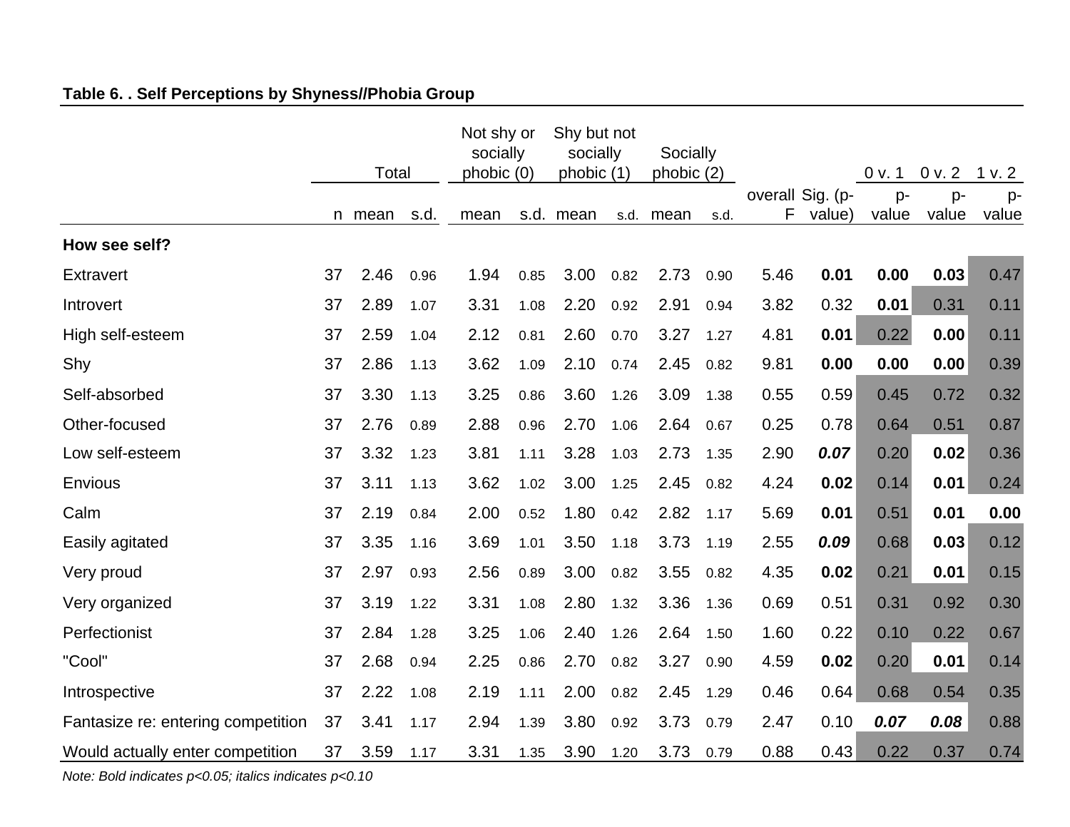**Table 6. . Self Perceptions by Shyness//Phobia Group**

| | Total | | | Not shy or socially phobic (0) | | Shy but not socially phobic (1) | | Socially phobic (2) | | | | 0 v. 1 | 0 v. 2 | 1 v. 2 |
|---|---|---|---|---|---|---|---|---|---|---|---|---|---|---|
| | n | mean | s.d. | mean | s.d. | mean | s.d. | mean | s.d. | overall F | Sig. (p-value) | p-value | p-value | p-value |
| **How see self?** | | | | | | | | | | | | | | |
| Extravert | 37 | 2.46 | 0.96 | 1.94 | 0.85 | 3.00 | 0.82 | 2.73 | 0.90 | 5.46 | **0.01** | **0.00** | **0.03** | 0.47 |
| Introvert | 37 | 2.89 | 1.07 | 3.31 | 1.08 | 2.20 | 0.92 | 2.91 | 0.94 | 3.82 | 0.32 | **0.01** | 0.31 | 0.11 |
| High self-esteem | 37 | 2.59 | 1.04 | 2.12 | 0.81 | 2.60 | 0.70 | 3.27 | 1.27 | 4.81 | **0.01** | 0.22 | **0.00** | 0.11 |
| Shy | 37 | 2.86 | 1.13 | 3.62 | 1.09 | 2.10 | 0.74 | 2.45 | 0.82 | 9.81 | **0.00** | **0.00** | **0.00** | 0.39 |
| Self-absorbed | 37 | 3.30 | 1.13 | 3.25 | 0.86 | 3.60 | 1.26 | 3.09 | 1.38 | 0.55 | 0.59 | 0.45 | 0.72 | 0.32 |
| Other-focused | 37 | 2.76 | 0.89 | 2.88 | 0.96 | 2.70 | 1.06 | 2.64 | 0.67 | 0.25 | 0.78 | 0.64 | 0.51 | 0.87 |
| Low self-esteem | 37 | 3.32 | 1.23 | 3.81 | 1.11 | 3.28 | 1.03 | 2.73 | 1.35 | 2.90 | ***0.07*** | 0.20 | **0.02** | 0.36 |
| Envious | 37 | 3.11 | 1.13 | 3.62 | 1.02 | 3.00 | 1.25 | 2.45 | 0.82 | 4.24 | **0.02** | 0.14 | **0.01** | 0.24 |
| Calm | 37 | 2.19 | 0.84 | 2.00 | 0.52 | 1.80 | 0.42 | 2.82 | 1.17 | 5.69 | **0.01** | 0.51 | **0.01** | **0.00** |
| Easily agitated | 37 | 3.35 | 1.16 | 3.69 | 1.01 | 3.50 | 1.18 | 3.73 | 1.19 | 2.55 | ***0.09*** | 0.68 | **0.03** | 0.12 |
| Very proud | 37 | 2.97 | 0.93 | 2.56 | 0.89 | 3.00 | 0.82 | 3.55 | 0.82 | 4.35 | **0.02** | 0.21 | **0.01** | 0.15 |
| Very organized | 37 | 3.19 | 1.22 | 3.31 | 1.08 | 2.80 | 1.32 | 3.36 | 1.36 | 0.69 | 0.51 | 0.31 | 0.92 | 0.30 |
| Perfectionist | 37 | 2.84 | 1.28 | 3.25 | 1.06 | 2.40 | 1.26 | 2.64 | 1.50 | 1.60 | 0.22 | 0.10 | 0.22 | 0.67 |
| "Cool" | 37 | 2.68 | 0.94 | 2.25 | 0.86 | 2.70 | 0.82 | 3.27 | 0.90 | 4.59 | **0.02** | 0.20 | **0.01** | 0.14 |
| Introspective | 37 | 2.22 | 1.08 | 2.19 | 1.11 | 2.00 | 0.82 | 2.45 | 1.29 | 0.46 | 0.64 | 0.68 | 0.54 | 0.35 |
| Fantasize re: entering competition | 37 | 3.41 | 1.17 | 2.94 | 1.39 | 3.80 | 0.92 | 3.73 | 0.79 | 2.47 | 0.10 | ***0.07*** | ***0.08*** | 0.88 |
| Would actually enter competition | 37 | 3.59 | 1.17 | 3.31 | 1.35 | 3.90 | 1.20 | 3.73 | 0.79 | 0.88 | 0.43 | 0.22 | 0.37 | 0.74 |

*Note: Bold indicates p<0.05; italics indicates p<0.10*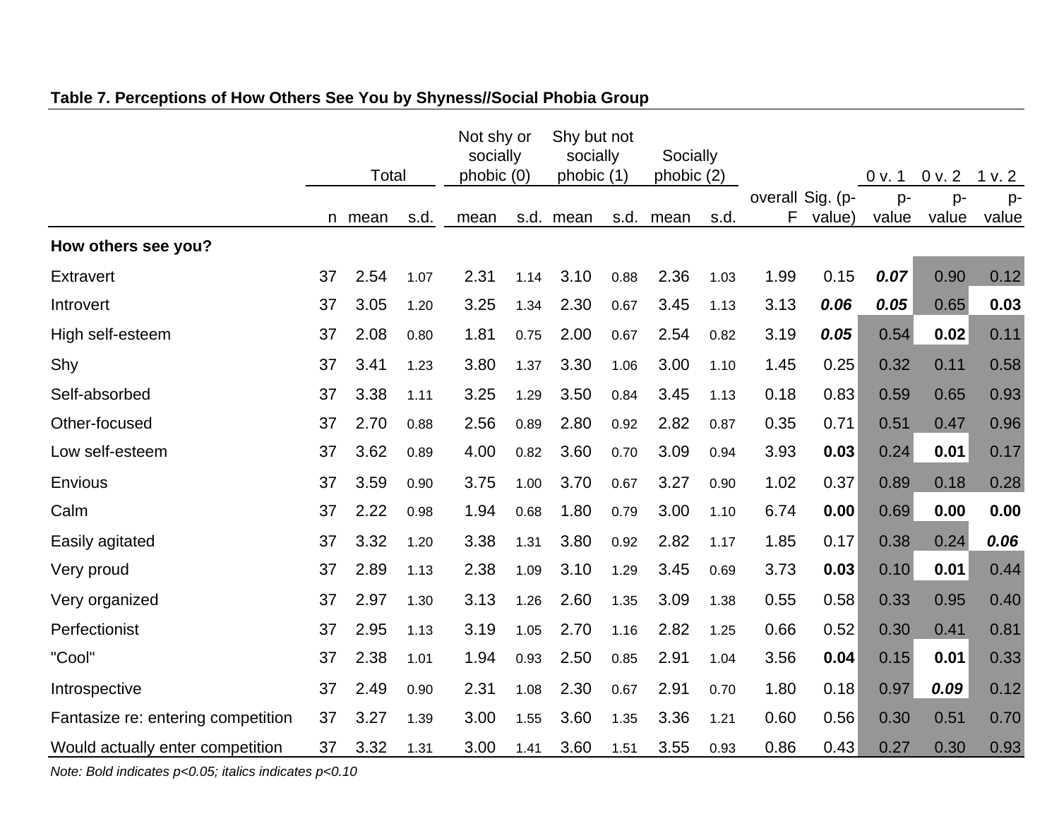**Table 7. Perceptions of How Others See You by Shyness//Social Phobia Group**

| | Total | | | Not shy or socially phobic (0) | | Shy but not socially phobic (1) | | Socially phobic (2) | | | | 0 v. 1 | 0 v. 2 | 1 v. 2 |
|---|---|---|---|---|---|---|---|---|---|---|---|---|---|---|
| | n | mean | s.d. | mean | s.d. | mean | s.d. | mean | s.d. | overall F | Sig. (p-value) | p-value | p-value | p-value |
| **How others see you?** | | | | | | | | | | | | | | |
| Extravert | 37 | 2.54 | 1.07 | 2.31 | 1.14 | 3.10 | 0.88 | 2.36 | 1.03 | 1.99 | 0.15 | ***0.07*** | 0.90 | 0.12 |
| Introvert | 37 | 3.05 | 1.20 | 3.25 | 1.34 | 2.30 | 0.67 | 3.45 | 1.13 | 3.13 | ***0.06*** | ***0.05*** | 0.65 | **0.03** |
| High self-esteem | 37 | 2.08 | 0.80 | 1.81 | 0.75 | 2.00 | 0.67 | 2.54 | 0.82 | 3.19 | ***0.05*** | 0.54 | **0.02** | 0.11 |
| Shy | 37 | 3.41 | 1.23 | 3.80 | 1.37 | 3.30 | 1.06 | 3.00 | 1.10 | 1.45 | 0.25 | 0.32 | 0.11 | 0.58 |
| Self-absorbed | 37 | 3.38 | 1.11 | 3.25 | 1.29 | 3.50 | 0.84 | 3.45 | 1.13 | 0.18 | 0.83 | 0.59 | 0.65 | 0.93 |
| Other-focused | 37 | 2.70 | 0.88 | 2.56 | 0.89 | 2.80 | 0.92 | 2.82 | 0.87 | 0.35 | 0.71 | 0.51 | 0.47 | 0.96 |
| Low self-esteem | 37 | 3.62 | 0.89 | 4.00 | 0.82 | 3.60 | 0.70 | 3.09 | 0.94 | 3.93 | **0.03** | 0.24 | **0.01** | 0.17 |
| Envious | 37 | 3.59 | 0.90 | 3.75 | 1.00 | 3.70 | 0.67 | 3.27 | 0.90 | 1.02 | 0.37 | 0.89 | 0.18 | 0.28 |
| Calm | 37 | 2.22 | 0.98 | 1.94 | 0.68 | 1.80 | 0.79 | 3.00 | 1.10 | 6.74 | **0.00** | 0.69 | **0.00** | **0.00** |
| Easily agitated | 37 | 3.32 | 1.20 | 3.38 | 1.31 | 3.80 | 0.92 | 2.82 | 1.17 | 1.85 | 0.17 | 0.38 | 0.24 | ***0.06*** |
| Very proud | 37 | 2.89 | 1.13 | 2.38 | 1.09 | 3.10 | 1.29 | 3.45 | 0.69 | 3.73 | **0.03** | 0.10 | **0.01** | 0.44 |
| Very organized | 37 | 2.97 | 1.30 | 3.13 | 1.26 | 2.60 | 1.35 | 3.09 | 1.38 | 0.55 | 0.58 | 0.33 | 0.95 | 0.40 |
| Perfectionist | 37 | 2.95 | 1.13 | 3.19 | 1.05 | 2.70 | 1.16 | 2.82 | 1.25 | 0.66 | 0.52 | 0.30 | 0.41 | 0.81 |
| "Cool" | 37 | 2.38 | 1.01 | 1.94 | 0.93 | 2.50 | 0.85 | 2.91 | 1.04 | 3.56 | **0.04** | 0.15 | **0.01** | 0.33 |
| Introspective | 37 | 2.49 | 0.90 | 2.31 | 1.08 | 2.30 | 0.67 | 2.91 | 0.70 | 1.80 | 0.18 | 0.97 | ***0.09*** | 0.12 |
| Fantasize re: entering competition | 37 | 3.27 | 1.39 | 3.00 | 1.55 | 3.60 | 1.35 | 3.36 | 1.21 | 0.60 | 0.56 | 0.30 | 0.51 | 0.70 |
| Would actually enter competition | 37 | 3.32 | 1.31 | 3.00 | 1.41 | 3.60 | 1.51 | 3.55 | 0.93 | 0.86 | 0.43 | 0.27 | 0.30 | 0.93 |

*Note: Bold indicates p<0.05; italics indicates p<0.10*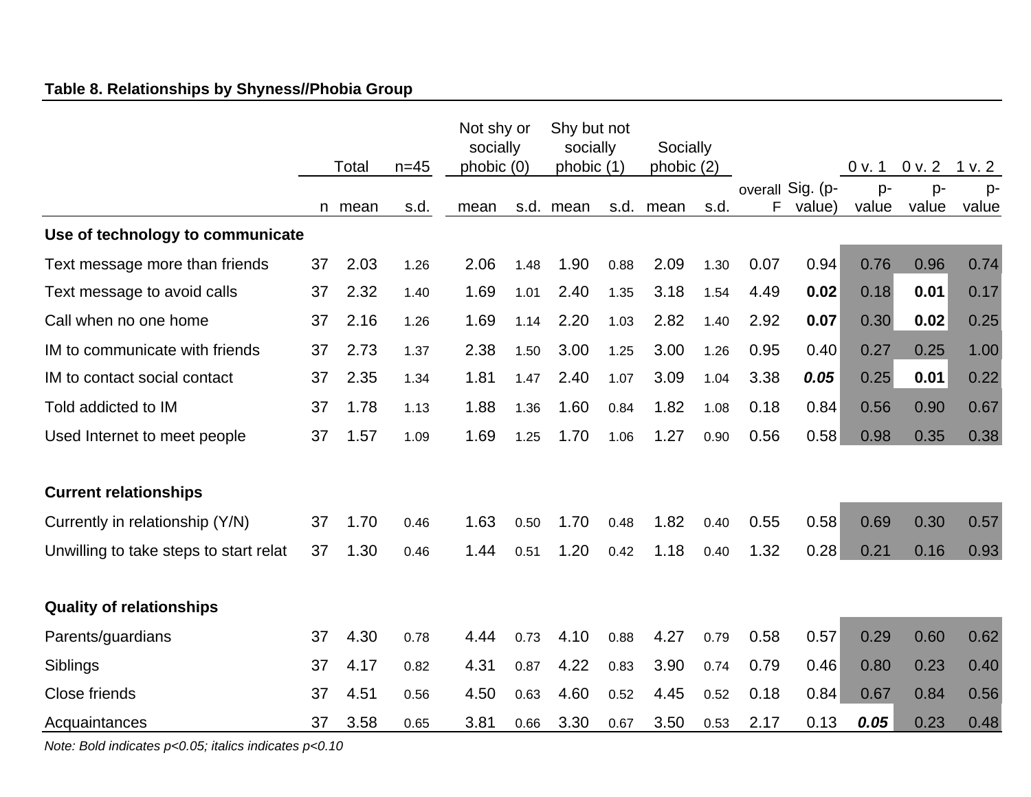**Table 8. Relationships by Shyness//Phobia Group**

| | Total | | n=45 | Not shy or socially phobic (0) | | Shy but not socially phobic (1) | | Socially phobic (2) | | | | 0 v. 1 | 0 v. 2 | 1 v. 2 |
|---|---|---|---|---|---|---|---|---|---|---|---|---|---|---|
| | n | mean | s.d. | mean | s.d. | mean | s.d. | mean | s.d. | overall F | Sig. (p-value) | p-value | p-value | p-value |
| **Use of technology to communicate** | | | | | | | | | | | | | | |
| Text message more than friends | 37 | 2.03 | 1.26 | 2.06 | 1.48 | 1.90 | 0.88 | 2.09 | 1.30 | 0.07 | 0.94 | 0.76 | 0.96 | 0.74 |
| Text message to avoid calls | 37 | 2.32 | 1.40 | 1.69 | 1.01 | 2.40 | 1.35 | 3.18 | 1.54 | 4.49 | **0.02** | 0.18 | **0.01** | 0.17 |
| Call when no one home | 37 | 2.16 | 1.26 | 1.69 | 1.14 | 2.20 | 1.03 | 2.82 | 1.40 | 2.92 | **0.07** | 0.30 | **0.02** | 0.25 |
| IM to communicate with friends | 37 | 2.73 | 1.37 | 2.38 | 1.50 | 3.00 | 1.25 | 3.00 | 1.26 | 0.95 | 0.40 | 0.27 | 0.25 | 1.00 |
| IM to contact social contact | 37 | 2.35 | 1.34 | 1.81 | 1.47 | 2.40 | 1.07 | 3.09 | 1.04 | 3.38 | ***0.05*** | 0.25 | **0.01** | 0.22 |
| Told addicted to IM | 37 | 1.78 | 1.13 | 1.88 | 1.36 | 1.60 | 0.84 | 1.82 | 1.08 | 0.18 | 0.84 | 0.56 | 0.90 | 0.67 |
| Used Internet to meet people | 37 | 1.57 | 1.09 | 1.69 | 1.25 | 1.70 | 1.06 | 1.27 | 0.90 | 0.56 | 0.58 | 0.98 | 0.35 | 0.38 |
| **Current relationships** | | | | | | | | | | | | | | |
| Currently in relationship (Y/N) | 37 | 1.70 | 0.46 | 1.63 | 0.50 | 1.70 | 0.48 | 1.82 | 0.40 | 0.55 | 0.58 | 0.69 | 0.30 | 0.57 |
| Unwilling to take steps to start relat | 37 | 1.30 | 0.46 | 1.44 | 0.51 | 1.20 | 0.42 | 1.18 | 0.40 | 1.32 | 0.28 | 0.21 | 0.16 | 0.93 |
| **Quality of relationships** | | | | | | | | | | | | | | |
| Parents/guardians | 37 | 4.30 | 0.78 | 4.44 | 0.73 | 4.10 | 0.88 | 4.27 | 0.79 | 0.58 | 0.57 | 0.29 | 0.60 | 0.62 |
| Siblings | 37 | 4.17 | 0.82 | 4.31 | 0.87 | 4.22 | 0.83 | 3.90 | 0.74 | 0.79 | 0.46 | 0.80 | 0.23 | 0.40 |
| Close friends | 37 | 4.51 | 0.56 | 4.50 | 0.63 | 4.60 | 0.52 | 4.45 | 0.52 | 0.18 | 0.84 | 0.67 | 0.84 | 0.56 |
| Acquaintances | 37 | 3.58 | 0.65 | 3.81 | 0.66 | 3.30 | 0.67 | 3.50 | 0.53 | 2.17 | 0.13 | ***0.05*** | 0.23 | 0.48 |

*Note: Bold indicates p<0.05; italics indicates p<0.10*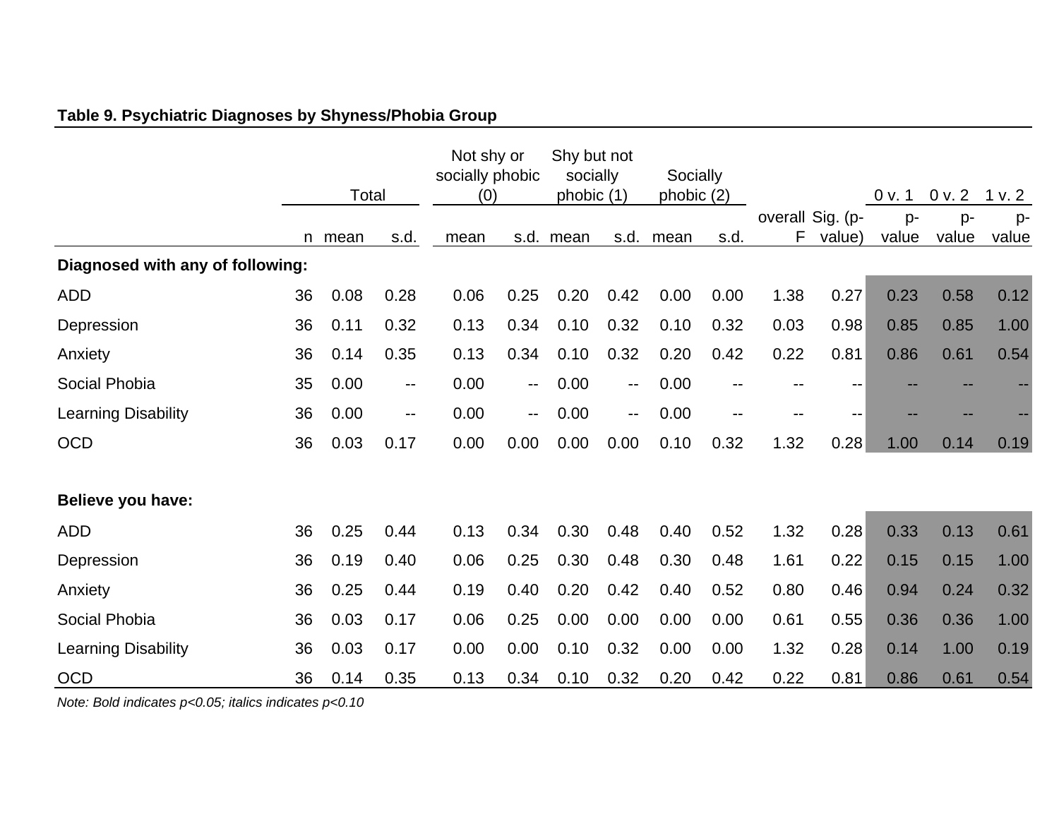**Table 9. Psychiatric Diagnoses by Shyness/Phobia Group**

| | Total | | | Not shy or socially phobic (0) | | Shy but not socially phobic (1) | | Socially phobic (2) | | | | 0 v. 1 | 0 v. 2 | 1 v. 2 |
|---|---|---|---|---|---|---|---|---|---|---|---|---|---|---|
| | n | mean | s.d. | mean | s.d. | mean | s.d. | mean | s.d. | overall F | Sig. (p-value) | p-value | p-value | p-value |
| **Diagnosed with any of following:** | | | | | | | | | | | | | | |
| ADD | 36 | 0.08 | 0.28 | 0.06 | 0.25 | 0.20 | 0.42 | 0.00 | 0.00 | 1.38 | 0.27 | 0.23 | 0.58 | 0.12 |
| Depression | 36 | 0.11 | 0.32 | 0.13 | 0.34 | 0.10 | 0.32 | 0.10 | 0.32 | 0.03 | 0.98 | 0.85 | 0.85 | 1.00 |
| Anxiety | 36 | 0.14 | 0.35 | 0.13 | 0.34 | 0.10 | 0.32 | 0.20 | 0.42 | 0.22 | 0.81 | 0.86 | 0.61 | 0.54 |
| Social Phobia | 35 | 0.00 | -- | 0.00 | -- | 0.00 | -- | 0.00 | -- | -- | -- | -- | -- | -- |
| Learning Disability | 36 | 0.00 | -- | 0.00 | -- | 0.00 | -- | 0.00 | -- | -- | -- | -- | -- | -- |
| OCD | 36 | 0.03 | 0.17 | 0.00 | 0.00 | 0.00 | 0.00 | 0.10 | 0.32 | 1.32 | 0.28 | 1.00 | 0.14 | 0.19 |
| **Believe you have:** | | | | | | | | | | | | | | |
| ADD | 36 | 0.25 | 0.44 | 0.13 | 0.34 | 0.30 | 0.48 | 0.40 | 0.52 | 1.32 | 0.28 | 0.33 | 0.13 | 0.61 |
| Depression | 36 | 0.19 | 0.40 | 0.06 | 0.25 | 0.30 | 0.48 | 0.30 | 0.48 | 1.61 | 0.22 | 0.15 | 0.15 | 1.00 |
| Anxiety | 36 | 0.25 | 0.44 | 0.19 | 0.40 | 0.20 | 0.42 | 0.40 | 0.52 | 0.80 | 0.46 | 0.94 | 0.24 | 0.32 |
| Social Phobia | 36 | 0.03 | 0.17 | 0.06 | 0.25 | 0.00 | 0.00 | 0.00 | 0.00 | 0.61 | 0.55 | 0.36 | 0.36 | 1.00 |
| Learning Disability | 36 | 0.03 | 0.17 | 0.00 | 0.00 | 0.10 | 0.32 | 0.00 | 0.00 | 1.32 | 0.28 | 0.14 | 1.00 | 0.19 |
| OCD | 36 | 0.14 | 0.35 | 0.13 | 0.34 | 0.10 | 0.32 | 0.20 | 0.42 | 0.22 | 0.81 | 0.86 | 0.61 | 0.54 |

*Note: Bold indicates p<0.05; italics indicates p<0.10*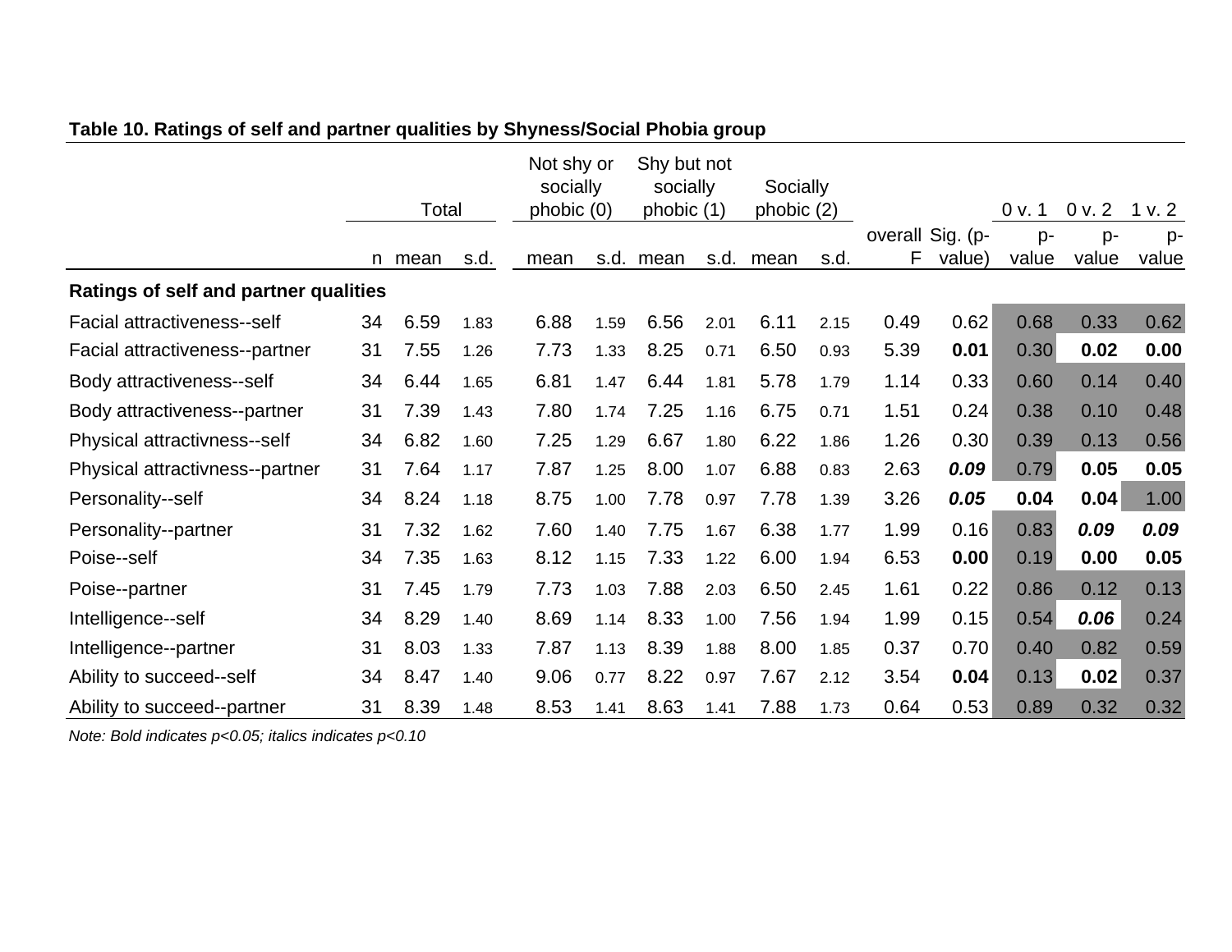**Table 10. Ratings of self and partner qualities by Shyness/Social Phobia group**

| | Total | | | Not shy or socially phobic (0) | | Shy but not socially phobic (1) | | Socially phobic (2) | | | | 0 v. 1 | 0 v. 2 | 1 v. 2 |
|---|---|---|---|---|---|---|---|---|---|---|---|---|---|---|
| | n | mean | s.d. | mean | s.d. | mean | s.d. | mean | s.d. | overall F | Sig. (p-value) | p-value | p-value | p-value |
| **Ratings of self and partner qualities** | | | | | | | | | | | | | | |
| Facial attractiveness--self | 34 | 6.59 | 1.83 | 6.88 | 1.59 | 6.56 | 2.01 | 6.11 | 2.15 | 0.49 | 0.62 | 0.68 | 0.33 | 0.62 |
| Facial attractiveness--partner | 31 | 7.55 | 1.26 | 7.73 | 1.33 | 8.25 | 0.71 | 6.50 | 0.93 | 5.39 | **0.01** | 0.30 | **0.02** | **0.00** |
| Body attractiveness--self | 34 | 6.44 | 1.65 | 6.81 | 1.47 | 6.44 | 1.81 | 5.78 | 1.79 | 1.14 | 0.33 | 0.60 | 0.14 | 0.40 |
| Body attractiveness--partner | 31 | 7.39 | 1.43 | 7.80 | 1.74 | 7.25 | 1.16 | 6.75 | 0.71 | 1.51 | 0.24 | 0.38 | 0.10 | 0.48 |
| Physical attractivness--self | 34 | 6.82 | 1.60 | 7.25 | 1.29 | 6.67 | 1.80 | 6.22 | 1.86 | 1.26 | 0.30 | 0.39 | 0.13 | 0.56 |
| Physical attractivness--partner | 31 | 7.64 | 1.17 | 7.87 | 1.25 | 8.00 | 1.07 | 6.88 | 0.83 | 2.63 | ***0.09*** | 0.79 | **0.05** | **0.05** |
| Personality--self | 34 | 8.24 | 1.18 | 8.75 | 1.00 | 7.78 | 0.97 | 7.78 | 1.39 | 3.26 | ***0.05*** | **0.04** | **0.04** | 1.00 |
| Personality--partner | 31 | 7.32 | 1.62 | 7.60 | 1.40 | 7.75 | 1.67 | 6.38 | 1.77 | 1.99 | 0.16 | 0.83 | ***0.09*** | ***0.09*** |
| Poise--self | 34 | 7.35 | 1.63 | 8.12 | 1.15 | 7.33 | 1.22 | 6.00 | 1.94 | 6.53 | **0.00** | 0.19 | **0.00** | **0.05** |
| Poise--partner | 31 | 7.45 | 1.79 | 7.73 | 1.03 | 7.88 | 2.03 | 6.50 | 2.45 | 1.61 | 0.22 | 0.86 | 0.12 | 0.13 |
| Intelligence--self | 34 | 8.29 | 1.40 | 8.69 | 1.14 | 8.33 | 1.00 | 7.56 | 1.94 | 1.99 | 0.15 | 0.54 | ***0.06*** | 0.24 |
| Intelligence--partner | 31 | 8.03 | 1.33 | 7.87 | 1.13 | 8.39 | 1.88 | 8.00 | 1.85 | 0.37 | 0.70 | 0.40 | 0.82 | 0.59 |
| Ability to succeed--self | 34 | 8.47 | 1.40 | 9.06 | 0.77 | 8.22 | 0.97 | 7.67 | 2.12 | 3.54 | **0.04** | 0.13 | **0.02** | 0.37 |
| Ability to succeed--partner | 31 | 8.39 | 1.48 | 8.53 | 1.41 | 8.63 | 1.41 | 7.88 | 1.73 | 0.64 | 0.53 | 0.89 | 0.32 | 0.32 |

*Note: Bold indicates p<0.05; italics indicates p<0.10*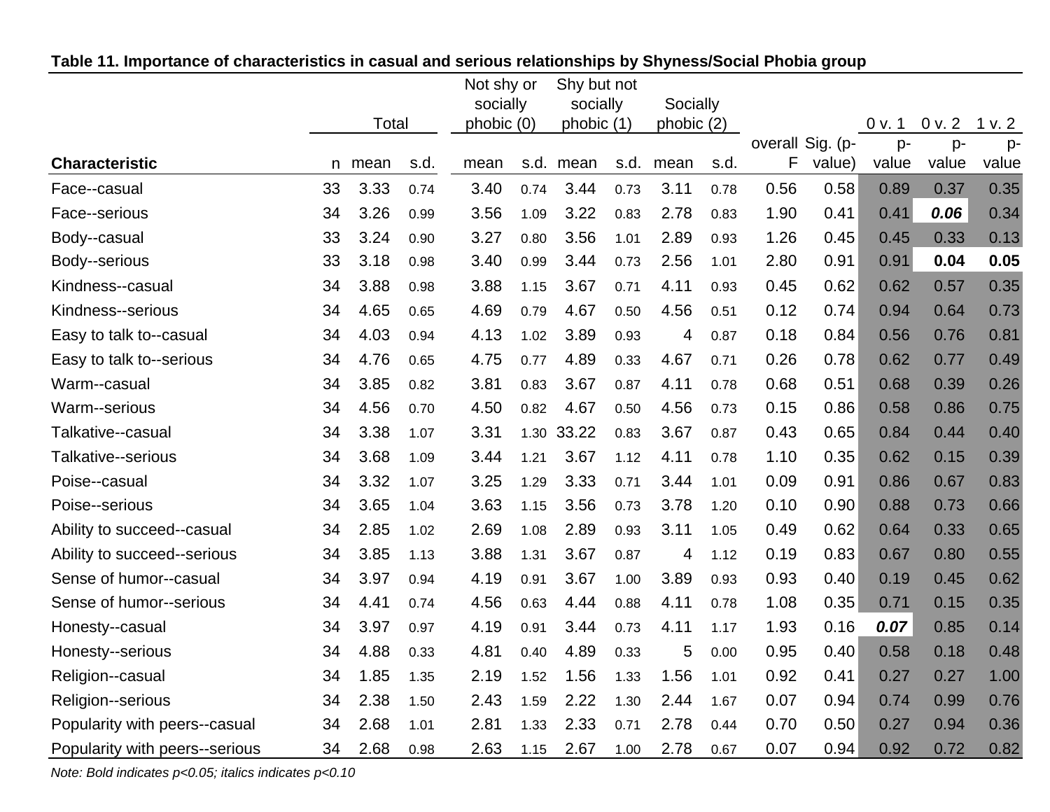**Table 11. Importance of characteristics in casual and serious relationships by Shyness/Social Phobia group**

| Characteristic | Total | | | Not shy or socially phobic (0) | | Shy but not socially phobic (1) | | Socially phobic (2) | | | | 0 v. 1 | 0 v. 2 | 1 v. 2 |
|---|---|---|---|---|---|---|---|---|---|---|---|---|---|---|
| | n | mean | s.d. | mean | s.d. | mean | s.d. | mean | s.d. | overall F | Sig. (p-value) | p-value | p-value | p-value |
| Face--casual | 33 | 3.33 | 0.74 | 3.40 | 0.74 | 3.44 | 0.73 | 3.11 | 0.78 | 0.56 | 0.58 | 0.89 | 0.37 | 0.35 |
| Face--serious | 34 | 3.26 | 0.99 | 3.56 | 1.09 | 3.22 | 0.83 | 2.78 | 0.83 | 1.90 | 0.41 | 0.41 | ***0.06*** | 0.34 |
| Body--casual | 33 | 3.24 | 0.90 | 3.27 | 0.80 | 3.56 | 1.01 | 2.89 | 0.93 | 1.26 | 0.45 | 0.45 | 0.33 | 0.13 |
| Body--serious | 33 | 3.18 | 0.98 | 3.40 | 0.99 | 3.44 | 0.73 | 2.56 | 1.01 | 2.80 | 0.91 | 0.91 | **0.04** | **0.05** |
| Kindness--casual | 34 | 3.88 | 0.98 | 3.88 | 1.15 | 3.67 | 0.71 | 4.11 | 0.93 | 0.45 | 0.62 | 0.62 | 0.57 | 0.35 |
| Kindness--serious | 34 | 4.65 | 0.65 | 4.69 | 0.79 | 4.67 | 0.50 | 4.56 | 0.51 | 0.12 | 0.74 | 0.94 | 0.64 | 0.73 |
| Easy to talk to--casual | 34 | 4.03 | 0.94 | 4.13 | 1.02 | 3.89 | 0.93 | 4 | 0.87 | 0.18 | 0.84 | 0.56 | 0.76 | 0.81 |
| Easy to talk to--serious | 34 | 4.76 | 0.65 | 4.75 | 0.77 | 4.89 | 0.33 | 4.67 | 0.71 | 0.26 | 0.78 | 0.62 | 0.77 | 0.49 |
| Warm--casual | 34 | 3.85 | 0.82 | 3.81 | 0.83 | 3.67 | 0.87 | 4.11 | 0.78 | 0.68 | 0.51 | 0.68 | 0.39 | 0.26 |
| Warm--serious | 34 | 4.56 | 0.70 | 4.50 | 0.82 | 4.67 | 0.50 | 4.56 | 0.73 | 0.15 | 0.86 | 0.58 | 0.86 | 0.75 |
| Talkative--casual | 34 | 3.38 | 1.07 | 3.31 | 1.30 | 33.22 | 0.83 | 3.67 | 0.87 | 0.43 | 0.65 | 0.84 | 0.44 | 0.40 |
| Talkative--serious | 34 | 3.68 | 1.09 | 3.44 | 1.21 | 3.67 | 1.12 | 4.11 | 0.78 | 1.10 | 0.35 | 0.62 | 0.15 | 0.39 |
| Poise--casual | 34 | 3.32 | 1.07 | 3.25 | 1.29 | 3.33 | 0.71 | 3.44 | 1.01 | 0.09 | 0.91 | 0.86 | 0.67 | 0.83 |
| Poise--serious | 34 | 3.65 | 1.04 | 3.63 | 1.15 | 3.56 | 0.73 | 3.78 | 1.20 | 0.10 | 0.90 | 0.88 | 0.73 | 0.66 |
| Ability to succeed--casual | 34 | 2.85 | 1.02 | 2.69 | 1.08 | 2.89 | 0.93 | 3.11 | 1.05 | 0.49 | 0.62 | 0.64 | 0.33 | 0.65 |
| Ability to succeed--serious | 34 | 3.85 | 1.13 | 3.88 | 1.31 | 3.67 | 0.87 | 4 | 1.12 | 0.19 | 0.83 | 0.67 | 0.80 | 0.55 |
| Sense of humor--casual | 34 | 3.97 | 0.94 | 4.19 | 0.91 | 3.67 | 1.00 | 3.89 | 0.93 | 0.93 | 0.40 | 0.19 | 0.45 | 0.62 |
| Sense of humor--serious | 34 | 4.41 | 0.74 | 4.56 | 0.63 | 4.44 | 0.88 | 4.11 | 0.78 | 1.08 | 0.35 | 0.71 | 0.15 | 0.35 |
| Honesty--casual | 34 | 3.97 | 0.97 | 4.19 | 0.91 | 3.44 | 0.73 | 4.11 | 1.17 | 1.93 | 0.16 | ***0.07*** | 0.85 | 0.14 |
| Honesty--serious | 34 | 4.88 | 0.33 | 4.81 | 0.40 | 4.89 | 0.33 | 5 | 0.00 | 0.95 | 0.40 | 0.58 | 0.18 | 0.48 |
| Religion--casual | 34 | 1.85 | 1.35 | 2.19 | 1.52 | 1.56 | 1.33 | 1.56 | 1.01 | 0.92 | 0.41 | 0.27 | 0.27 | 1.00 |
| Religion--serious | 34 | 2.38 | 1.50 | 2.43 | 1.59 | 2.22 | 1.30 | 2.44 | 1.67 | 0.07 | 0.94 | 0.74 | 0.99 | 0.76 |
| Popularity with peers--casual | 34 | 2.68 | 1.01 | 2.81 | 1.33 | 2.33 | 0.71 | 2.78 | 0.44 | 0.70 | 0.50 | 0.27 | 0.94 | 0.36 |
| Popularity with peers--serious | 34 | 2.68 | 0.98 | 2.63 | 1.15 | 2.67 | 1.00 | 2.78 | 0.67 | 0.07 | 0.94 | 0.92 | 0.72 | 0.82 |

*Note: Bold indicates p<0.05; italics indicates p<0.10*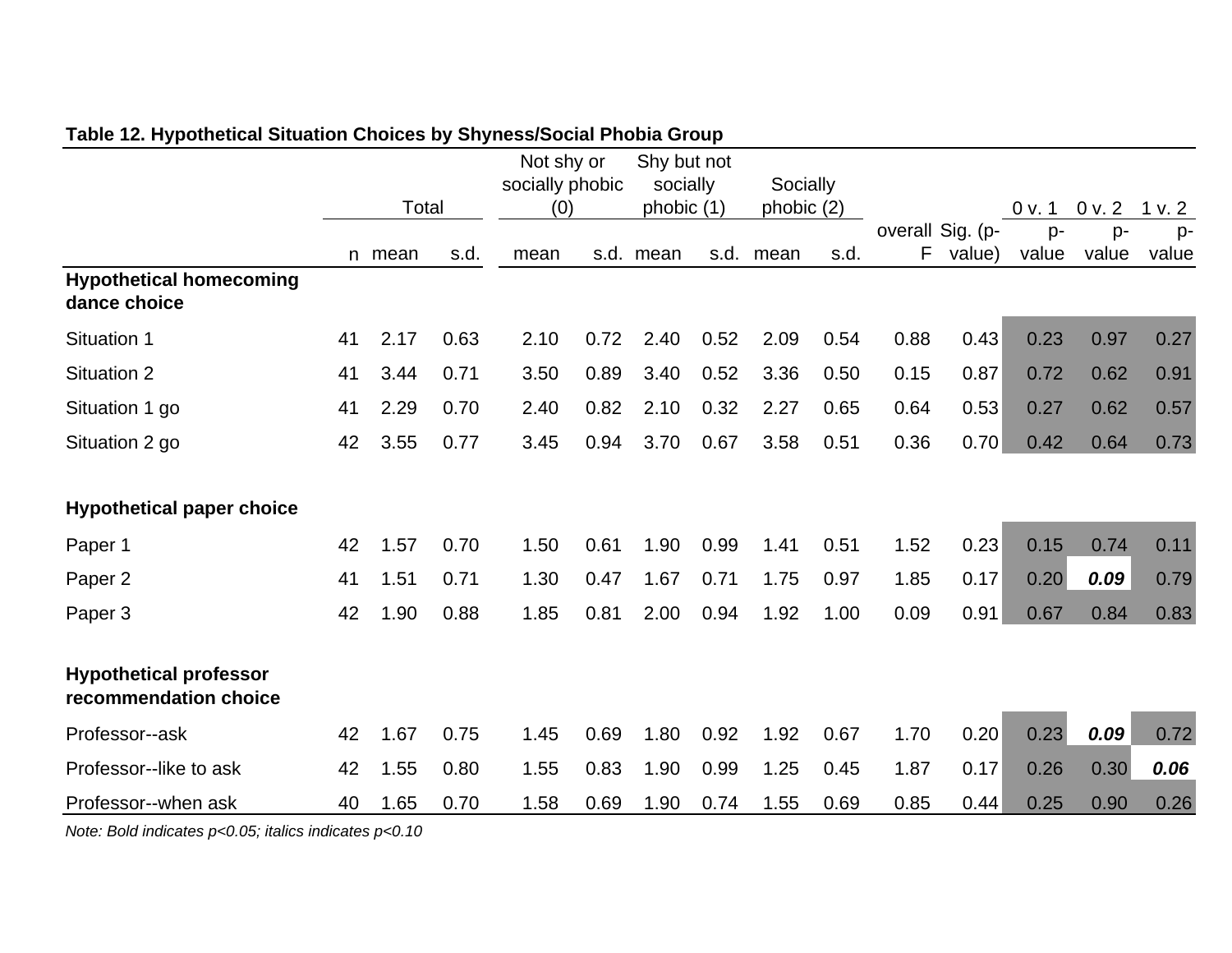**Table 12. Hypothetical Situation Choices by Shyness/Social Phobia Group**

| | Total | | | Not shy or socially phobic (0) | | Shy but not socially phobic (1) | | Socially phobic (2) | | | | 0 v. 1 | 0 v. 2 | 1 v. 2 |
|---|---|---|---|---|---|---|---|---|---|---|---|---|---|---|
| | n | mean | s.d. | mean | s.d. | mean | s.d. | mean | s.d. | overall F | Sig. (p-value) | p-value | p-value | p-value |
| **Hypothetical homecoming dance choice** | | | | | | | | | | | | | | |
| Situation 1 | 41 | 2.17 | 0.63 | 2.10 | 0.72 | 2.40 | 0.52 | 2.09 | 0.54 | 0.88 | 0.43 | 0.23 | 0.97 | 0.27 |
| Situation 2 | 41 | 3.44 | 0.71 | 3.50 | 0.89 | 3.40 | 0.52 | 3.36 | 0.50 | 0.15 | 0.87 | 0.72 | 0.62 | 0.91 |
| Situation 1 go | 41 | 2.29 | 0.70 | 2.40 | 0.82 | 2.10 | 0.32 | 2.27 | 0.65 | 0.64 | 0.53 | 0.27 | 0.62 | 0.57 |
| Situation 2 go | 42 | 3.55 | 0.77 | 3.45 | 0.94 | 3.70 | 0.67 | 3.58 | 0.51 | 0.36 | 0.70 | 0.42 | 0.64 | 0.73 |
| **Hypothetical paper choice** | | | | | | | | | | | | | | |
| Paper 1 | 42 | 1.57 | 0.70 | 1.50 | 0.61 | 1.90 | 0.99 | 1.41 | 0.51 | 1.52 | 0.23 | 0.15 | 0.74 | 0.11 |
| Paper 2 | 41 | 1.51 | 0.71 | 1.30 | 0.47 | 1.67 | 0.71 | 1.75 | 0.97 | 1.85 | 0.17 | 0.20 | ***0.09*** | 0.79 |
| Paper 3 | 42 | 1.90 | 0.88 | 1.85 | 0.81 | 2.00 | 0.94 | 1.92 | 1.00 | 0.09 | 0.91 | 0.67 | 0.84 | 0.83 |
| **Hypothetical professor recommendation choice** | | | | | | | | | | | | | | |
| Professor--ask | 42 | 1.67 | 0.75 | 1.45 | 0.69 | 1.80 | 0.92 | 1.92 | 0.67 | 1.70 | 0.20 | 0.23 | ***0.09*** | 0.72 |
| Professor--like to ask | 42 | 1.55 | 0.80 | 1.55 | 0.83 | 1.90 | 0.99 | 1.25 | 0.45 | 1.87 | 0.17 | 0.26 | 0.30 | ***0.06*** |
| Professor--when ask | 40 | 1.65 | 0.70 | 1.58 | 0.69 | 1.90 | 0.74 | 1.55 | 0.69 | 0.85 | 0.44 | 0.25 | 0.90 | 0.26 |

*Note: Bold indicates p<0.05; italics indicates p<0.10*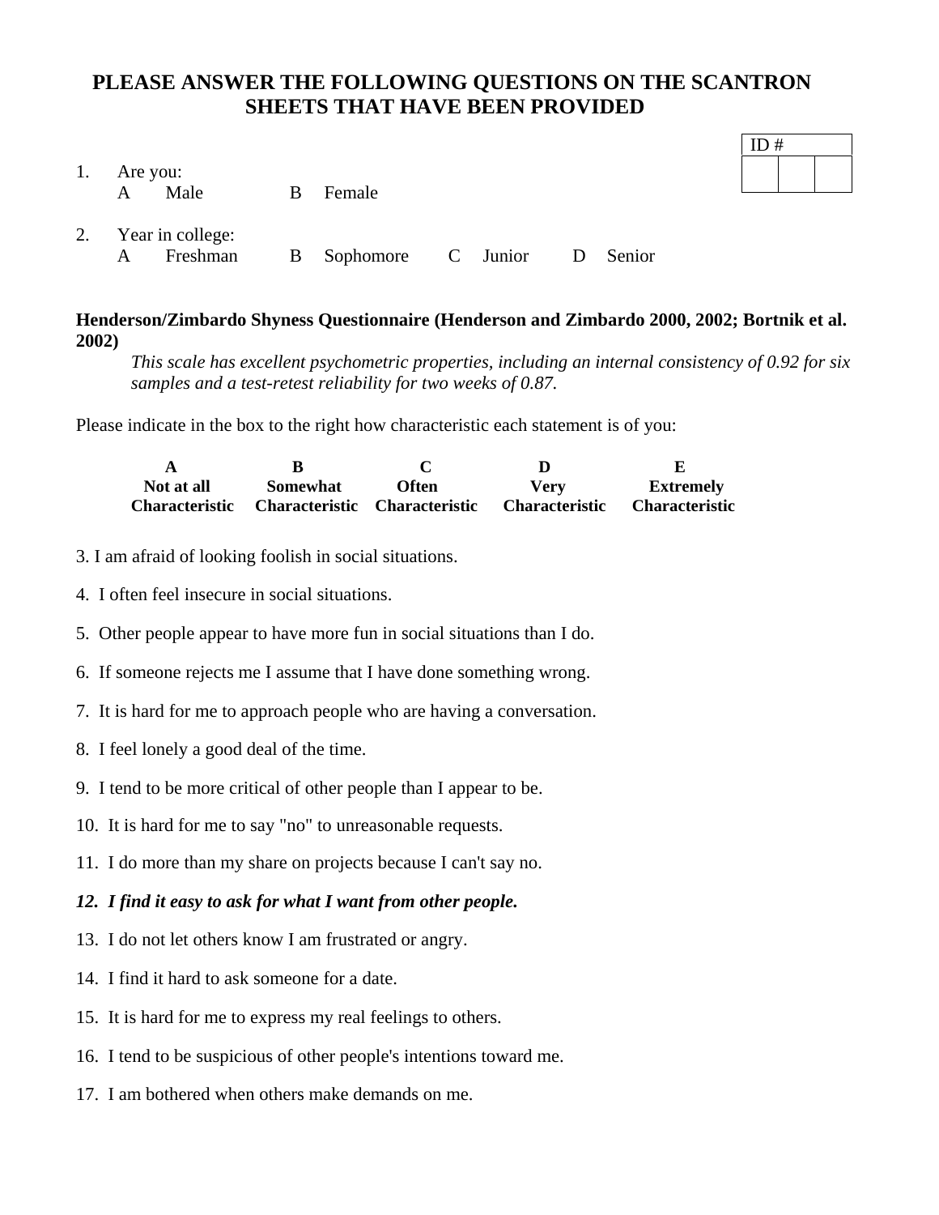# PLEASE ANSWER THE FOLLOWING QUESTIONS ON THE SCANTRON SHEETS THAT HAVE BEEN PROVIDED

| ID # | | |
|---|---|---|
| | | |

1. Are you:
   A Male  B Female

2. Year in college:
   A Freshman  B Sophomore  C Junior  D Senior

**Henderson/Zimbardo Shyness Questionnaire (Henderson and Zimbardo 2000, 2002; Bortnik et al. 2002)**

*This scale has excellent psychometric properties, including an internal consistency of 0.92 for six samples and a test-retest reliability for two weeks of 0.87.*

Please indicate in the box to the right how characteristic each statement is of you:

| A | B | C | D | E |
|---|---|---|---|---|
| **Not at all Characteristic** | **Somewhat Characteristic** | **Often Characteristic** | **Very Characteristic** | **Extremely Characteristic** |

3. I am afraid of looking foolish in social situations.

4. I often feel insecure in social situations.

5. Other people appear to have more fun in social situations than I do.

6. If someone rejects me I assume that I have done something wrong.

7. It is hard for me to approach people who are having a conversation.

8. I feel lonely a good deal of the time.

9. I tend to be more critical of other people than I appear to be.

10. It is hard for me to say "no" to unreasonable requests.

11. I do more than my share on projects because I can't say no.

***12. I find it easy to ask for what I want from other people.***

13. I do not let others know I am frustrated or angry.

14. I find it hard to ask someone for a date.

15. It is hard for me to express my real feelings to others.

16. I tend to be suspicious of other people's intentions toward me.

17. I am bothered when others make demands on me.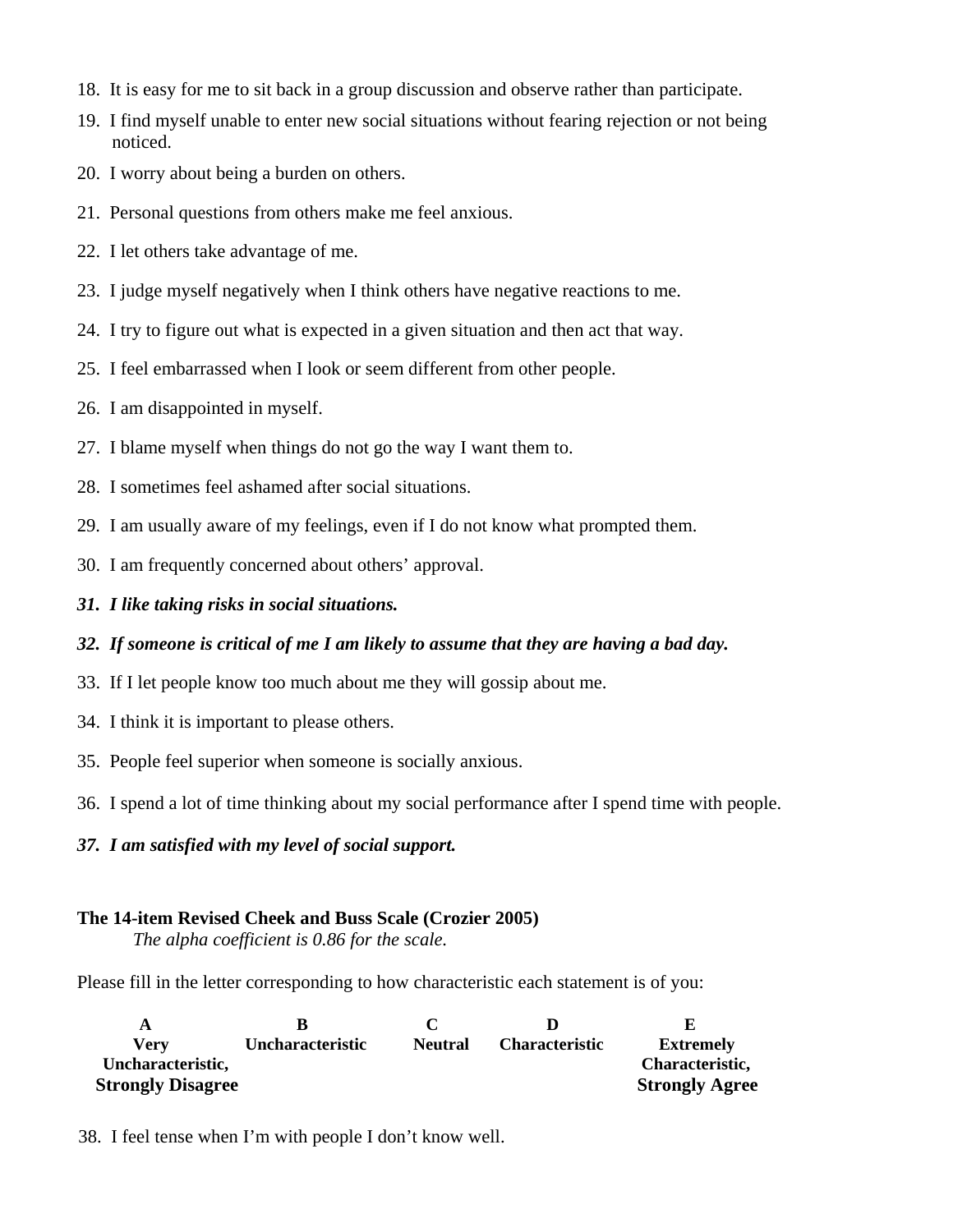18. It is easy for me to sit back in a group discussion and observe rather than participate.
19. I find myself unable to enter new social situations without fearing rejection or not being noticed.
20. I worry about being a burden on others.
21. Personal questions from others make me feel anxious.
22. I let others take advantage of me.
23. I judge myself negatively when I think others have negative reactions to me.
24. I try to figure out what is expected in a given situation and then act that way.
25. I feel embarrassed when I look or seem different from other people.
26. I am disappointed in myself.
27. I blame myself when things do not go the way I want them to.
28. I sometimes feel ashamed after social situations.
29. I am usually aware of my feelings, even if I do not know what prompted them.
30. I am frequently concerned about others' approval.
***31. I like taking risks in social situations.***
***32. If someone is critical of me I am likely to assume that they are having a bad day.***
33. If I let people know too much about me they will gossip about me.
34. I think it is important to please others.
35. People feel superior when someone is socially anxious.
36. I spend a lot of time thinking about my social performance after I spend time with people.
***37. I am satisfied with my level of social support.***

**The 14-item Revised Cheek and Buss Scale (Crozier 2005)**

*The alpha coefficient is 0.86 for the scale.*

Please fill in the letter corresponding to how characteristic each statement is of you:

| A | B | C | D | E |
|---|---|---|---|---|
| **Very Uncharacteristic, Strongly Disagree** | **Uncharacteristic** | **Neutral** | **Characteristic** | **Extremely Characteristic, Strongly Agree** |

38. I feel tense when I'm with people I don't know well.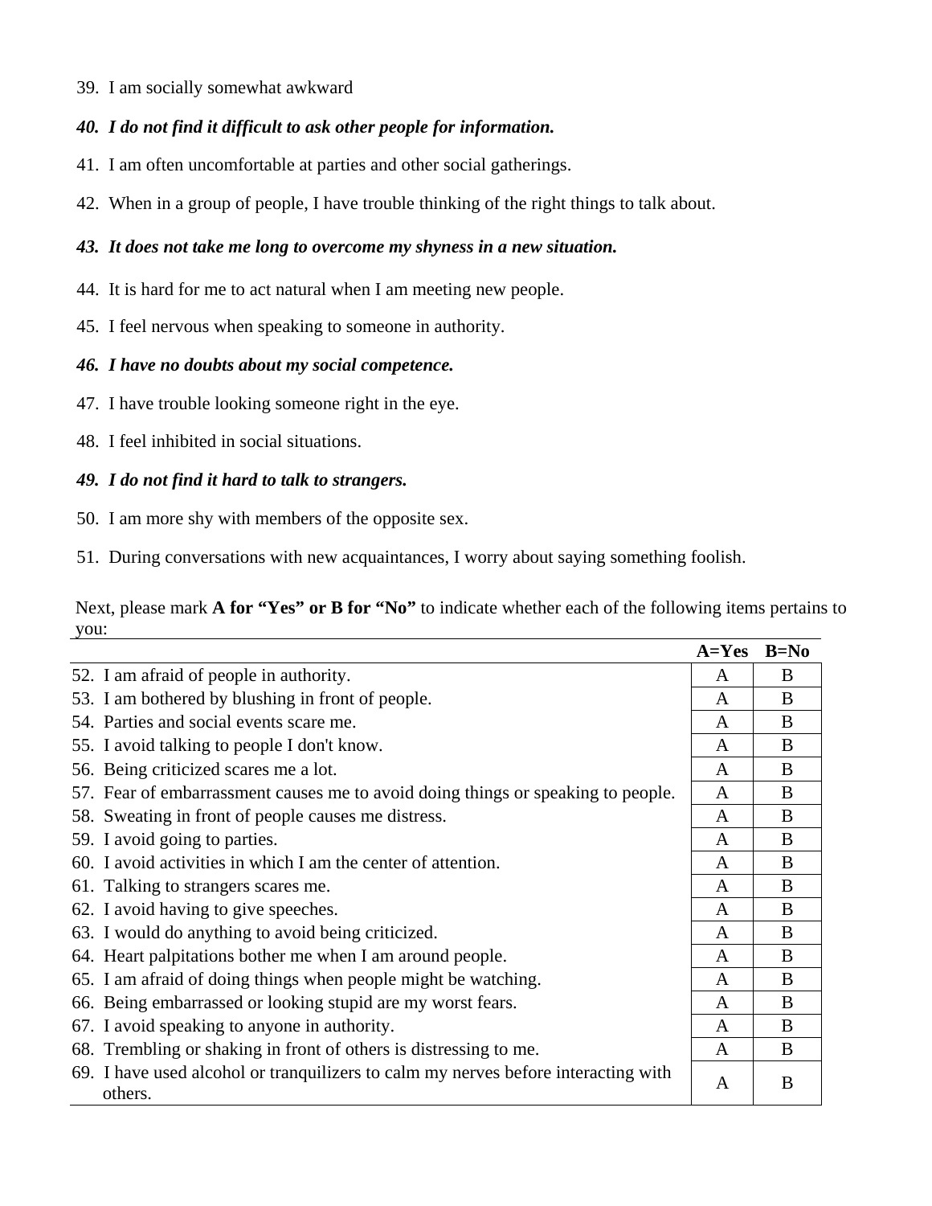39. I am socially somewhat awkward

***40. I do not find it difficult to ask other people for information.***

41. I am often uncomfortable at parties and other social gatherings.

42. When in a group of people, I have trouble thinking of the right things to talk about.

***43. It does not take me long to overcome my shyness in a new situation.***

44. It is hard for me to act natural when I am meeting new people.

45. I feel nervous when speaking to someone in authority.

***46. I have no doubts about my social competence.***

47. I have trouble looking someone right in the eye.

48. I feel inhibited in social situations.

***49. I do not find it hard to talk to strangers.***

50. I am more shy with members of the opposite sex.

51. During conversations with new acquaintances, I worry about saying something foolish.

Next, please mark **A for "Yes" or B for "No"** to indicate whether each of the following items pertains to you:

| | A=Yes | B=No |
|---|---|---|
| 52. I am afraid of people in authority. | A | B |
| 53. I am bothered by blushing in front of people. | A | B |
| 54. Parties and social events scare me. | A | B |
| 55. I avoid talking to people I don't know. | A | B |
| 56. Being criticized scares me a lot. | A | B |
| 57. Fear of embarrassment causes me to avoid doing things or speaking to people. | A | B |
| 58. Sweating in front of people causes me distress. | A | B |
| 59. I avoid going to parties. | A | B |
| 60. I avoid activities in which I am the center of attention. | A | B |
| 61. Talking to strangers scares me. | A | B |
| 62. I avoid having to give speeches. | A | B |
| 63. I would do anything to avoid being criticized. | A | B |
| 64. Heart palpitations bother me when I am around people. | A | B |
| 65. I am afraid of doing things when people might be watching. | A | B |
| 66. Being embarrassed or looking stupid are my worst fears. | A | B |
| 67. I avoid speaking to anyone in authority. | A | B |
| 68. Trembling or shaking in front of others is distressing to me. | A | B |
| 69. I have used alcohol or tranquilizers to calm my nerves before interacting with others. | A | B |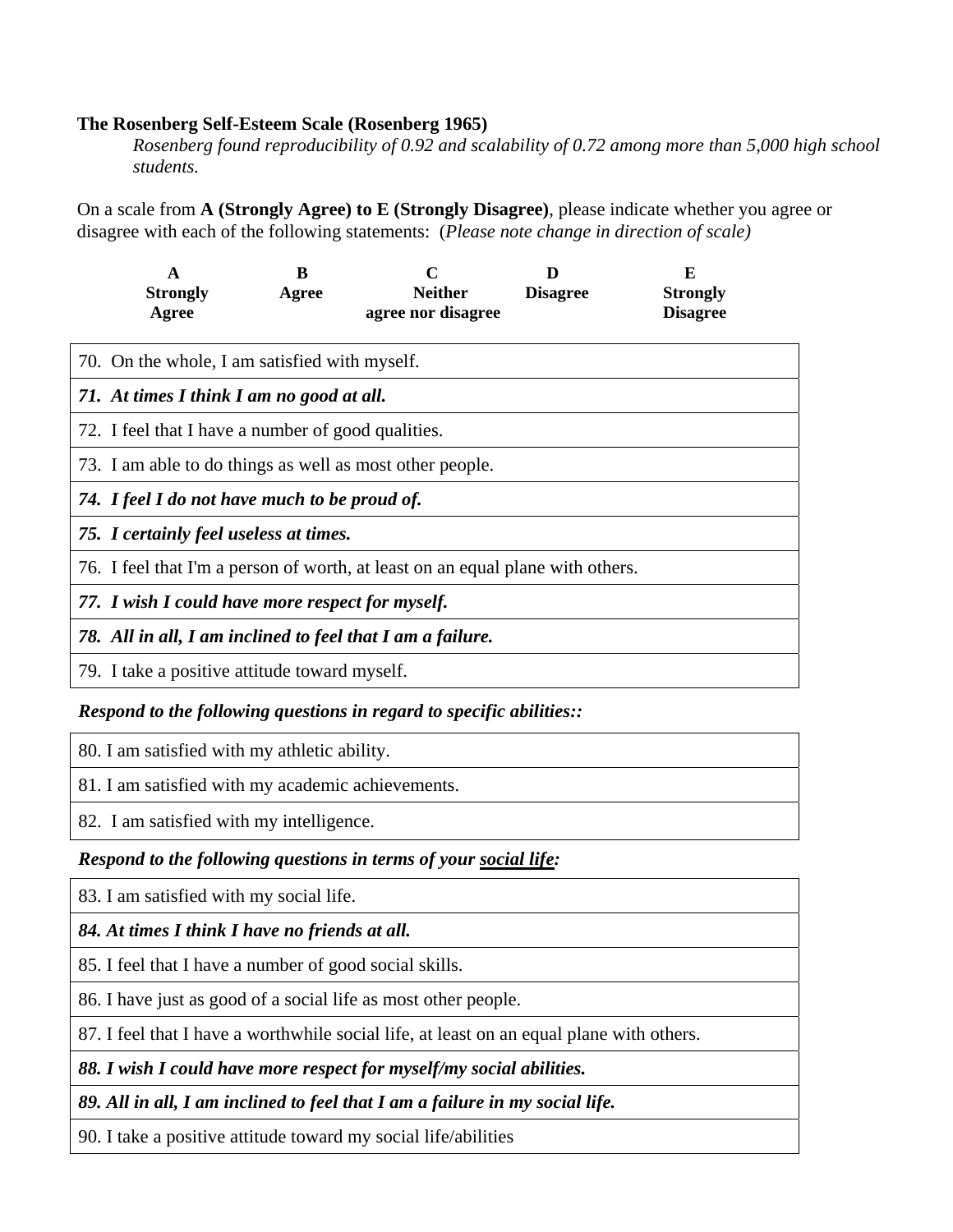**The Rosenberg Self-Esteem Scale (Rosenberg 1965)**

*Rosenberg found reproducibility of 0.92 and scalability of 0.72 among more than 5,000 high school students.*

On a scale from **A (Strongly Agree) to E (Strongly Disagree)**, please indicate whether you agree or disagree with each of the following statements: (*Please note change in direction of scale)*

| A | B | C | D | E |
|---|---|---|---|---|
| **Strongly Agree** | **Agree** | **Neither agree nor disagree** | **Disagree** | **Strongly Disagree** |

| |
|---|
| 70. On the whole, I am satisfied with myself. |
| ***71. At times I think I am no good at all.*** |
| 72. I feel that I have a number of good qualities. |
| 73. I am able to do things as well as most other people. |
| ***74. I feel I do not have much to be proud of.*** |
| ***75. I certainly feel useless at times.*** |
| 76. I feel that I'm a person of worth, at least on an equal plane with others. |
| ***77. I wish I could have more respect for myself.*** |
| ***78. All in all, I am inclined to feel that I am a failure.*** |
| 79. I take a positive attitude toward myself. |

***Respond to the following questions in regard to specific abilities::***

| |
|---|
| 80. I am satisfied with my athletic ability. |
| 81. I am satisfied with my academic achievements. |
| 82. I am satisfied with my intelligence. |

***Respond to the following questions in terms of your <u>social life</u>:***

| |
|---|
| 83. I am satisfied with my social life. |
| ***84. At times I think I have no friends at all.*** |
| 85. I feel that I have a number of good social skills. |
| 86. I have just as good of a social life as most other people. |
| 87. I feel that I have a worthwhile social life, at least on an equal plane with others. |
| ***88. I wish I could have more respect for myself/my social abilities.*** |
| ***89. All in all, I am inclined to feel that I am a failure in my social life.*** |
| 90. I take a positive attitude toward my social life/abilities |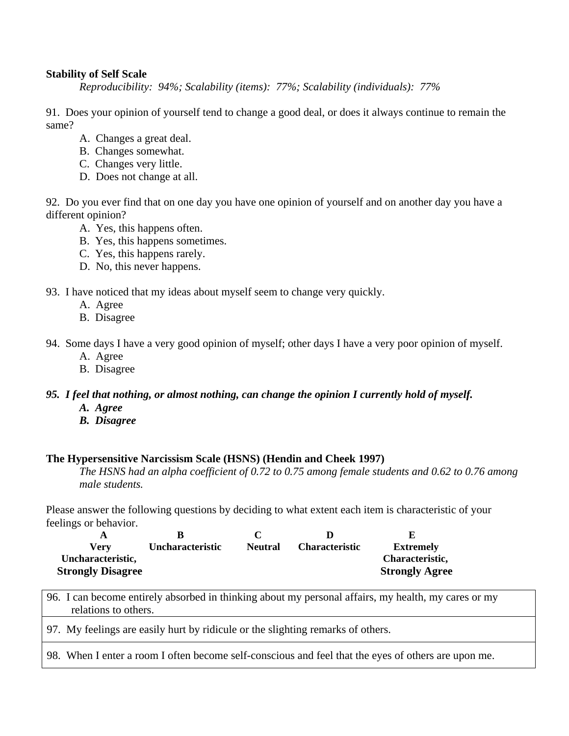**Stability of Self Scale**

*Reproducibility: 94%; Scalability (items): 77%; Scalability (individuals): 77%*

91. Does your opinion of yourself tend to change a good deal, or does it always continue to remain the same?

A. Changes a great deal.
B. Changes somewhat.
C. Changes very little.
D. Does not change at all.

92. Do you ever find that on one day you have one opinion of yourself and on another day you have a different opinion?

A. Yes, this happens often.
B. Yes, this happens sometimes.
C. Yes, this happens rarely.
D. No, this never happens.

93. I have noticed that my ideas about myself seem to change very quickly.

A. Agree
B. Disagree

94. Some days I have a very good opinion of myself; other days I have a very poor opinion of myself.

A. Agree
B. Disagree

***95. I feel that nothing, or almost nothing, can change the opinion I currently hold of myself.***

***A. Agree***
***B. Disagree***

**The Hypersensitive Narcissism Scale (HSNS) (Hendin and Cheek 1997)**

*The HSNS had an alpha coefficient of 0.72 to 0.75 among female students and 0.62 to 0.76 among male students.*

Please answer the following questions by deciding to what extent each item is characteristic of your feelings or behavior.

| A | B | C | D | E |
|---|---|---|---|---|
| **Very Uncharacteristic, Strongly Disagree** | **Uncharacteristic** | **Neutral** | **Characteristic** | **Extremely Characteristic, Strongly Agree** |

| |
|---|
| 96. I can become entirely absorbed in thinking about my personal affairs, my health, my cares or my relations to others. |
| 97. My feelings are easily hurt by ridicule or the slighting remarks of others. |
| 98. When I enter a room I often become self-conscious and feel that the eyes of others are upon me. |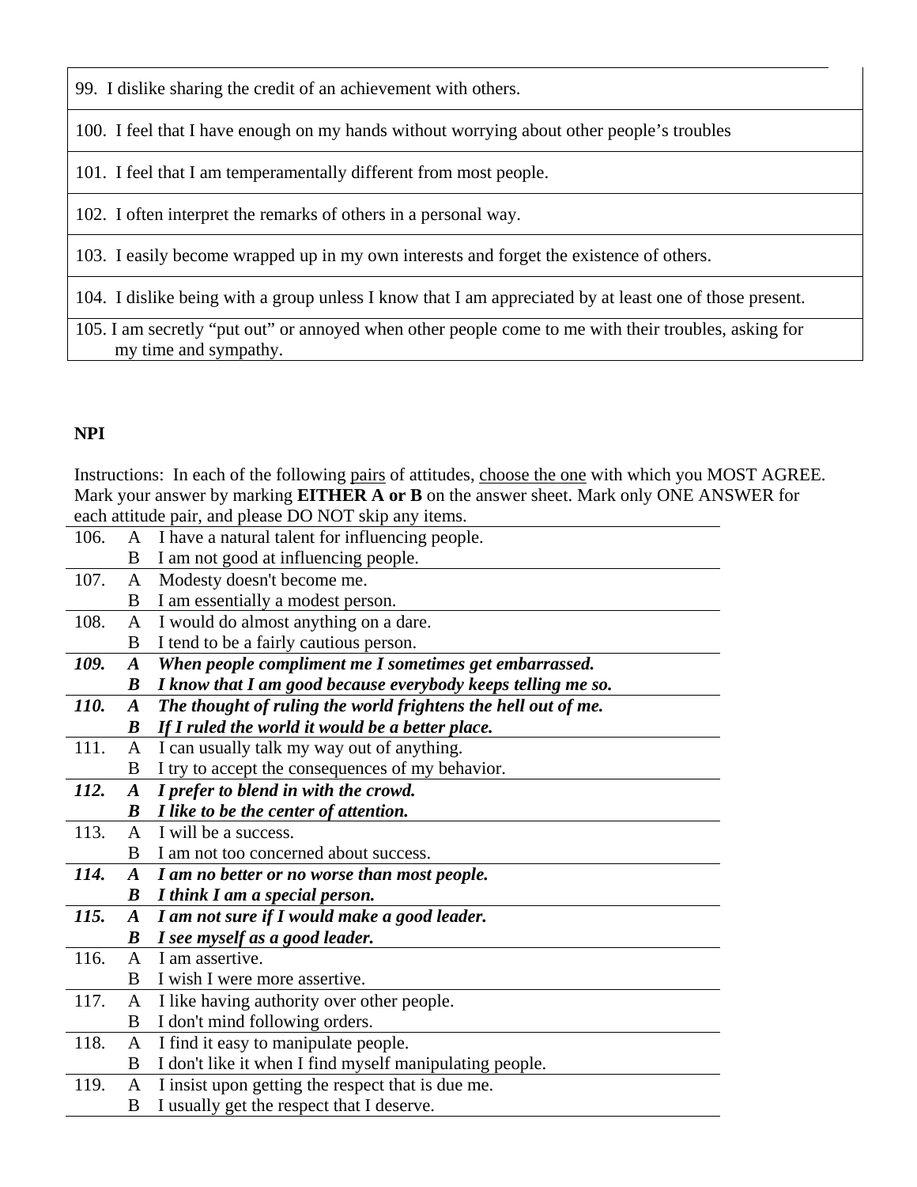| |
|---|
| 99. I dislike sharing the credit of an achievement with others. |
| 100. I feel that I have enough on my hands without worrying about other people's troubles |
| 101. I feel that I am temperamentally different from most people. |
| 102. I often interpret the remarks of others in a personal way. |
| 103. I easily become wrapped up in my own interests and forget the existence of others. |
| 104. I dislike being with a group unless I know that I am appreciated by at least one of those present. |
| 105. I am secretly "put out" or annoyed when other people come to me with their troubles, asking for my time and sympathy. |

**NPI**

Instructions: In each of the following pairs of attitudes, choose the one with which you MOST AGREE. Mark your answer by marking **EITHER A or B** on the answer sheet. Mark only ONE ANSWER for each attitude pair, and please DO NOT skip any items.

| | | |
|---|---|---|
| 106. | A | I have a natural talent for influencing people. |
| | B | I am not good at influencing people. |
| 107. | A | Modesty doesn't become me. |
| | B | I am essentially a modest person. |
| 108. | A | I would do almost anything on a dare. |
| | B | I tend to be a fairly cautious person. |
| ***109.*** | ***A*** | ***When people compliment me I sometimes get embarrassed.*** |
| | ***B*** | ***I know that I am good because everybody keeps telling me so.*** |
| ***110.*** | ***A*** | ***The thought of ruling the world frightens the hell out of me.*** |
| | ***B*** | ***If I ruled the world it would be a better place.*** |
| 111. | A | I can usually talk my way out of anything. |
| | B | I try to accept the consequences of my behavior. |
| ***112.*** | ***A*** | ***I prefer to blend in with the crowd.*** |
| | ***B*** | ***I like to be the center of attention.*** |
| 113. | A | I will be a success. |
| | B | I am not too concerned about success. |
| ***114.*** | ***A*** | ***I am no better or no worse than most people.*** |
| | ***B*** | ***I think I am a special person.*** |
| ***115.*** | ***A*** | ***I am not sure if I would make a good leader.*** |
| | ***B*** | ***I see myself as a good leader.*** |
| 116. | A | I am assertive. |
| | B | I wish I were more assertive. |
| 117. | A | I like having authority over other people. |
| | B | I don't mind following orders. |
| 118. | A | I find it easy to manipulate people. |
| | B | I don't like it when I find myself manipulating people. |
| 119. | A | I insist upon getting the respect that is due me. |
| | B | I usually get the respect that I deserve. |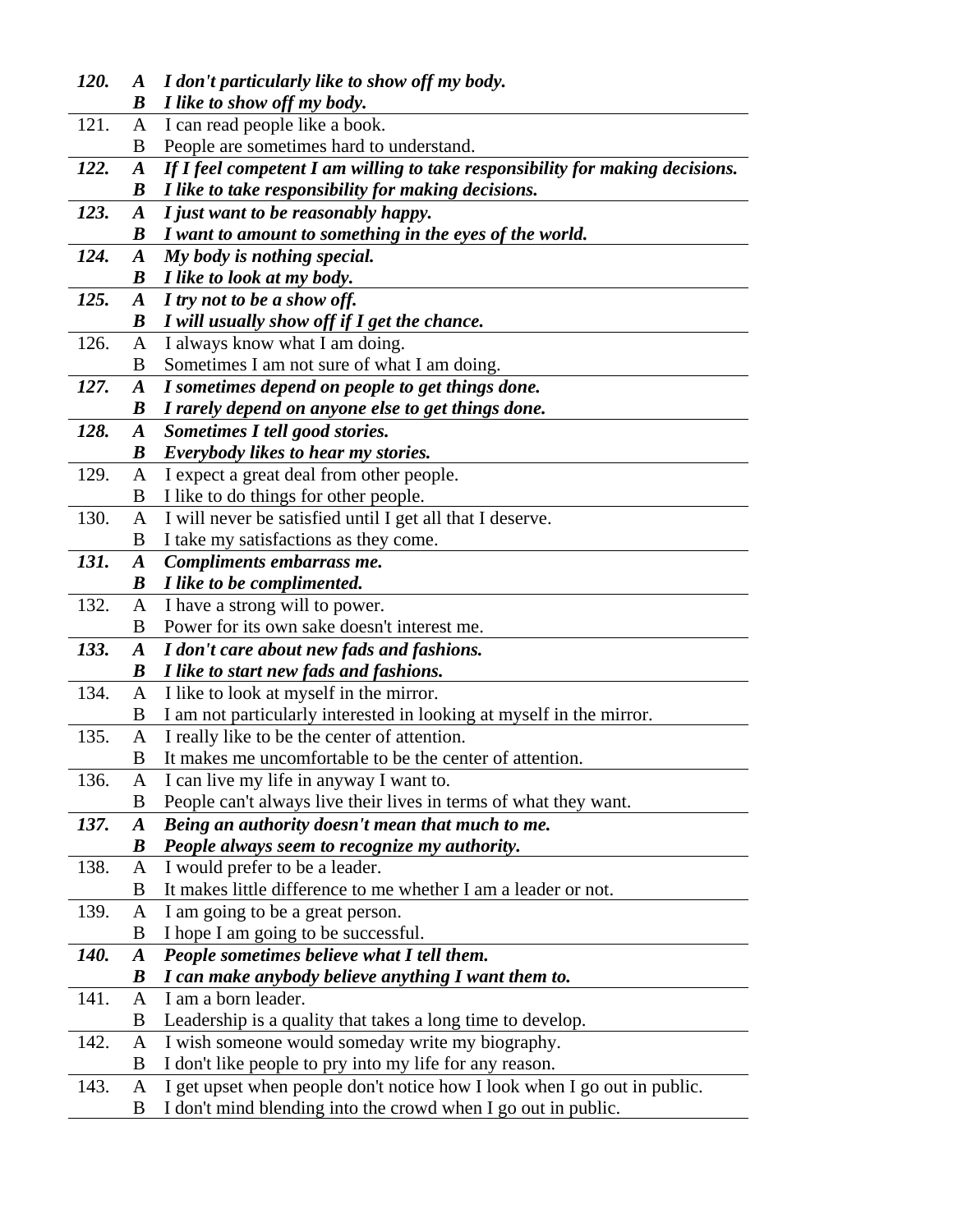| | | |
|---|---|---|
| ***120.*** | ***A*** | ***I don't particularly like to show off my body.*** |
| | ***B*** | ***I like to show off my body.*** |
| 121. | A | I can read people like a book. |
| | B | People are sometimes hard to understand. |
| ***122.*** | ***A*** | ***If I feel competent I am willing to take responsibility for making decisions.*** |
| | ***B*** | ***I like to take responsibility for making decisions.*** |
| ***123.*** | ***A*** | ***I just want to be reasonably happy.*** |
| | ***B*** | ***I want to amount to something in the eyes of the world.*** |
| ***124.*** | ***A*** | ***My body is nothing special.*** |
| | ***B*** | ***I like to look at my body.*** |
| ***125.*** | ***A*** | ***I try not to be a show off.*** |
| | ***B*** | ***I will usually show off if I get the chance.*** |
| 126. | A | I always know what I am doing. |
| | B | Sometimes I am not sure of what I am doing. |
| ***127.*** | ***A*** | ***I sometimes depend on people to get things done.*** |
| | ***B*** | ***I rarely depend on anyone else to get things done.*** |
| ***128.*** | ***A*** | ***Sometimes I tell good stories.*** |
| | ***B*** | ***Everybody likes to hear my stories.*** |
| 129. | A | I expect a great deal from other people. |
| | B | I like to do things for other people. |
| 130. | A | I will never be satisfied until I get all that I deserve. |
| | B | I take my satisfactions as they come. |
| ***131.*** | ***A*** | ***Compliments embarrass me.*** |
| | ***B*** | ***I like to be complimented.*** |
| 132. | A | I have a strong will to power. |
| | B | Power for its own sake doesn't interest me. |
| ***133.*** | ***A*** | ***I don't care about new fads and fashions.*** |
| | ***B*** | ***I like to start new fads and fashions.*** |
| 134. | A | I like to look at myself in the mirror. |
| | B | I am not particularly interested in looking at myself in the mirror. |
| 135. | A | I really like to be the center of attention. |
| | B | It makes me uncomfortable to be the center of attention. |
| 136. | A | I can live my life in anyway I want to. |
| | B | People can't always live their lives in terms of what they want. |
| ***137.*** | ***A*** | ***Being an authority doesn't mean that much to me.*** |
| | ***B*** | ***People always seem to recognize my authority.*** |
| 138. | A | I would prefer to be a leader. |
| | B | It makes little difference to me whether I am a leader or not. |
| 139. | A | I am going to be a great person. |
| | B | I hope I am going to be successful. |
| ***140.*** | ***A*** | ***People sometimes believe what I tell them.*** |
| | ***B*** | ***I can make anybody believe anything I want them to.*** |
| 141. | A | I am a born leader. |
| | B | Leadership is a quality that takes a long time to develop. |
| 142. | A | I wish someone would someday write my biography. |
| | B | I don't like people to pry into my life for any reason. |
| 143. | A | I get upset when people don't notice how I look when I go out in public. |
| | B | I don't mind blending into the crowd when I go out in public. |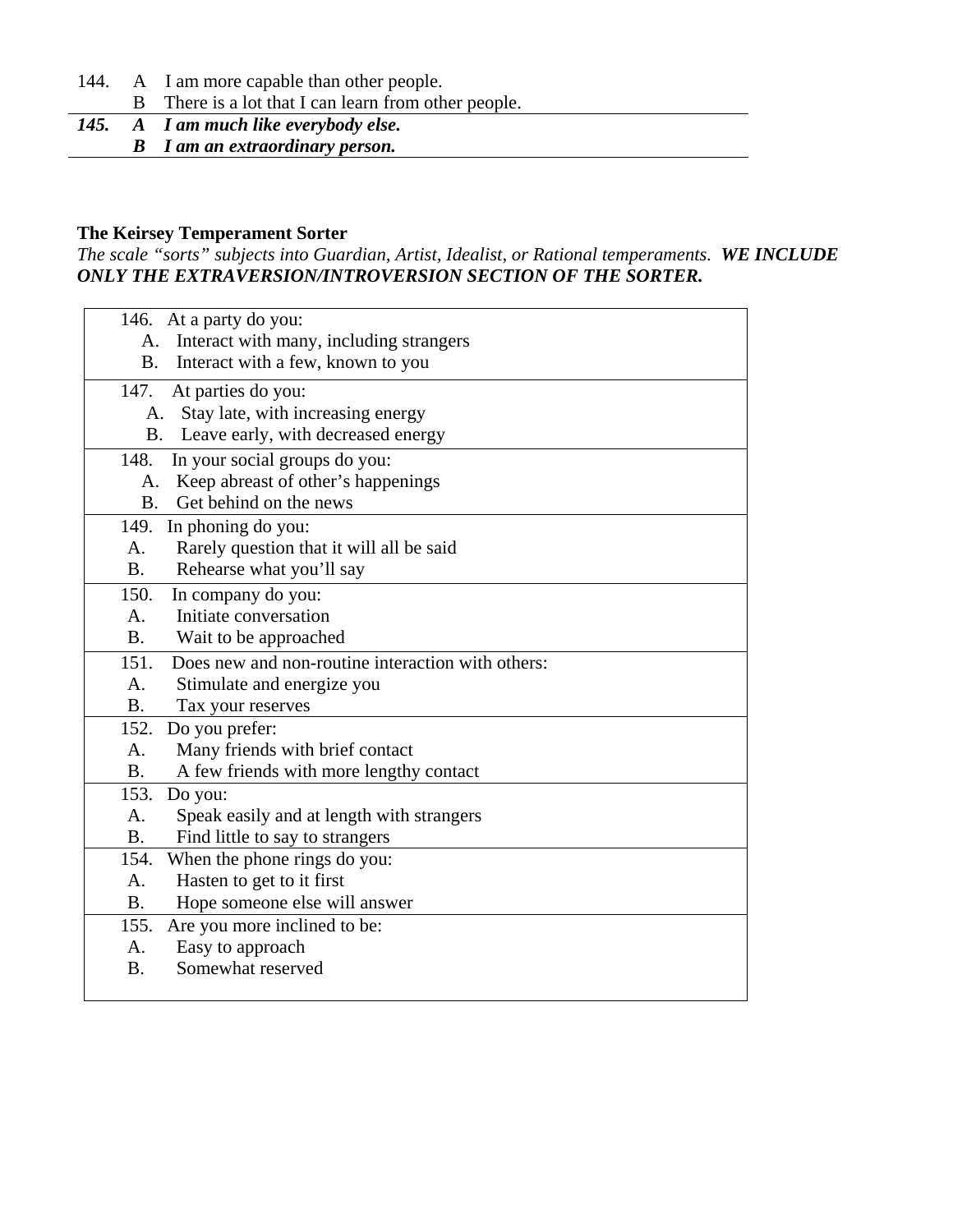144. A I am more capable than other people.
B There is a lot that I can learn from other people.

***145. A I am much like everybody else.***
***B I am an extraordinary person.***

**The Keirsey Temperament Sorter**

*The scale "sorts" subjects into Guardian, Artist, Idealist, or Rational temperaments.* ***WE INCLUDE ONLY THE EXTRAVERSION/INTROVERSION SECTION OF THE SORTER.***

146. At a party do you:
A. Interact with many, including strangers
B. Interact with a few, known to you

147. At parties do you:
A. Stay late, with increasing energy
B. Leave early, with decreased energy

148. In your social groups do you:
A. Keep abreast of other's happenings
B. Get behind on the news

149. In phoning do you:
A. Rarely question that it will all be said
B. Rehearse what you'll say

150. In company do you:
A. Initiate conversation
B. Wait to be approached

151. Does new and non-routine interaction with others:
A. Stimulate and energize you
B. Tax your reserves

152. Do you prefer:
A. Many friends with brief contact
B. A few friends with more lengthy contact

153. Do you:
A. Speak easily and at length with strangers
B. Find little to say to strangers

154. When the phone rings do you:
A. Hasten to get to it first
B. Hope someone else will answer

155. Are you more inclined to be:
A. Easy to approach
B. Somewhat reserved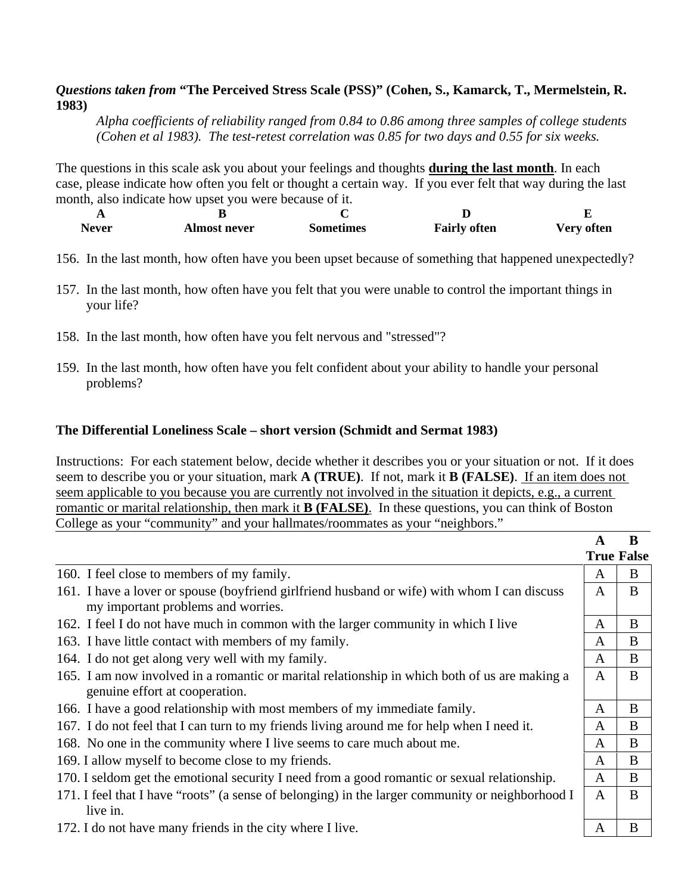***Questions taken from* "The Perceived Stress Scale (PSS)" (Cohen, S., Kamarck, T., Mermelstein, R. 1983)**

*Alpha coefficients of reliability ranged from 0.84 to 0.86 among three samples of college students (Cohen et al 1983). The test-retest correlation was 0.85 for two days and 0.55 for six weeks.*

The questions in this scale ask you about your feelings and thoughts **during the last month**. In each case, please indicate how often you felt or thought a certain way. If you ever felt that way during the last month, also indicate how upset you were because of it.

| A | B | C | D | E |
|---|---|---|---|---|
| Never | Almost never | Sometimes | Fairly often | Very often |

156. In the last month, how often have you been upset because of something that happened unexpectedly?

157. In the last month, how often have you felt that you were unable to control the important things in your life?

158. In the last month, how often have you felt nervous and "stressed"?

159. In the last month, how often have you felt confident about your ability to handle your personal problems?

**The Differential Loneliness Scale – short version (Schmidt and Sermat 1983)**

Instructions: For each statement below, decide whether it describes you or your situation or not. If it does seem to describe you or your situation, mark **A (TRUE)**. If not, mark it **B (FALSE)**. If an item does not seem applicable to you because you are currently not involved in the situation it depicts, e.g., a current romantic or marital relationship, then mark it **B (FALSE)**. In these questions, you can think of Boston College as your "community" and your hallmates/roommates as your "neighbors."

| | A<br>True | B<br>False |
|---|---|---|
| 160. I feel close to members of my family. | A | B |
| 161. I have a lover or spouse (boyfriend girlfriend husband or wife) with whom I can discuss my important problems and worries. | A | B |
| 162. I feel I do not have much in common with the larger community in which I live | A | B |
| 163. I have little contact with members of my family. | A | B |
| 164. I do not get along very well with my family. | A | B |
| 165. I am now involved in a romantic or marital relationship in which both of us are making a genuine effort at cooperation. | A | B |
| 166. I have a good relationship with most members of my immediate family. | A | B |
| 167. I do not feel that I can turn to my friends living around me for help when I need it. | A | B |
| 168. No one in the community where I live seems to care much about me. | A | B |
| 169. I allow myself to become close to my friends. | A | B |
| 170. I seldom get the emotional security I need from a good romantic or sexual relationship. | A | B |
| 171. I feel that I have "roots" (a sense of belonging) in the larger community or neighborhood I live in. | A | B |
| 172. I do not have many friends in the city where I live. | A | B |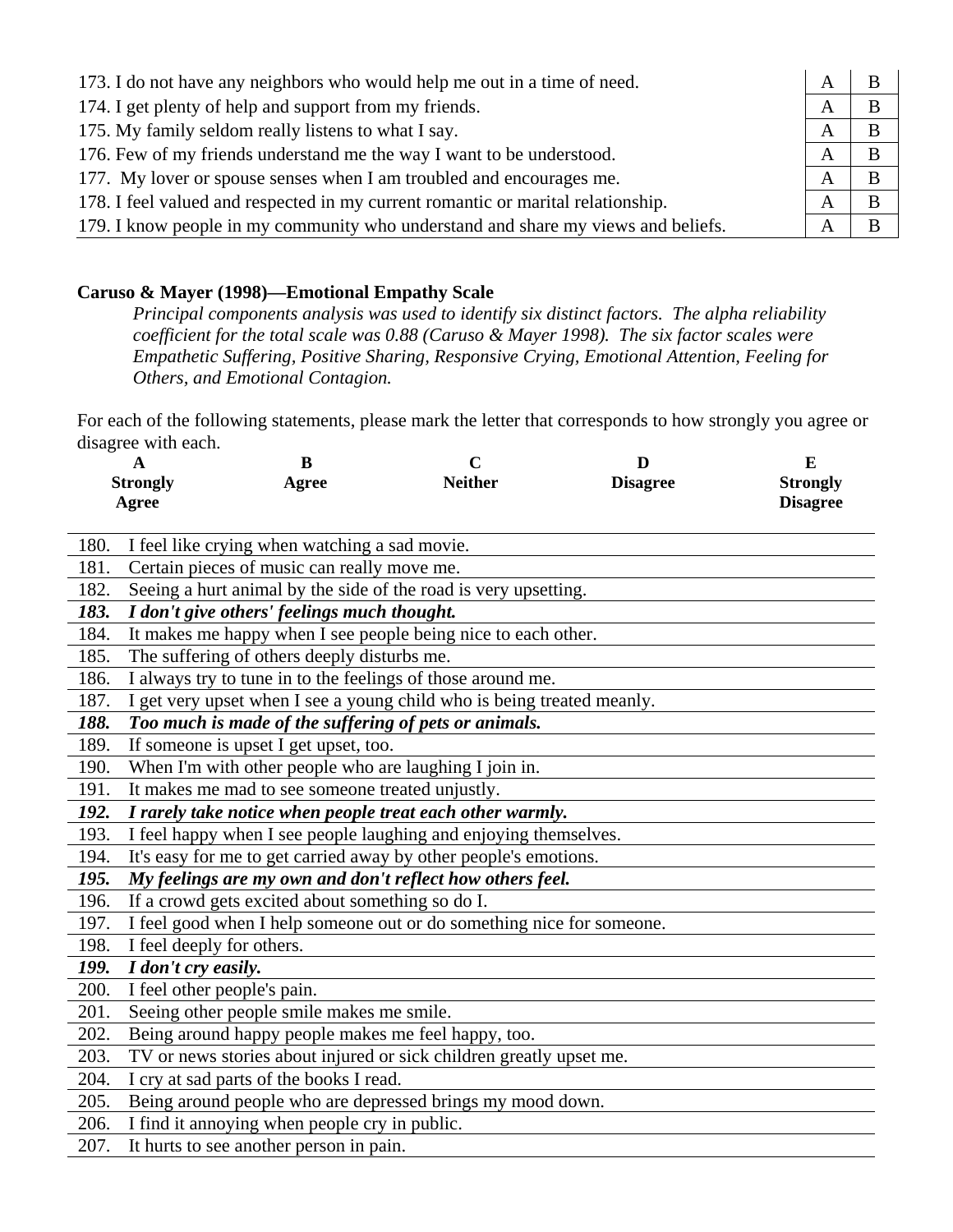| | | |
|---|---|---|
| 173. I do not have any neighbors who would help me out in a time of need. | A | B |
| 174. I get plenty of help and support from my friends. | A | B |
| 175. My family seldom really listens to what I say. | A | B |
| 176. Few of my friends understand me the way I want to be understood. | A | B |
| 177. My lover or spouse senses when I am troubled and encourages me. | A | B |
| 178. I feel valued and respected in my current romantic or marital relationship. | A | B |
| 179. I know people in my community who understand and share my views and beliefs. | A | B |

**Caruso & Mayer (1998)—Emotional Empathy Scale**

*Principal components analysis was used to identify six distinct factors. The alpha reliability coefficient for the total scale was 0.88 (Caruso & Mayer 1998). The six factor scales were Empathetic Suffering, Positive Sharing, Responsive Crying, Emotional Attention, Feeling for Others, and Emotional Contagion.*

For each of the following statements, please mark the letter that corresponds to how strongly you agree or disagree with each.

| A | B | C | D | E |
|---|---|---|---|---|
| **Strongly Agree** | **Agree** | **Neither** | **Disagree** | **Strongly Disagree** |

| | |
|---|---|
| 180. | I feel like crying when watching a sad movie. |
| 181. | Certain pieces of music can really move me. |
| 182. | Seeing a hurt animal by the side of the road is very upsetting. |
| ***183.*** | ***I don't give others' feelings much thought.*** |
| 184. | It makes me happy when I see people being nice to each other. |
| 185. | The suffering of others deeply disturbs me. |
| 186. | I always try to tune in to the feelings of those around me. |
| 187. | I get very upset when I see a young child who is being treated meanly. |
| ***188.*** | ***Too much is made of the suffering of pets or animals.*** |
| 189. | If someone is upset I get upset, too. |
| 190. | When I'm with other people who are laughing I join in. |
| 191. | It makes me mad to see someone treated unjustly. |
| ***192.*** | ***I rarely take notice when people treat each other warmly.*** |
| 193. | I feel happy when I see people laughing and enjoying themselves. |
| 194. | It's easy for me to get carried away by other people's emotions. |
| ***195.*** | ***My feelings are my own and don't reflect how others feel.*** |
| 196. | If a crowd gets excited about something so do I. |
| 197. | I feel good when I help someone out or do something nice for someone. |
| 198. | I feel deeply for others. |
| ***199.*** | ***I don't cry easily.*** |
| 200. | I feel other people's pain. |
| 201. | Seeing other people smile makes me smile. |
| 202. | Being around happy people makes me feel happy, too. |
| 203. | TV or news stories about injured or sick children greatly upset me. |
| 204. | I cry at sad parts of the books I read. |
| 205. | Being around people who are depressed brings my mood down. |
| 206. | I find it annoying when people cry in public. |
| 207. | It hurts to see another person in pain. |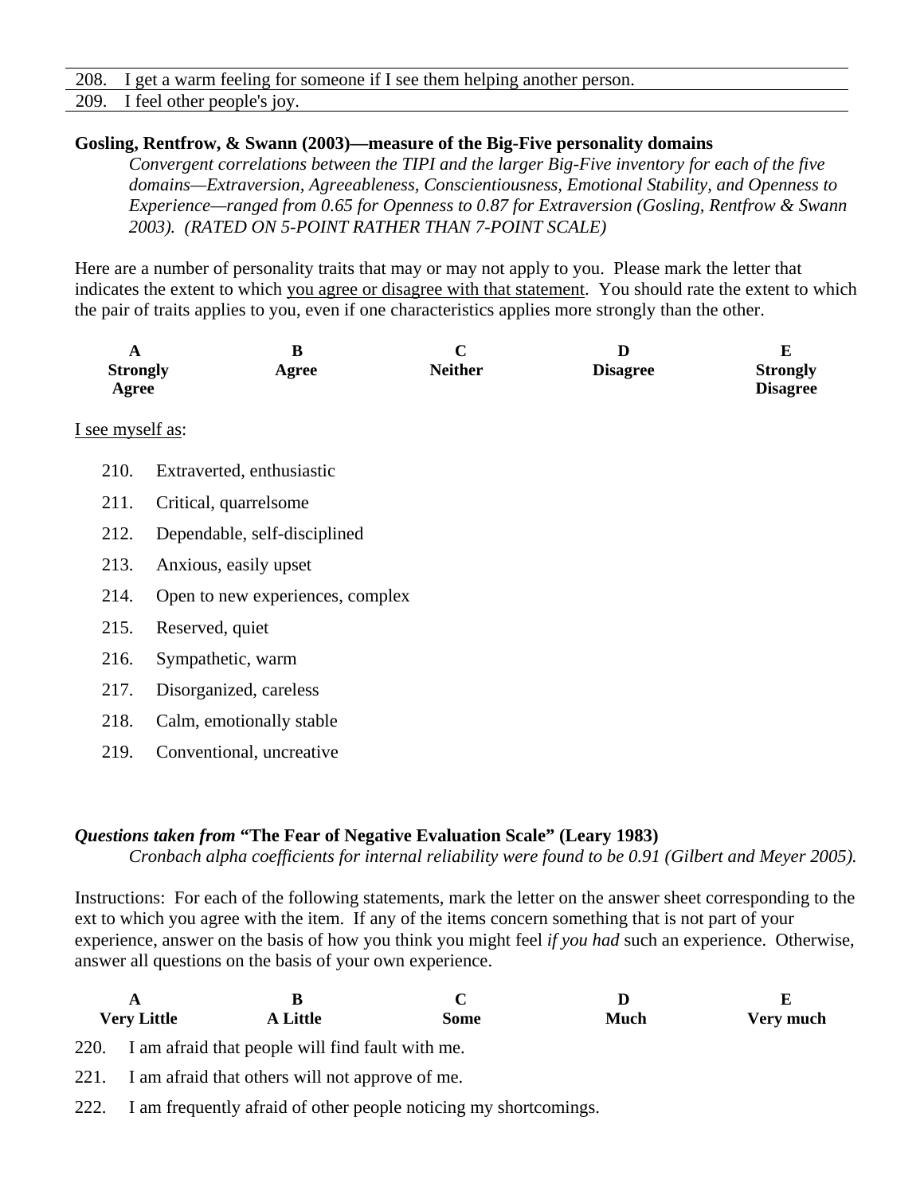| 208. | I get a warm feeling for someone if I see them helping another person. |
|---|---|
| 209. | I feel other people's joy. |

**Gosling, Rentfrow, & Swann (2003)—measure of the Big-Five personality domains**

*Convergent correlations between the TIPI and the larger Big-Five inventory for each of the five domains—Extraversion, Agreeableness, Conscientiousness, Emotional Stability, and Openness to Experience—ranged from 0.65 for Openness to 0.87 for Extraversion (Gosling, Rentfrow & Swann 2003). (RATED ON 5-POINT RATHER THAN 7-POINT SCALE)*

Here are a number of personality traits that may or may not apply to you. Please mark the letter that indicates the extent to which <u>you agree or disagree with that statement</u>. You should rate the extent to which the pair of traits applies to you, even if one characteristics applies more strongly than the other.

| A | B | C | D | E |
|---|---|---|---|---|
| **Strongly Agree** | **Agree** | **Neither** | **Disagree** | **Strongly Disagree** |

<u>I see myself as</u>:

210. Extraverted, enthusiastic
211. Critical, quarrelsome
212. Dependable, self-disciplined
213. Anxious, easily upset
214. Open to new experiences, complex
215. Reserved, quiet
216. Sympathetic, warm
217. Disorganized, careless
218. Calm, emotionally stable
219. Conventional, uncreative

***Questions taken from* "The Fear of Negative Evaluation Scale" (Leary 1983)**

*Cronbach alpha coefficients for internal reliability were found to be 0.91 (Gilbert and Meyer 2005).*

Instructions: For each of the following statements, mark the letter on the answer sheet corresponding to the ext to which you agree with the item. If any of the items concern something that is not part of your experience, answer on the basis of how you think you might feel *if you had* such an experience. Otherwise, answer all questions on the basis of your own experience.

| A | B | C | D | E |
|---|---|---|---|---|
| **Very Little** | **A Little** | **Some** | **Much** | **Very much** |

220. I am afraid that people will find fault with me.
221. I am afraid that others will not approve of me.
222. I am frequently afraid of other people noticing my shortcomings.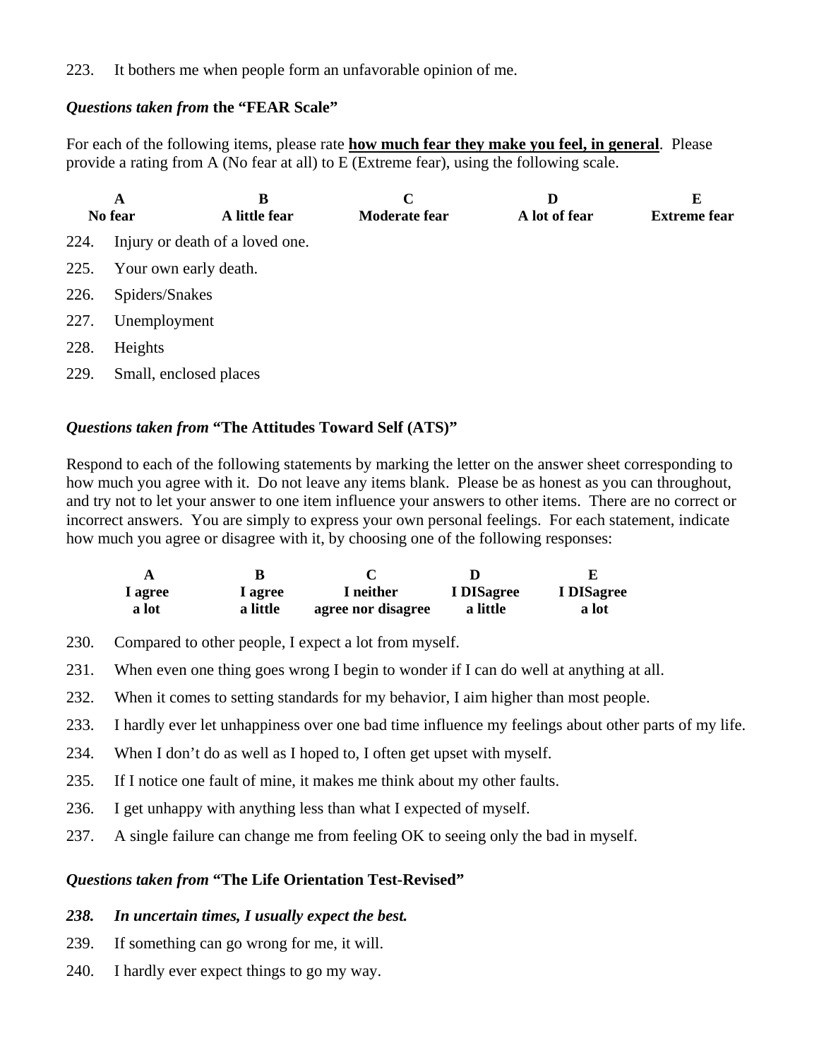223. It bothers me when people form an unfavorable opinion of me.

***Questions taken from* the "FEAR Scale"**

For each of the following items, please rate **<u>how much fear they make you feel, in general</u>**. Please provide a rating from A (No fear at all) to E (Extreme fear), using the following scale.

| A | B | C | D | E |
|---|---|---|---|---|
| **No fear** | **A little fear** | **Moderate fear** | **A lot of fear** | **Extreme fear** |

224. Injury or death of a loved one.

225. Your own early death.

226. Spiders/Snakes

227. Unemployment

228. Heights

229. Small, enclosed places

***Questions taken from* "The Attitudes Toward Self (ATS)"**

Respond to each of the following statements by marking the letter on the answer sheet corresponding to how much you agree with it. Do not leave any items blank. Please be as honest as you can throughout, and try not to let your answer to one item influence your answers to other items. There are no correct or incorrect answers. You are simply to express your own personal feelings. For each statement, indicate how much you agree or disagree with it, by choosing one of the following responses:

| A | B | C | D | E |
|---|---|---|---|---|
| **I agree a lot** | **I agree a little** | **I neither agree nor disagree** | **I DISagree a little** | **I DISagree a lot** |

230. Compared to other people, I expect a lot from myself.

231. When even one thing goes wrong I begin to wonder if I can do well at anything at all.

232. When it comes to setting standards for my behavior, I aim higher than most people.

233. I hardly ever let unhappiness over one bad time influence my feelings about other parts of my life.

234. When I don't do as well as I hoped to, I often get upset with myself.

235. If I notice one fault of mine, it makes me think about my other faults.

236. I get unhappy with anything less than what I expected of myself.

237. A single failure can change me from feeling OK to seeing only the bad in myself.

***Questions taken from* "The Life Orientation Test-Revised"**

***238. In uncertain times, I usually expect the best.***

239. If something can go wrong for me, it will.

240. I hardly ever expect things to go my way.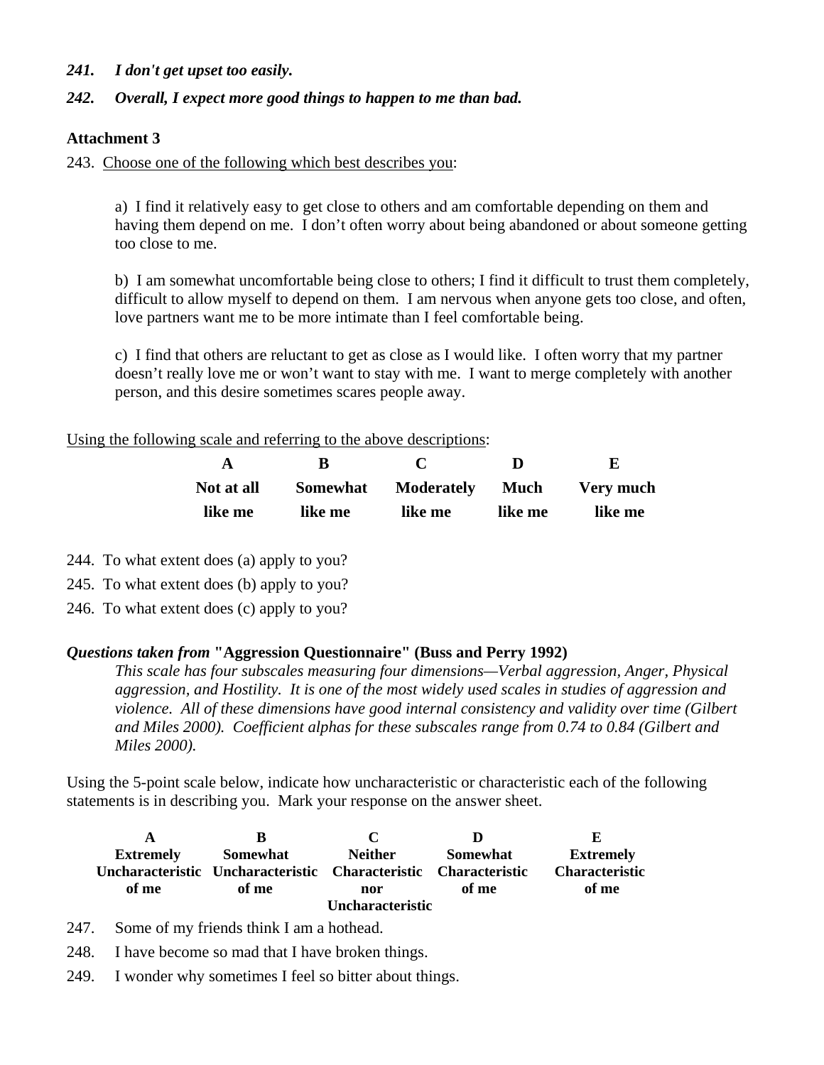*241. I don't get upset too easily.*

*242. Overall, I expect more good things to happen to me than bad.*

**Attachment 3**

243. Choose one of the following which best describes you:

a) I find it relatively easy to get close to others and am comfortable depending on them and having them depend on me. I don't often worry about being abandoned or about someone getting too close to me.

b) I am somewhat uncomfortable being close to others; I find it difficult to trust them completely, difficult to allow myself to depend on them. I am nervous when anyone gets too close, and often, love partners want me to be more intimate than I feel comfortable being.

c) I find that others are reluctant to get as close as I would like. I often worry that my partner doesn't really love me or won't want to stay with me. I want to merge completely with another person, and this desire sometimes scares people away.

Using the following scale and referring to the above descriptions:

| A | B | C | D | E |
|---|---|---|---|---|
| Not at all like me | Somewhat like me | Moderately like me | Much like me | Very much like me |

244. To what extent does (a) apply to you?

245. To what extent does (b) apply to you?

246. To what extent does (c) apply to you?

***Questions taken from* "Aggression Questionnaire" (Buss and Perry 1992)**

*This scale has four subscales measuring four dimensions—Verbal aggression, Anger, Physical aggression, and Hostility. It is one of the most widely used scales in studies of aggression and violence. All of these dimensions have good internal consistency and validity over time (Gilbert and Miles 2000). Coefficient alphas for these subscales range from 0.74 to 0.84 (Gilbert and Miles 2000).*

Using the 5-point scale below, indicate how uncharacteristic or characteristic each of the following statements is in describing you. Mark your response on the answer sheet.

| A | B | C | D | E |
|---|---|---|---|---|
| Extremely Uncharacteristic of me | Somewhat Uncharacteristic of me | Neither Characteristic nor Uncharacteristic | Somewhat Characteristic of me | Extremely Characteristic of me |

247. Some of my friends think I am a hothead.

248. I have become so mad that I have broken things.

249. I wonder why sometimes I feel so bitter about things.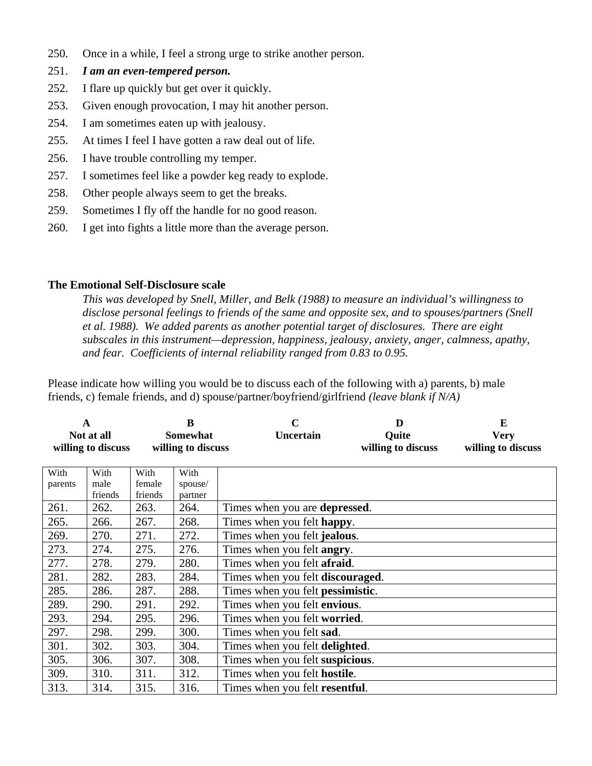250. Once in a while, I feel a strong urge to strike another person.
251. ***I am an even-tempered person.***
252. I flare up quickly but get over it quickly.
253. Given enough provocation, I may hit another person.
254. I am sometimes eaten up with jealousy.
255. At times I feel I have gotten a raw deal out of life.
256. I have trouble controlling my temper.
257. I sometimes feel like a powder keg ready to explode.
258. Other people always seem to get the breaks.
259. Sometimes I fly off the handle for no good reason.
260. I get into fights a little more than the average person.

**The Emotional Self-Disclosure scale**

*This was developed by Snell, Miller, and Belk (1988) to measure an individual's willingness to disclose personal feelings to friends of the same and opposite sex, and to spouses/partners (Snell et al. 1988). We added parents as another potential target of disclosures. There are eight subscales in this instrument—depression, happiness, jealousy, anxiety, anger, calmness, apathy, and fear. Coefficients of internal reliability ranged from 0.83 to 0.95.*

Please indicate how willing you would be to discuss each of the following with a) parents, b) male friends, c) female friends, and d) spouse/partner/boyfriend/girlfriend *(leave blank if N/A)*

| A | B | C | D | E |
|---|---|---|---|---|
| **Not at all willing to discuss** | **Somewhat willing to discuss** | **Uncertain** | **Quite willing to discuss** | **Very willing to discuss** |

| With parents | With male friends | With female friends | With spouse/ partner | |
|---|---|---|---|---|
| 261. | 262. | 263. | 264. | Times when you are **depressed**. |
| 265. | 266. | 267. | 268. | Times when you felt **happy**. |
| 269. | 270. | 271. | 272. | Times when you felt **jealous**. |
| 273. | 274. | 275. | 276. | Times when you felt **angry**. |
| 277. | 278. | 279. | 280. | Times when you felt **afraid**. |
| 281. | 282. | 283. | 284. | Times when you felt **discouraged**. |
| 285. | 286. | 287. | 288. | Times when you felt **pessimistic**. |
| 289. | 290. | 291. | 292. | Times when you felt **envious**. |
| 293. | 294. | 295. | 296. | Times when you felt **worried**. |
| 297. | 298. | 299. | 300. | Times when you felt **sad**. |
| 301. | 302. | 303. | 304. | Times when you felt **delighted**. |
| 305. | 306. | 307. | 308. | Times when you felt **suspicious**. |
| 309. | 310. | 311. | 312. | Times when you felt **hostile**. |
| 313. | 314. | 315. | 316. | Times when you felt **resentful**. |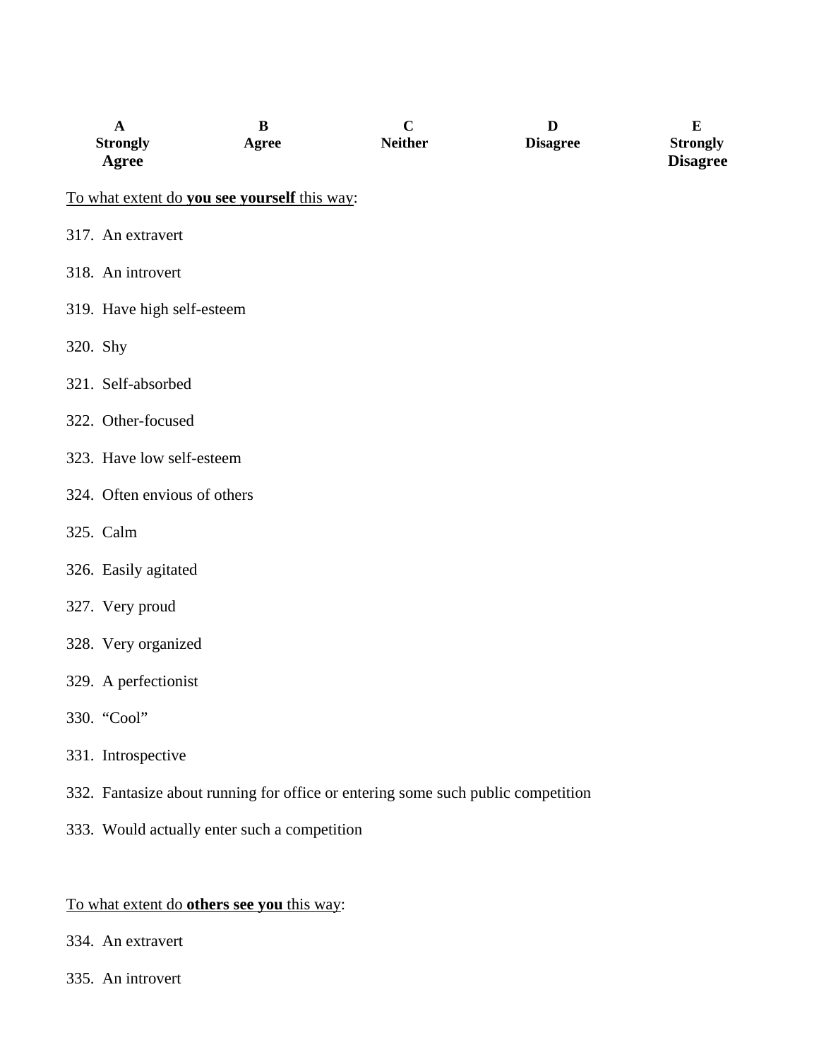| A Strongly Agree | B Agree | C Neither | D Disagree | E Strongly Disagree |
|---|---|---|---|---|

To what extent do **you see yourself** this way:

317. An extravert

318. An introvert

319. Have high self-esteem

320. Shy

321. Self-absorbed

322. Other-focused

323. Have low self-esteem

324. Often envious of others

325. Calm

326. Easily agitated

327. Very proud

328. Very organized

329. A perfectionist

330. “Cool”

331. Introspective

332. Fantasize about running for office or entering some such public competition

333. Would actually enter such a competition

To what extent do **others see you** this way:

334. An extravert

335. An introvert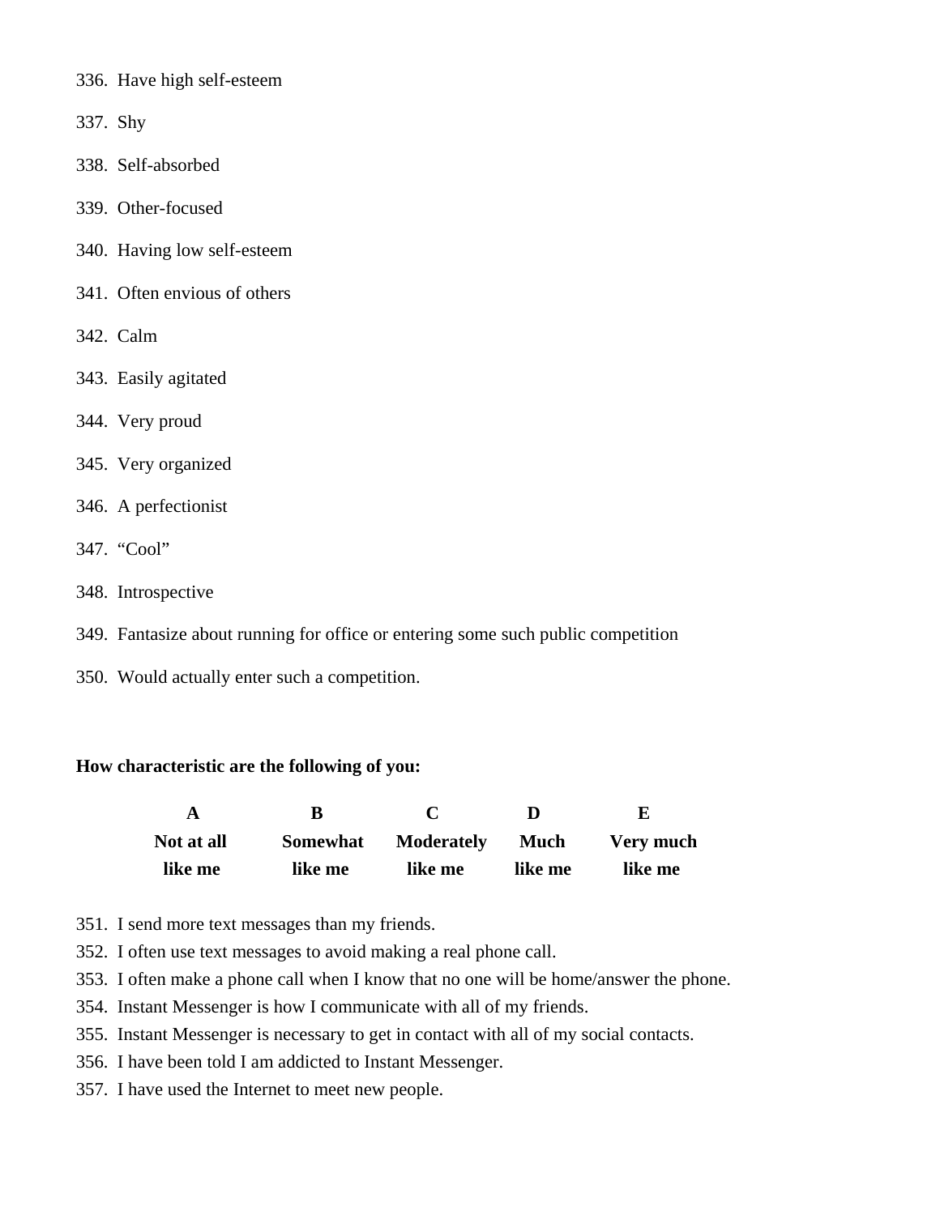336. Have high self-esteem

337. Shy

338. Self-absorbed

339. Other-focused

340. Having low self-esteem

341. Often envious of others

342. Calm

343. Easily agitated

344. Very proud

345. Very organized

346. A perfectionist

347. “Cool”

348. Introspective

349. Fantasize about running for office or entering some such public competition

350. Would actually enter such a competition.

**How characteristic are the following of you:**

| A | B | C | D | E |
|---|---|---|---|---|
| **Not at all like me** | **Somewhat like me** | **Moderately like me** | **Much like me** | **Very much like me** |

351. I send more text messages than my friends.
352. I often use text messages to avoid making a real phone call.
353. I often make a phone call when I know that no one will be home/answer the phone.
354. Instant Messenger is how I communicate with all of my friends.
355. Instant Messenger is necessary to get in contact with all of my social contacts.
356. I have been told I am addicted to Instant Messenger.
357. I have used the Internet to meet new people.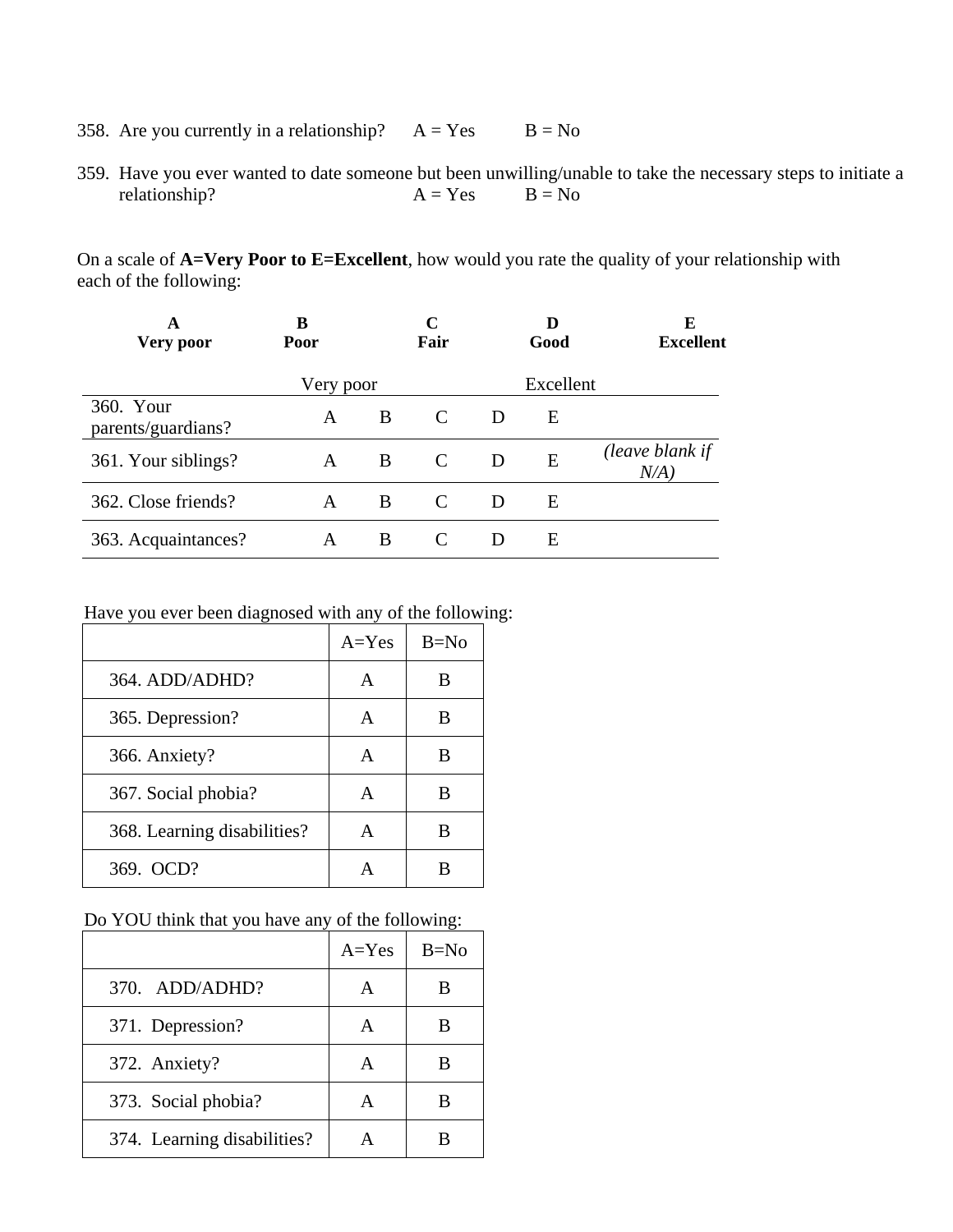358. Are you currently in a relationship? A = Yes B = No

359. Have you ever wanted to date someone but been unwilling/unable to take the necessary steps to initiate a relationship? A = Yes B = No

On a scale of **A=Very Poor to E=Excellent**, how would you rate the quality of your relationship with each of the following:

| **A** | **B** | **C** | **D** | **E** |
|---|---|---|---|---|
| **Very poor** | **Poor** | **Fair** | **Good** | **Excellent** |

| | Very poor | | | | Excellent | |
|---|---|---|---|---|---|---|
| 360. Your parents/guardians? | A | B | C | D | E | |
| 361. Your siblings? | A | B | C | D | E | *(leave blank if N/A)* |
| 362. Close friends? | A | B | C | D | E | |
| 363. Acquaintances? | A | B | C | D | E | |

Have you ever been diagnosed with any of the following:

| | A=Yes | B=No |
|---|---|---|
| 364. ADD/ADHD? | A | B |
| 365. Depression? | A | B |
| 366. Anxiety? | A | B |
| 367. Social phobia? | A | B |
| 368. Learning disabilities? | A | B |
| 369. OCD? | A | B |

Do YOU think that you have any of the following:

| | A=Yes | B=No |
|---|---|---|
| 370. ADD/ADHD? | A | B |
| 371. Depression? | A | B |
| 372. Anxiety? | A | B |
| 373. Social phobia? | A | B |
| 374. Learning disabilities? | A | B |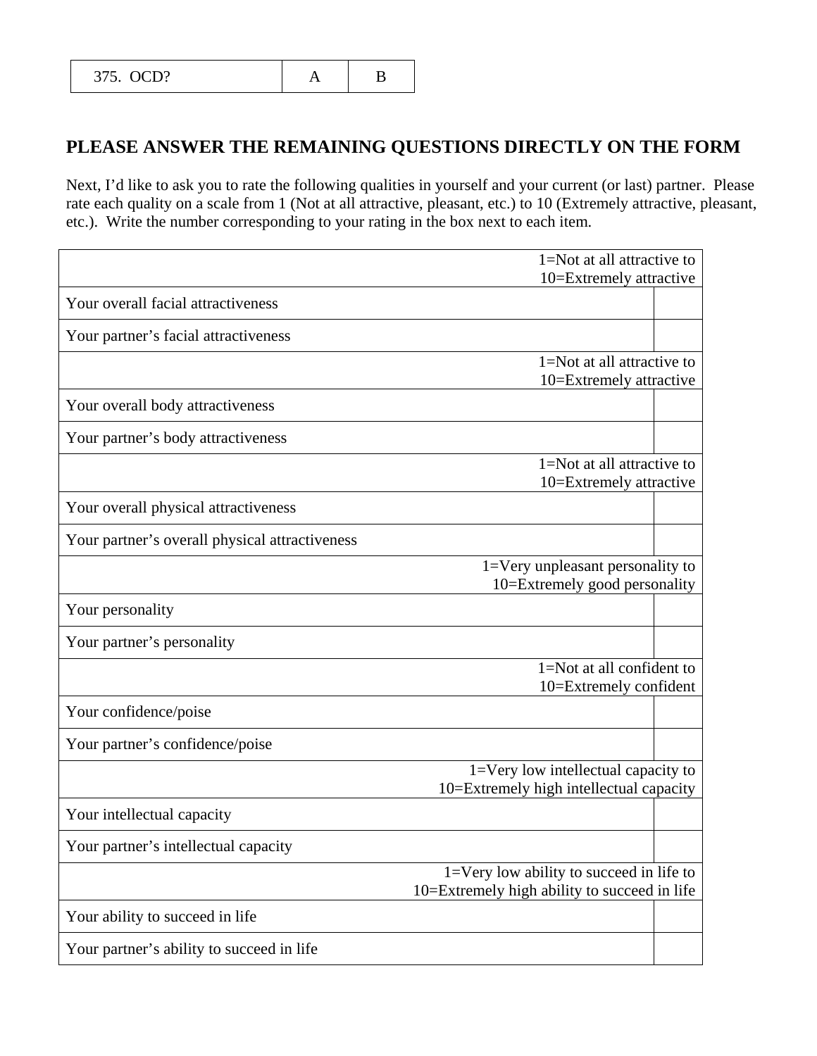| 375. OCD? | A | B |
|---|---|---|

## PLEASE ANSWER THE REMAINING QUESTIONS DIRECTLY ON THE FORM

Next, I'd like to ask you to rate the following qualities in yourself and your current (or last) partner. Please rate each quality on a scale from 1 (Not at all attractive, pleasant, etc.) to 10 (Extremely attractive, pleasant, etc.). Write the number corresponding to your rating in the box next to each item.

| 1=Not at all attractive to 10=Extremely attractive | |
|---|---|
| Your overall facial attractiveness | |
| Your partner's facial attractiveness | |
| **1=Not at all attractive to 10=Extremely attractive** | |
| Your overall body attractiveness | |
| Your partner's body attractiveness | |
| **1=Not at all attractive to 10=Extremely attractive** | |
| Your overall physical attractiveness | |
| Your partner's overall physical attractiveness | |
| **1=Very unpleasant personality to 10=Extremely good personality** | |
| Your personality | |
| Your partner's personality | |
| **1=Not at all confident to 10=Extremely confident** | |
| Your confidence/poise | |
| Your partner's confidence/poise | |
| **1=Very low intellectual capacity to 10=Extremely high intellectual capacity** | |
| Your intellectual capacity | |
| Your partner's intellectual capacity | |
| **1=Very low ability to succeed in life to 10=Extremely high ability to succeed in life** | |
| Your ability to succeed in life | |
| Your partner's ability to succeed in life | |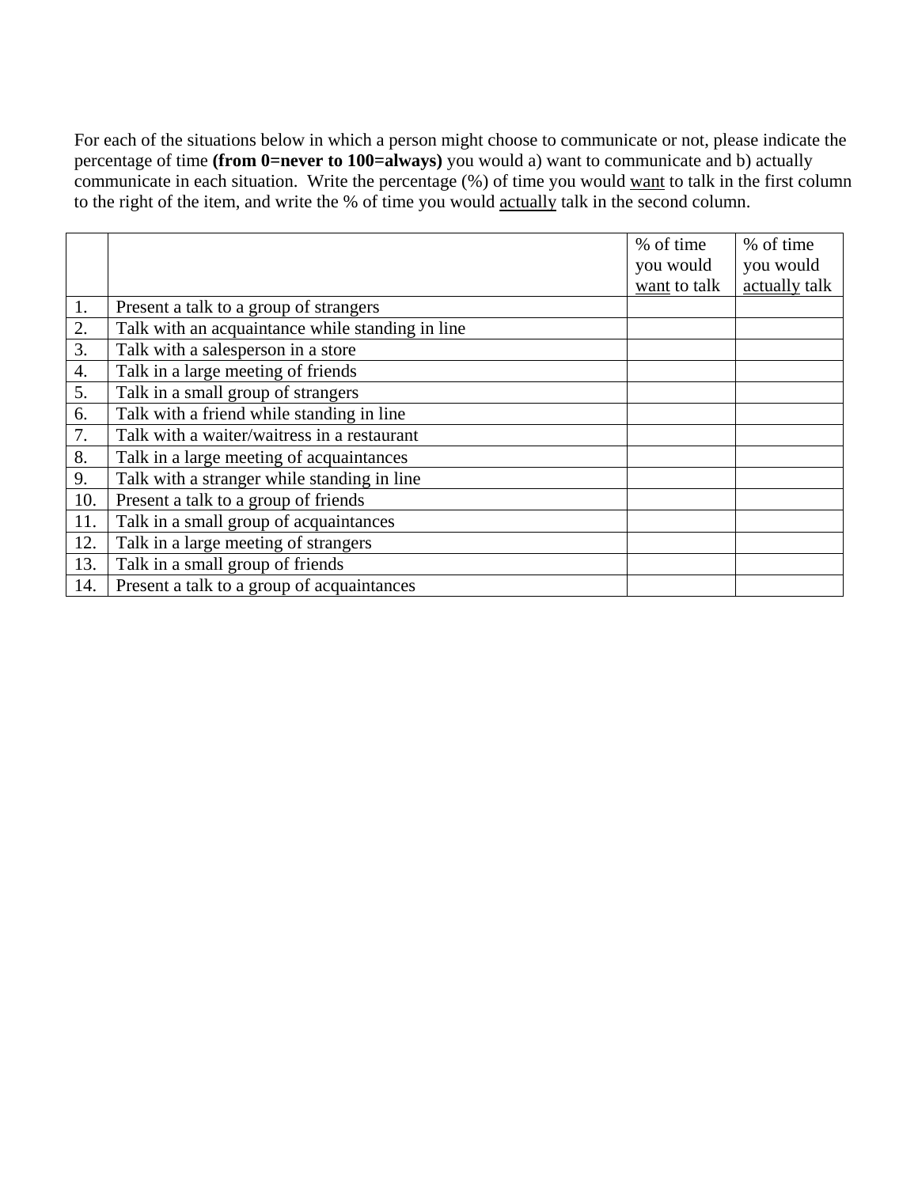For each of the situations below in which a person might choose to communicate or not, please indicate the percentage of time **(from 0=never to 100=always)** you would a) want to communicate and b) actually communicate in each situation. Write the percentage (%) of time you would <u>want</u> to talk in the first column to the right of the item, and write the % of time you would <u>actually</u> talk in the second column.

| | | % of time you would <u>want</u> to talk | % of time you would <u>actually</u> talk |
|---|---|---|---|
| 1. | Present a talk to a group of strangers | | |
| 2. | Talk with an acquaintance while standing in line | | |
| 3. | Talk with a salesperson in a store | | |
| 4. | Talk in a large meeting of friends | | |
| 5. | Talk in a small group of strangers | | |
| 6. | Talk with a friend while standing in line | | |
| 7. | Talk with a waiter/waitress in a restaurant | | |
| 8. | Talk in a large meeting of acquaintances | | |
| 9. | Talk with a stranger while standing in line | | |
| 10. | Present a talk to a group of friends | | |
| 11. | Talk in a small group of acquaintances | | |
| 12. | Talk in a large meeting of strangers | | |
| 13. | Talk in a small group of friends | | |
| 14. | Present a talk to a group of acquaintances | | |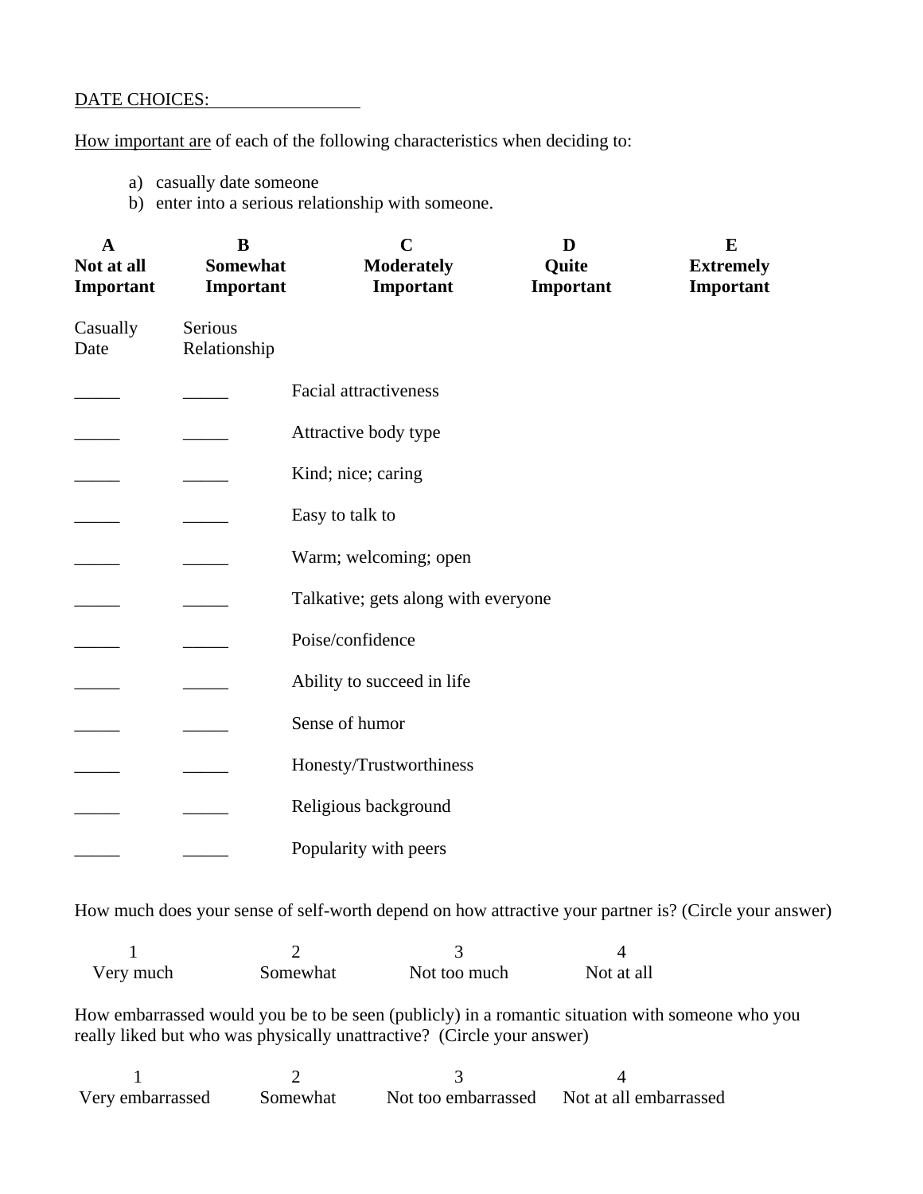DATE CHOICES: \_\_\_\_\_\_\_\_\_\_\_\_\_\_\_\_\_

How important are of each of the following characteristics when deciding to:

a) casually date someone
b) enter into a serious relationship with someone.

| A | B | C | D | E |
|---|---|---|---|---|
| **Not at all Important** | **Somewhat Important** | **Moderately Important** | **Quite Important** | **Extremely Important** |

| Casually Date | Serious Relationship | |
|---|---|---|
| _____ | _____ | Facial attractiveness |
| _____ | _____ | Attractive body type |
| _____ | _____ | Kind; nice; caring |
| _____ | _____ | Easy to talk to |
| _____ | _____ | Warm; welcoming; open |
| _____ | _____ | Talkative; gets along with everyone |
| _____ | _____ | Poise/confidence |
| _____ | _____ | Ability to succeed in life |
| _____ | _____ | Sense of humor |
| _____ | _____ | Honesty/Trustworthiness |
| _____ | _____ | Religious background |
| _____ | _____ | Popularity with peers |

How much does your sense of self-worth depend on how attractive your partner is? (Circle your answer)

| 1 | 2 | 3 | 4 |
|---|---|---|---|
| Very much | Somewhat | Not too much | Not at all |

How embarrassed would you be to be seen (publicly) in a romantic situation with someone who you really liked but who was physically unattractive? (Circle your answer)

| 1 | 2 | 3 | 4 |
|---|---|---|---|
| Very embarrassed | Somewhat | Not too embarrassed | Not at all embarrassed |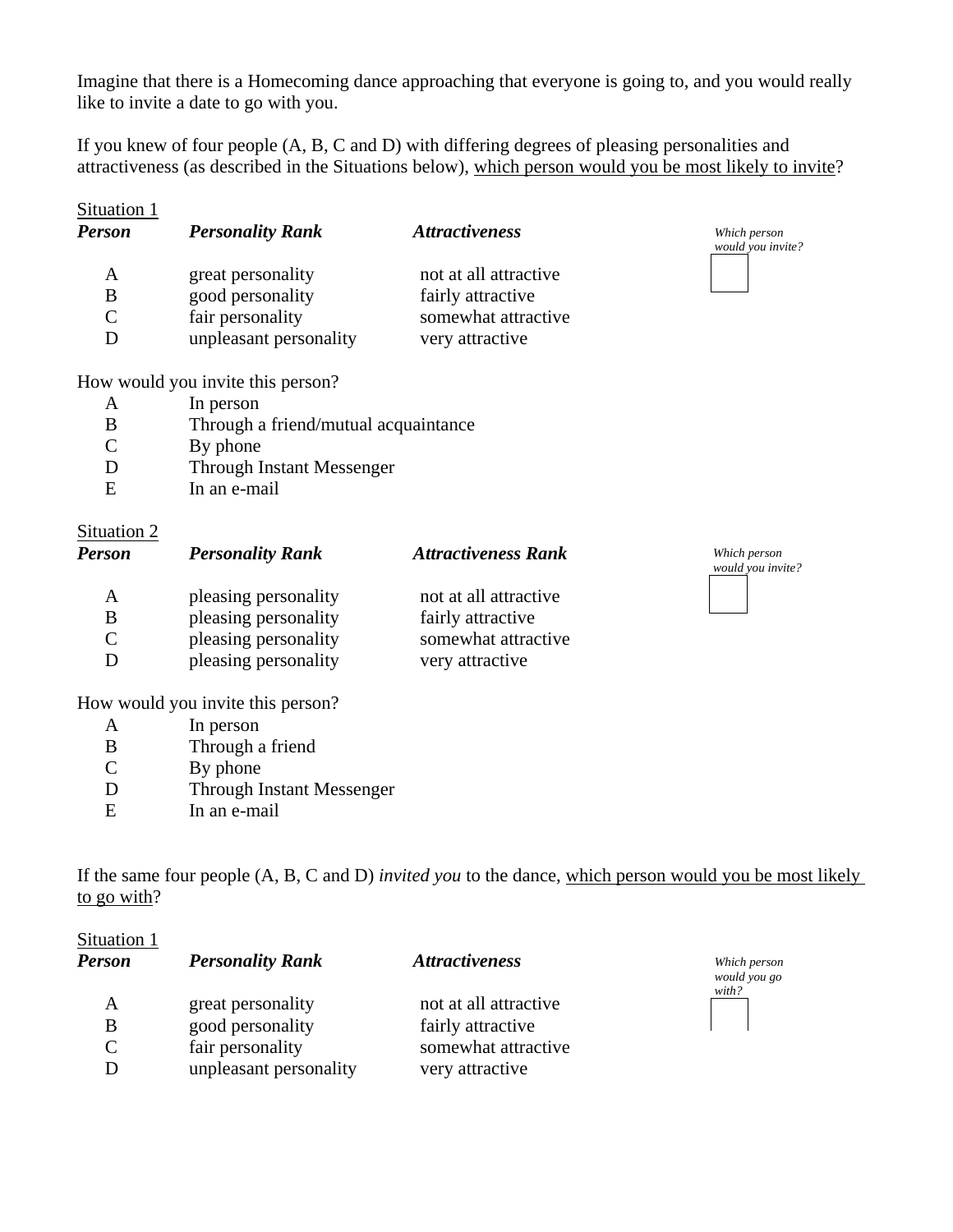Imagine that there is a Homecoming dance approaching that everyone is going to, and you would really like to invite a date to go with you.

If you knew of four people (A, B, C and D) with differing degrees of pleasing personalities and attractiveness (as described in the Situations below), which person would you be most likely to invite?

Situation 1

| ***Person*** | ***Personality Rank*** | ***Attractiveness*** | *Which person would you invite?* |
|---|---|---|---|
| A | great personality | not at all attractive | |
| B | good personality | fairly attractive | |
| C | fair personality | somewhat attractive | |
| D | unpleasant personality | very attractive | |

How would you invite this person?

- A In person
- B Through a friend/mutual acquaintance
- C By phone
- D Through Instant Messenger
- E In an e-mail

Situation 2

| ***Person*** | ***Personality Rank*** | ***Attractiveness Rank*** | *Which person would you invite?* |
|---|---|---|---|
| A | pleasing personality | not at all attractive | |
| B | pleasing personality | fairly attractive | |
| C | pleasing personality | somewhat attractive | |
| D | pleasing personality | very attractive | |

How would you invite this person?

- A In person
- B Through a friend
- C By phone
- D Through Instant Messenger
- E In an e-mail

If the same four people (A, B, C and D) *invited you* to the dance, which person would you be most likely to go with?

Situation 1

| ***Person*** | ***Personality Rank*** | ***Attractiveness*** | *Which person would you go with?* |
|---|---|---|---|
| A | great personality | not at all attractive | |
| B | good personality | fairly attractive | |
| C | fair personality | somewhat attractive | |
| D | unpleasant personality | very attractive | |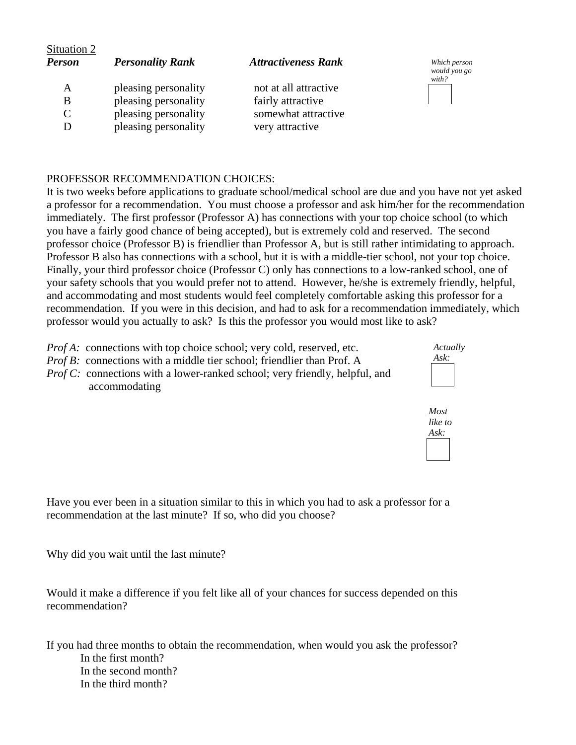Situation 2

| *Person* | *Personality Rank* | *Attractiveness Rank* | *Which person would you go with?* |
|---|---|---|---|
| A | pleasing personality | not at all attractive | |
| B | pleasing personality | fairly attractive | |
| C | pleasing personality | somewhat attractive | |
| D | pleasing personality | very attractive | |

PROFESSOR RECOMMENDATION CHOICES:

It is two weeks before applications to graduate school/medical school are due and you have not yet asked a professor for a recommendation. You must choose a professor and ask him/her for the recommendation immediately. The first professor (Professor A) has connections with your top choice school (to which you have a fairly good chance of being accepted), but is extremely cold and reserved. The second professor choice (Professor B) is friendlier than Professor A, but is still rather intimidating to approach. Professor B also has connections with a school, but it is with a middle-tier school, not your top choice. Finally, your third professor choice (Professor C) only has connections to a low-ranked school, one of your safety schools that you would prefer not to attend. However, he/she is extremely friendly, helpful, and accommodating and most students would feel completely comfortable asking this professor for a recommendation. If you were in this decision, and had to ask for a recommendation immediately, which professor would you actually to ask? Is this the professor you would most like to ask?

*Prof A:* connections with top choice school; very cold, reserved, etc.
*Prof B:* connections with a middle tier school; friendlier than Prof. A
*Prof C:* connections with a lower-ranked school; very friendly, helpful, and accommodating

*Actually Ask:* ☐

*Most like to Ask:* ☐

Have you ever been in a situation similar to this in which you had to ask a professor for a recommendation at the last minute? If so, who did you choose?

Why did you wait until the last minute?

Would it make a difference if you felt like all of your chances for success depended on this recommendation?

If you had three months to obtain the recommendation, when would you ask the professor?

- In the first month?
- In the second month?
- In the third month?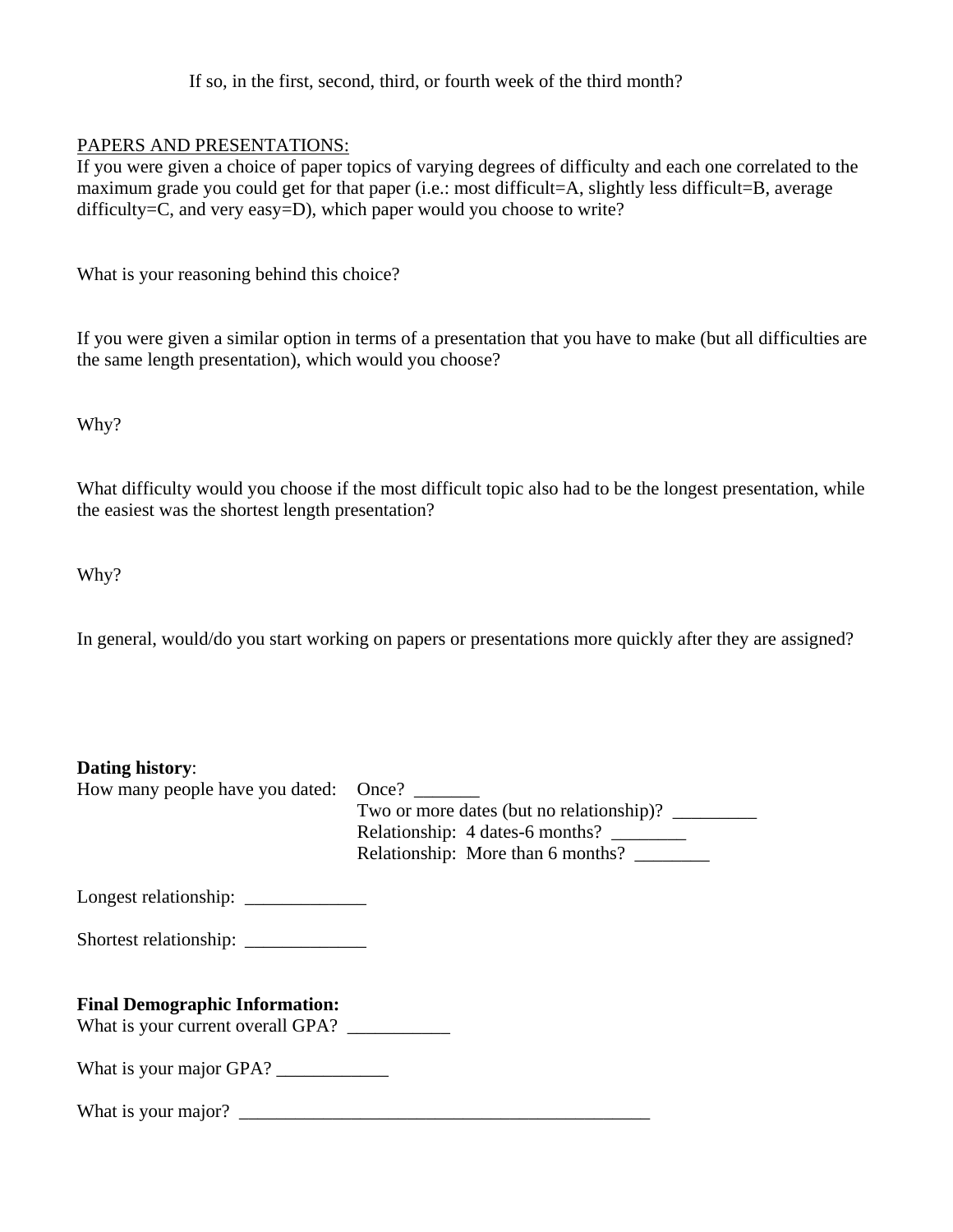If so, in the first, second, third, or fourth week of the third month?

PAPERS AND PRESENTATIONS:

If you were given a choice of paper topics of varying degrees of difficulty and each one correlated to the maximum grade you could get for that paper (i.e.: most difficult=A, slightly less difficult=B, average difficulty=C, and very easy=D), which paper would you choose to write?

What is your reasoning behind this choice?

If you were given a similar option in terms of a presentation that you have to make (but all difficulties are the same length presentation), which would you choose?

Why?

What difficulty would you choose if the most difficult topic also had to be the longest presentation, while the easiest was the shortest length presentation?

Why?

In general, would/do you start working on papers or presentations more quickly after they are assigned?

**Dating history**:

How many people have you dated: Once? _______
Two or more dates (but no relationship)? _________
Relationship: 4 dates-6 months? ________
Relationship: More than 6 months? ________

Longest relationship: _____________

Shortest relationship: _____________

**Final Demographic Information:**

What is your current overall GPA? ___________

What is your major GPA? ____________

What is your major? ____________________________________________